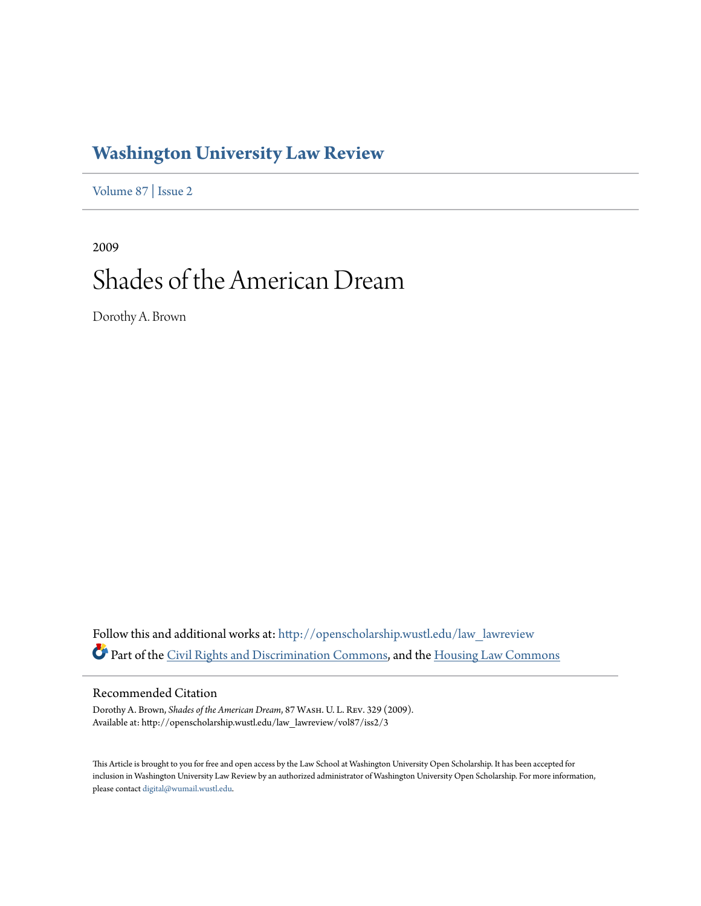# Washington University Law Review

Volume 87 | Issue 2

2009

# Shades of the American Dream

Dorothy A. Brown

Follow this and additional works at: http://openscholarship.wustl.edu/law_lawreview

Part of the Civil Rights and Discrimination Commons, and the Housing Law Commons

## Recommended Citation

Dorothy A. Brown, *Shades of the American Dream*, 87 Wash. U. L. Rev. 329 (2009).
Available at: http://openscholarship.wustl.edu/law_lawreview/vol87/iss2/3

This Article is brought to you for free and open access by the Law School at Washington University Open Scholarship. It has been accepted for inclusion in Washington University Law Review by an authorized administrator of Washington University Open Scholarship. For more information, please contact digital@wumail.wustl.edu.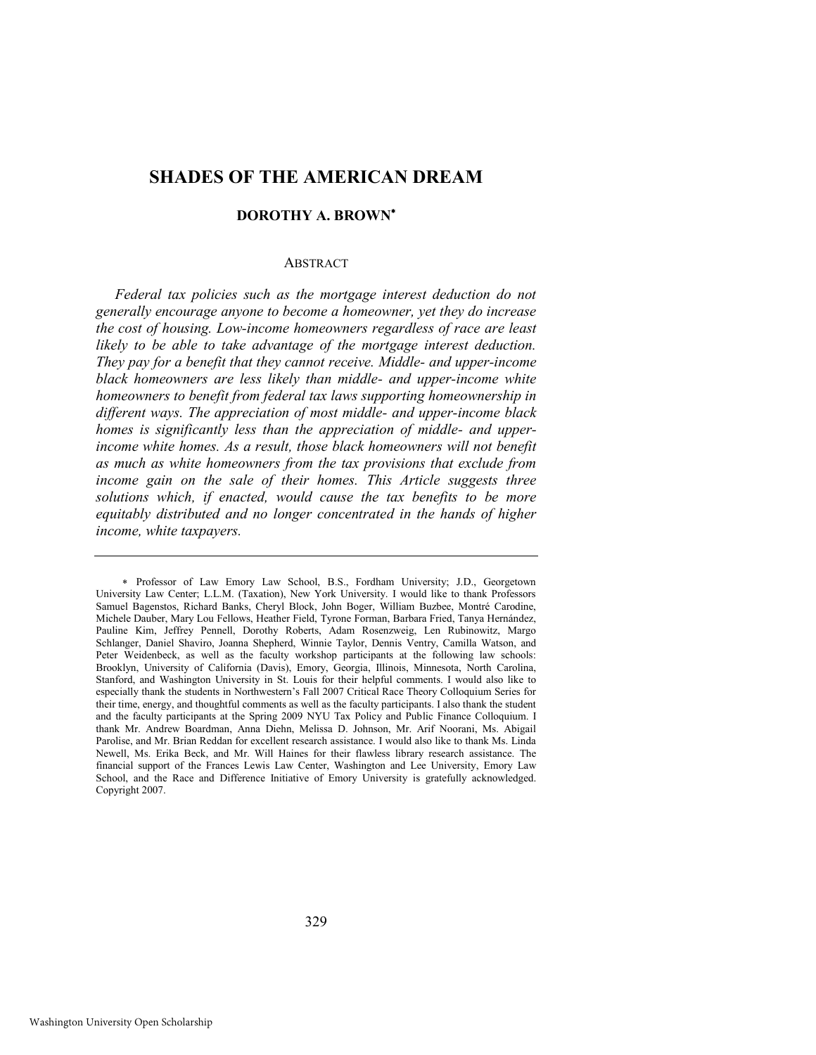# SHADES OF THE AMERICAN DREAM

## DOROTHY A. BROWN*

### ABSTRACT

*Federal tax policies such as the mortgage interest deduction do not generally encourage anyone to become a homeowner, yet they do increase the cost of housing. Low-income homeowners regardless of race are least likely to be able to take advantage of the mortgage interest deduction. They pay for a benefit that they cannot receive. Middle- and upper-income black homeowners are less likely than middle- and upper-income white homeowners to benefit from federal tax laws supporting homeownership in different ways. The appreciation of most middle- and upper-income black homes is significantly less than the appreciation of middle- and upper-income white homes. As a result, those black homeowners will not benefit as much as white homeowners from the tax provisions that exclude from income gain on the sale of their homes. This Article suggests three solutions which, if enacted, would cause the tax benefits to be more equitably distributed and no longer concentrated in the hands of higher income, white taxpayers.*

---

\* Professor of Law Emory Law School, B.S., Fordham University; J.D., Georgetown University Law Center; L.L.M. (Taxation), New York University. I would like to thank Professors Samuel Bagenstos, Richard Banks, Cheryl Block, John Boger, William Buzbee, Montré Carodine, Michele Dauber, Mary Lou Fellows, Heather Field, Tyrone Forman, Barbara Fried, Tanya Hernández, Pauline Kim, Jeffrey Pennell, Dorothy Roberts, Adam Rosenzweig, Len Rubinowitz, Margo Schlanger, Daniel Shaviro, Joanna Shepherd, Winnie Taylor, Dennis Ventry, Camilla Watson, and Peter Weidenbeck, as well as the faculty workshop participants at the following law schools: Brooklyn, University of California (Davis), Emory, Georgia, Illinois, Minnesota, North Carolina, Stanford, and Washington University in St. Louis for their helpful comments. I would also like to especially thank the students in Northwestern's Fall 2007 Critical Race Theory Colloquium Series for their time, energy, and thoughtful comments as well as the faculty participants. I also thank the student and the faculty participants at the Spring 2009 NYU Tax Policy and Public Finance Colloquium. I thank Mr. Andrew Boardman, Anna Diehn, Melissa D. Johnson, Mr. Arif Noorani, Ms. Abigail Parolise, and Mr. Brian Reddan for excellent research assistance. I would also like to thank Ms. Linda Newell, Ms. Erika Beck, and Mr. Will Haines for their flawless library research assistance. The financial support of the Frances Lewis Law Center, Washington and Lee University, Emory Law School, and the Race and Difference Initiative of Emory University is gratefully acknowledged. Copyright 2007.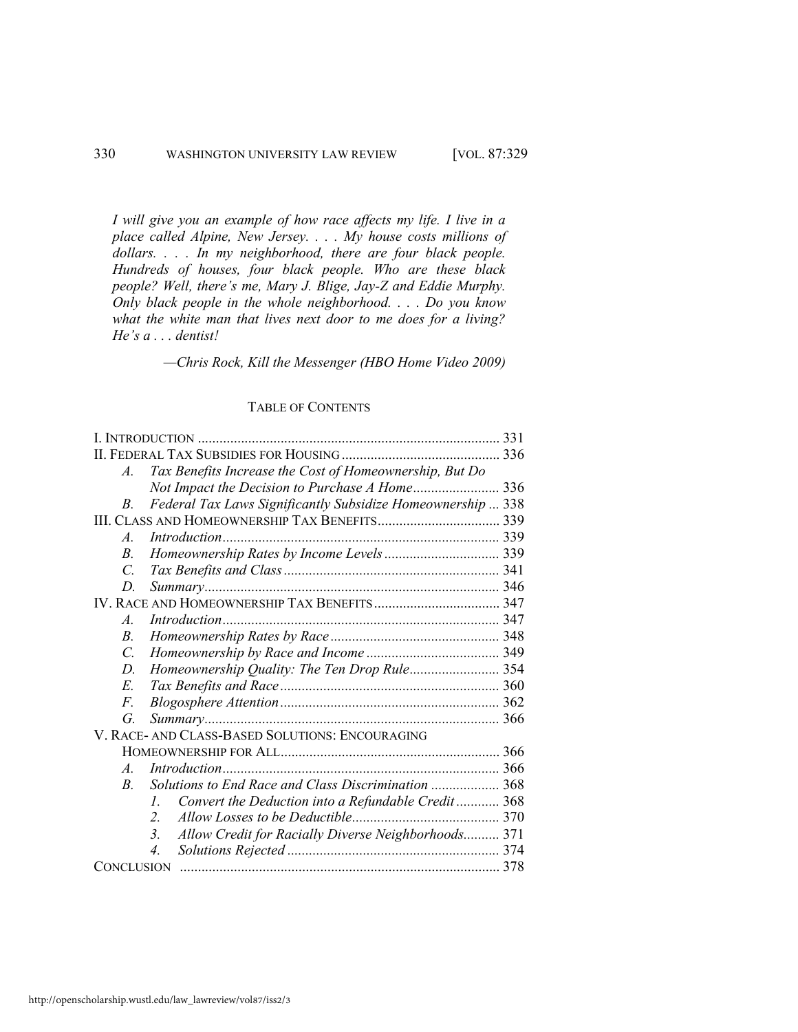*I will give you an example of how race affects my life. I live in a place called Alpine, New Jersey. . . . My house costs millions of dollars. . . . In my neighborhood, there are four black people. Hundreds of houses, four black people. Who are these black people? Well, there's me, Mary J. Blige, Jay-Z and Eddie Murphy. Only black people in the whole neighborhood. . . . Do you know what the white man that lives next door to me does for a living? He's a . . . dentist!*

—*Chris Rock, Kill the Messenger (HBO Home Video 2009)*

## TABLE OF CONTENTS

I. INTRODUCTION .................................................................................... 331
II. FEDERAL TAX SUBSIDIES FOR HOUSING ............................................ 336
  *A. Tax Benefits Increase the Cost of Homeownership, But Do Not Impact the Decision to Purchase A Home*........................ 336
  *B. Federal Tax Laws Significantly Subsidize Homeownership* ... 338
III. CLASS AND HOMEOWNERSHIP TAX BENEFITS.................................. 339
  *A. Introduction*............................................................................ 339
  *B. Homeownership Rates by Income Levels* ................................ 339
  *C. Tax Benefits and Class*............................................................ 341
  *D. Summary*.................................................................................. 346
IV. RACE AND HOMEOWNERSHIP TAX BENEFITS.................................... 347
  *A. Introduction*............................................................................ 347
  *B. Homeownership Rates by Race*............................................... 348
  *C. Homeownership by Race and Income* ..................................... 349
  *D. Homeownership Quality: The Ten Drop Rule*......................... 354
  *E. Tax Benefits and Race*............................................................. 360
  *F. Blogosphere Attention*............................................................. 362
  *G. Summary*.................................................................................. 366
V. RACE- AND CLASS-BASED SOLUTIONS: ENCOURAGING HOMEOWNERSHIP FOR ALL............................................................. 366
  *A. Introduction*............................................................................ 366
  *B. Solutions to End Race and Class Discrimination* ................... 368
    *1. Convert the Deduction into a Refundable Credit*............ 368
    *2. Allow Losses to be Deductible*......................................... 370
    *3. Allow Credit for Racially Diverse Neighborhoods*.......... 371
    *4. Solutions Rejected* ........................................................... 374
CONCLUSION ........................................................................................ 378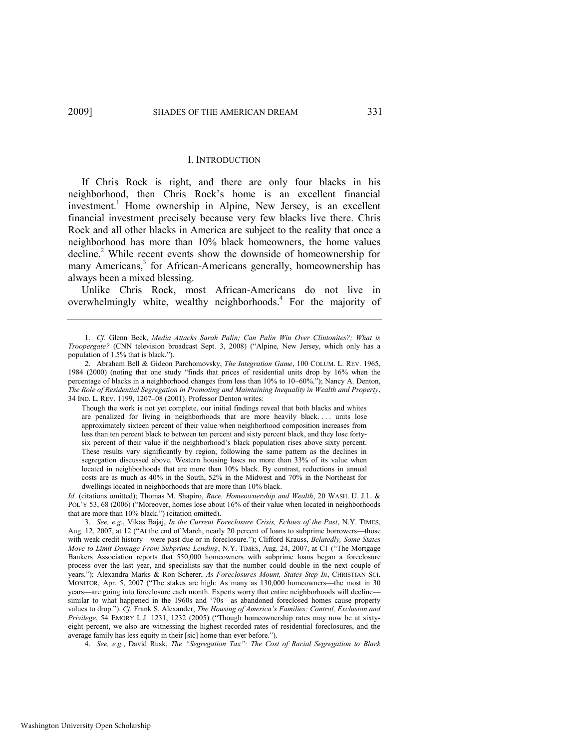## I. INTRODUCTION

If Chris Rock is right, and there are only four blacks in his neighborhood, then Chris Rock's home is an excellent financial investment.[1] Home ownership in Alpine, New Jersey, is an excellent financial investment precisely because very few blacks live there. Chris Rock and all other blacks in America are subject to the reality that once a neighborhood has more than 10% black homeowners, the home values decline.[2] While recent events show the downside of homeownership for many Americans,[3] for African-Americans generally, homeownership has always been a mixed blessing.

Unlike Chris Rock, most African-Americans do not live in overwhelmingly white, wealthy neighborhoods.[4] For the majority of

---

1. *Cf.* Glenn Beck, *Media Attacks Sarah Palin; Can Palin Win Over Clintonites?; What is Troopergate?* (CNN television broadcast Sept. 3, 2008) ("Alpine, New Jersey, which only has a population of 1.5% that is black.").

2. Abraham Bell & Gideon Parchomovsky, *The Integration Game*, 100 COLUM. L. REV. 1965, 1984 (2000) (noting that one study "finds that prices of residential units drop by 16% when the percentage of blacks in a neighborhood changes from less than 10% to 10–60%."); Nancy A. Denton, *The Role of Residential Segregation in Promoting and Maintaining Inequality in Wealth and Property*, 34 IND. L. REV. 1199, 1207–08 (2001). Professor Denton writes:

> Though the work is not yet complete, our initial findings reveal that both blacks and whites are penalized for living in neighborhoods that are more heavily black. . . . units lose approximately sixteen percent of their value when neighborhood composition increases from less than ten percent black to between ten percent and sixty percent black, and they lose forty-six percent of their value if the neighborhood's black population rises above sixty percent. These results vary significantly by region, following the same pattern as the declines in segregation discussed above. Western housing loses no more than 33% of its value when located in neighborhoods that are more than 10% black. By contrast, reductions in annual costs are as much as 40% in the South, 52% in the Midwest and 70% in the Northeast for dwellings located in neighborhoods that are more than 10% black.

*Id.* (citations omitted); Thomas M. Shapiro, *Race, Homeownership and Wealth*, 20 WASH. U. J.L. & POL'Y 53, 68 (2006) ("Moreover, homes lose about 16% of their value when located in neighborhoods that are more than 10% black.") (citation omitted).

3. *See, e.g.*, Vikas Bajaj, *In the Current Foreclosure Crisis, Echoes of the Past*, N.Y. TIMES, Aug. 12, 2007, at 12 ("At the end of March, nearly 20 percent of loans to subprime borrowers—those with weak credit history—were past due or in foreclosure."); Clifford Krauss, *Belatedly, Some States Move to Limit Damage From Subprime Lending*, N.Y. TIMES, Aug. 24, 2007, at C1 ("The Mortgage Bankers Association reports that 550,000 homeowners with subprime loans began a foreclosure process over the last year, and specialists say that the number could double in the next couple of years."); Alexandra Marks & Ron Scherer, *As Foreclosures Mount, States Step In*, CHRISTIAN SCI. MONITOR, Apr. 5, 2007 ("The stakes are high: As many as 130,000 homeowners—the most in 30 years—are going into foreclosure each month. Experts worry that entire neighborhoods will decline—similar to what happened in the 1960s and '70s—as abandoned foreclosed homes cause property values to drop."). *Cf.* Frank S. Alexander, *The Housing of America's Families: Control, Exclusion and Privilege*, 54 EMORY L.J. 1231, 1232 (2005) ("Though homeownership rates may now be at sixty-eight percent, we also are witnessing the highest recorded rates of residential foreclosures, and the average family has less equity in their [sic] home than ever before.").

4. *See, e.g.*, David Rusk, *The "Segregation Tax": The Cost of Racial Segregation to Black*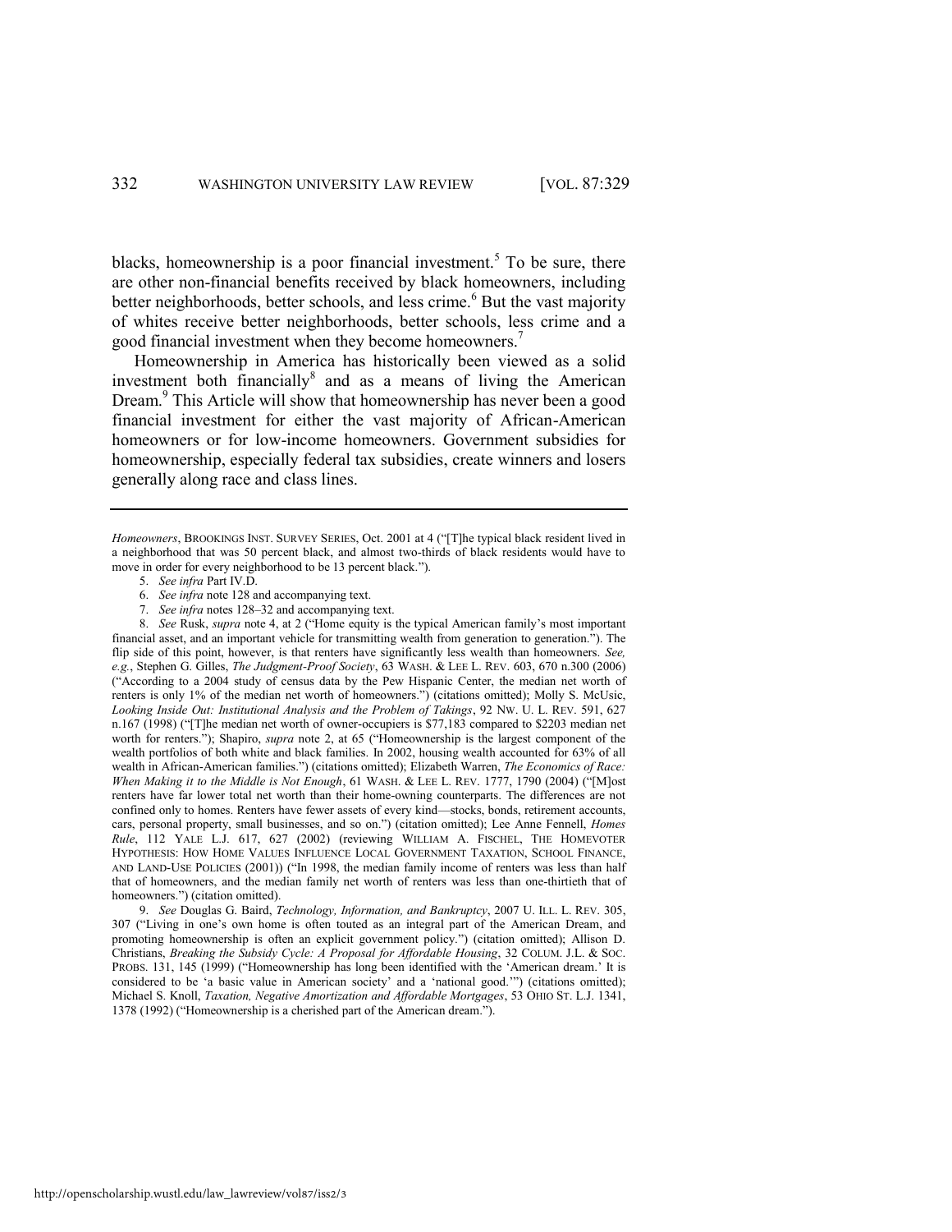blacks, homeownership is a poor financial investment.[5] To be sure, there are other non-financial benefits received by black homeowners, including better neighborhoods, better schools, and less crime.[6] But the vast majority of whites receive better neighborhoods, better schools, less crime and a good financial investment when they become homeowners.[7]

Homeownership in America has historically been viewed as a solid investment both financially[8] and as a means of living the American Dream.[9] This Article will show that homeownership has never been a good financial investment for either the vast majority of African-American homeowners or for low-income homeowners. Government subsidies for homeownership, especially federal tax subsidies, create winners and losers generally along race and class lines.

---

*Homeowners*, BROOKINGS INST. SURVEY SERIES, Oct. 2001 at 4 ("[T]he typical black resident lived in a neighborhood that was 50 percent black, and almost two-thirds of black residents would have to move in order for every neighborhood to be 13 percent black.").

5. *See infra* Part IV.D.

6. *See infra* note 128 and accompanying text.

7. *See infra* notes 128–32 and accompanying text.

8. *See* Rusk, *supra* note 4, at 2 ("Home equity is the typical American family's most important financial asset, and an important vehicle for transmitting wealth from generation to generation."). The flip side of this point, however, is that renters have significantly less wealth than homeowners. *See, e.g.*, Stephen G. Gilles, *The Judgment-Proof Society*, 63 WASH. & LEE L. REV. 603, 670 n.300 (2006) ("According to a 2004 study of census data by the Pew Hispanic Center, the median net worth of renters is only 1% of the median net worth of homeowners.") (citations omitted); Molly S. McUsic, *Looking Inside Out: Institutional Analysis and the Problem of Takings*, 92 NW. U. L. REV. 591, 627 n.167 (1998) ("[T]he median net worth of owner-occupiers is $77,183 compared to $2203 median net worth for renters."); Shapiro, *supra* note 2, at 65 ("Homeownership is the largest component of the wealth portfolios of both white and black families. In 2002, housing wealth accounted for 63% of all wealth in African-American families.") (citations omitted); Elizabeth Warren, *The Economics of Race: When Making it to the Middle is Not Enough*, 61 WASH. & LEE L. REV. 1777, 1790 (2004) ("[M]ost renters have far lower total net worth than their home-owning counterparts. The differences are not confined only to homes. Renters have fewer assets of every kind—stocks, bonds, retirement accounts, cars, personal property, small businesses, and so on.") (citation omitted); Lee Anne Fennell, *Homes Rule*, 112 YALE L.J. 617, 627 (2002) (reviewing WILLIAM A. FISCHEL, THE HOMEVOTER HYPOTHESIS: HOW HOME VALUES INFLUENCE LOCAL GOVERNMENT TAXATION, SCHOOL FINANCE, AND LAND-USE POLICIES (2001)) ("In 1998, the median family income of renters was less than half that of homeowners, and the median family net worth of renters was less than one-thirtieth that of homeowners.") (citation omitted).

9. *See* Douglas G. Baird, *Technology, Information, and Bankruptcy*, 2007 U. ILL. L. REV. 305, 307 ("Living in one's own home is often touted as an integral part of the American Dream, and promoting homeownership is often an explicit government policy.") (citation omitted); Allison D. Christians, *Breaking the Subsidy Cycle: A Proposal for Affordable Housing*, 32 COLUM. J.L. & SOC. PROBS. 131, 145 (1999) ("Homeownership has long been identified with the 'American dream.' It is considered to be 'a basic value in American society' and a 'national good.'") (citations omitted); Michael S. Knoll, *Taxation, Negative Amortization and Affordable Mortgages*, 53 OHIO ST. L.J. 1341, 1378 (1992) ("Homeownership is a cherished part of the American dream.").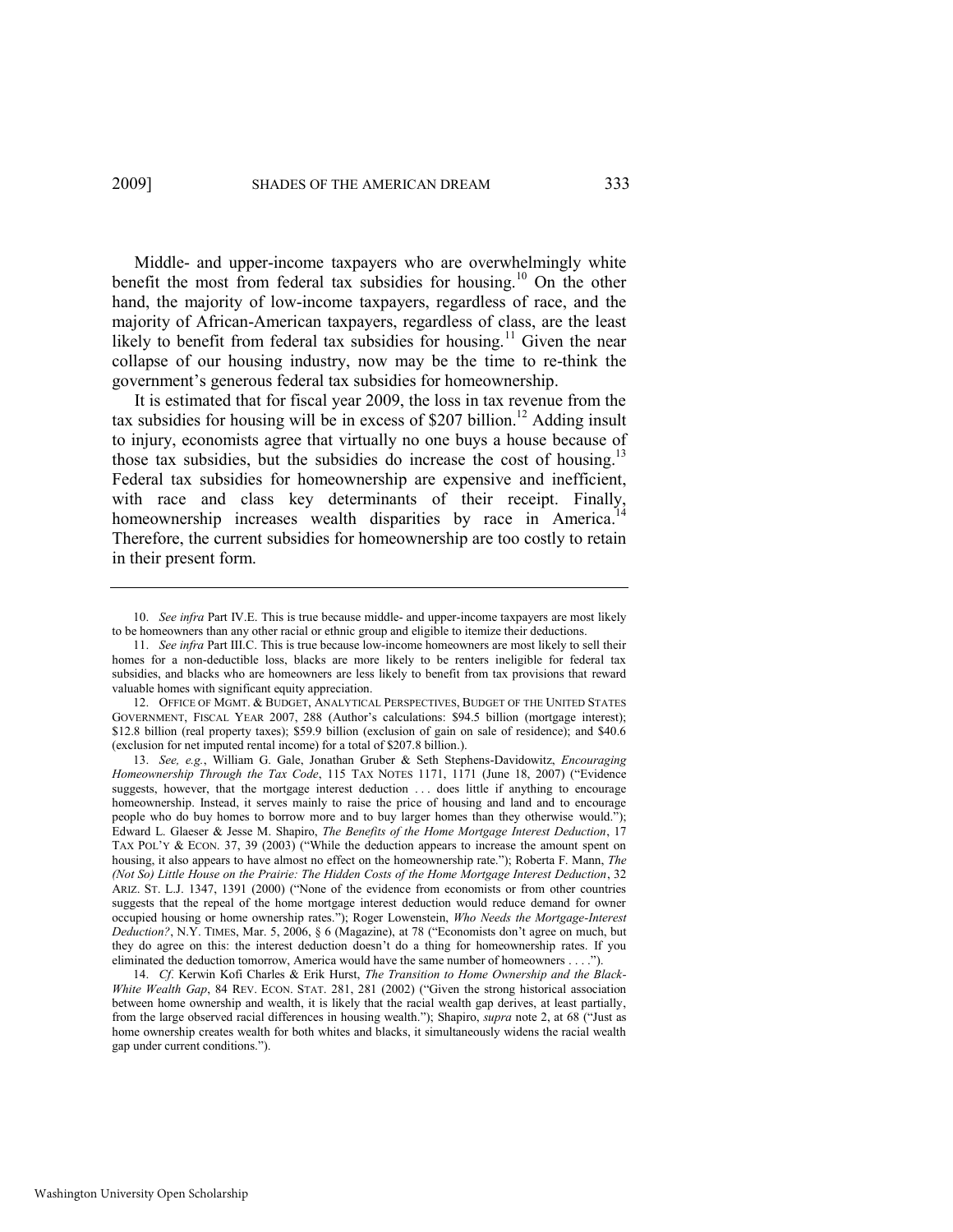Middle- and upper-income taxpayers who are overwhelmingly white benefit the most from federal tax subsidies for housing.[10] On the other hand, the majority of low-income taxpayers, regardless of race, and the majority of African-American taxpayers, regardless of class, are the least likely to benefit from federal tax subsidies for housing.[11] Given the near collapse of our housing industry, now may be the time to re-think the government's generous federal tax subsidies for homeownership.

It is estimated that for fiscal year 2009, the loss in tax revenue from the tax subsidies for housing will be in excess of $207 billion.[12] Adding insult to injury, economists agree that virtually no one buys a house because of those tax subsidies, but the subsidies do increase the cost of housing.[13] Federal tax subsidies for homeownership are expensive and inefficient, with race and class key determinants of their receipt. Finally, homeownership increases wealth disparities by race in America.[14] Therefore, the current subsidies for homeownership are too costly to retain in their present form.

---

10. *See infra* Part IV.E. This is true because middle- and upper-income taxpayers are most likely to be homeowners than any other racial or ethnic group and eligible to itemize their deductions.

11. *See infra* Part III.C. This is true because low-income homeowners are most likely to sell their homes for a non-deductible loss, blacks are more likely to be renters ineligible for federal tax subsidies, and blacks who are homeowners are less likely to benefit from tax provisions that reward valuable homes with significant equity appreciation.

12. OFFICE OF MGMT. & BUDGET, ANALYTICAL PERSPECTIVES, BUDGET OF THE UNITED STATES GOVERNMENT, FISCAL YEAR 2007, 288 (Author's calculations: $94.5 billion (mortgage interest); $12.8 billion (real property taxes); $59.9 billion (exclusion of gain on sale of residence); and $40.6 (exclusion for net imputed rental income) for a total of $207.8 billion.).

13. *See, e.g.*, William G. Gale, Jonathan Gruber & Seth Stephens-Davidowitz, *Encouraging Homeownership Through the Tax Code*, 115 TAX NOTES 1171, 1171 (June 18, 2007) ("Evidence suggests, however, that the mortgage interest deduction . . . does little if anything to encourage homeownership. Instead, it serves mainly to raise the price of housing and land and to encourage people who do buy homes to borrow more and to buy larger homes than they otherwise would."); Edward L. Glaeser & Jesse M. Shapiro, *The Benefits of the Home Mortgage Interest Deduction*, 17 TAX POL'Y & ECON. 37, 39 (2003) ("While the deduction appears to increase the amount spent on housing, it also appears to have almost no effect on the homeownership rate."); Roberta F. Mann, *The (Not So) Little House on the Prairie: The Hidden Costs of the Home Mortgage Interest Deduction*, 32 ARIZ. ST. L.J. 1347, 1391 (2000) ("None of the evidence from economists or from other countries suggests that the repeal of the home mortgage interest deduction would reduce demand for owner occupied housing or home ownership rates."); Roger Lowenstein, *Who Needs the Mortgage-Interest Deduction?*, N.Y. TIMES, Mar. 5, 2006, § 6 (Magazine), at 78 ("Economists don't agree on much, but they do agree on this: the interest deduction doesn't do a thing for homeownership rates. If you eliminated the deduction tomorrow, America would have the same number of homeowners . . . .").

14. *Cf.* Kerwin Kofi Charles & Erik Hurst, *The Transition to Home Ownership and the Black-White Wealth Gap*, 84 REV. ECON. STAT. 281, 281 (2002) ("Given the strong historical association between home ownership and wealth, it is likely that the racial wealth gap derives, at least partially, from the large observed racial differences in housing wealth."); Shapiro, *supra* note 2, at 68 ("Just as home ownership creates wealth for both whites and blacks, it simultaneously widens the racial wealth gap under current conditions.").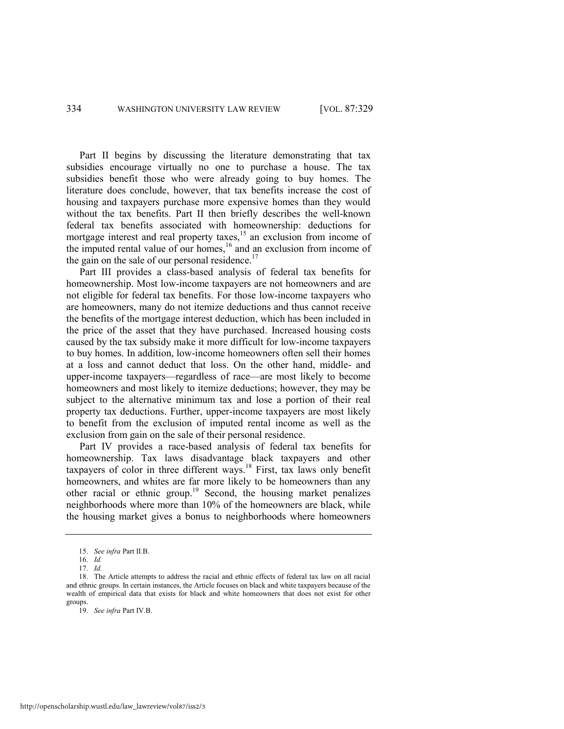Part II begins by discussing the literature demonstrating that tax subsidies encourage virtually no one to purchase a house. The tax subsidies benefit those who were already going to buy homes. The literature does conclude, however, that tax benefits increase the cost of housing and taxpayers purchase more expensive homes than they would without the tax benefits. Part II then briefly describes the well-known federal tax benefits associated with homeownership: deductions for mortgage interest and real property taxes,[15] an exclusion from income of the imputed rental value of our homes,[16] and an exclusion from income of the gain on the sale of our personal residence.[17]

Part III provides a class-based analysis of federal tax benefits for homeownership. Most low-income taxpayers are not homeowners and are not eligible for federal tax benefits. For those low-income taxpayers who are homeowners, many do not itemize deductions and thus cannot receive the benefits of the mortgage interest deduction, which has been included in the price of the asset that they have purchased. Increased housing costs caused by the tax subsidy make it more difficult for low-income taxpayers to buy homes. In addition, low-income homeowners often sell their homes at a loss and cannot deduct that loss. On the other hand, middle- and upper-income taxpayers—regardless of race—are most likely to become homeowners and most likely to itemize deductions; however, they may be subject to the alternative minimum tax and lose a portion of their real property tax deductions. Further, upper-income taxpayers are most likely to benefit from the exclusion of imputed rental income as well as the exclusion from gain on the sale of their personal residence.

Part IV provides a race-based analysis of federal tax benefits for homeownership. Tax laws disadvantage black taxpayers and other taxpayers of color in three different ways.[18] First, tax laws only benefit homeowners, and whites are far more likely to be homeowners than any other racial or ethnic group.[19] Second, the housing market penalizes neighborhoods where more than 10% of the homeowners are black, while the housing market gives a bonus to neighborhoods where homeowners

---

15. *See infra* Part II.B.

16. *Id.*

17. *Id.*

18. The Article attempts to address the racial and ethnic effects of federal tax law on all racial and ethnic groups. In certain instances, the Article focuses on black and white taxpayers because of the wealth of empirical data that exists for black and white homeowners that does not exist for other groups.

19. *See infra* Part IV.B.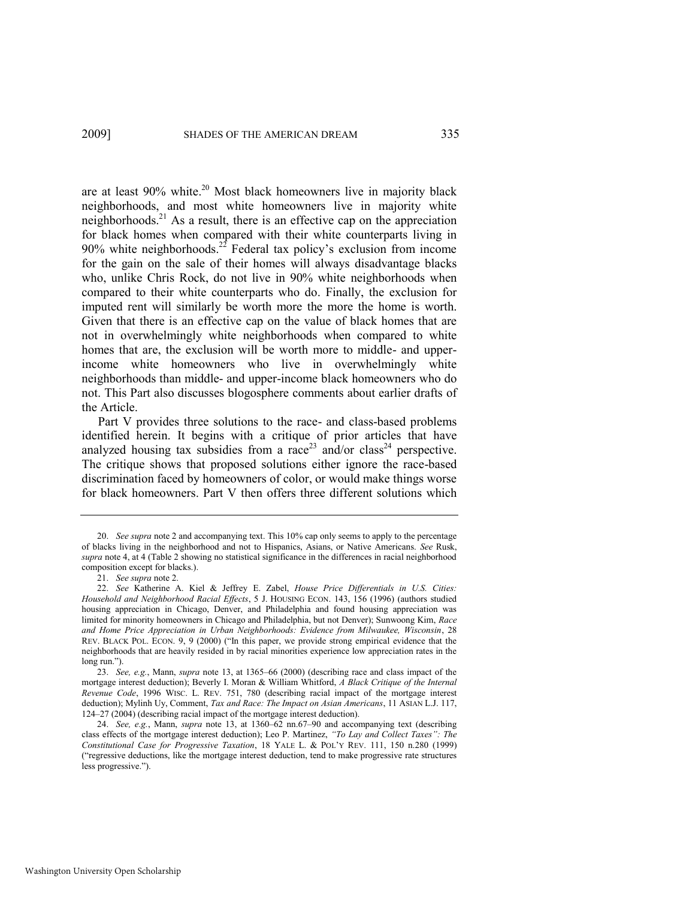are at least 90% white.[20] Most black homeowners live in majority black neighborhoods, and most white homeowners live in majority white neighborhoods.[21] As a result, there is an effective cap on the appreciation for black homes when compared with their white counterparts living in 90% white neighborhoods.[22] Federal tax policy's exclusion from income for the gain on the sale of their homes will always disadvantage blacks who, unlike Chris Rock, do not live in 90% white neighborhoods when compared to their white counterparts who do. Finally, the exclusion for imputed rent will similarly be worth more the more the home is worth. Given that there is an effective cap on the value of black homes that are not in overwhelmingly white neighborhoods when compared to white homes that are, the exclusion will be worth more to middle- and upper-income white homeowners who live in overwhelmingly white neighborhoods than middle- and upper-income black homeowners who do not. This Part also discusses blogosphere comments about earlier drafts of the Article.

Part V provides three solutions to the race- and class-based problems identified herein. It begins with a critique of prior articles that have analyzed housing tax subsidies from a race[23] and/or class[24] perspective. The critique shows that proposed solutions either ignore the race-based discrimination faced by homeowners of color, or would make things worse for black homeowners. Part V then offers three different solutions which

---

20. *See supra* note 2 and accompanying text. This 10% cap only seems to apply to the percentage of blacks living in the neighborhood and not to Hispanics, Asians, or Native Americans. *See* Rusk, *supra* note 4, at 4 (Table 2 showing no statistical significance in the differences in racial neighborhood composition except for blacks.).

21. *See supra* note 2.

22. *See* Katherine A. Kiel & Jeffrey E. Zabel, *House Price Differentials in U.S. Cities: Household and Neighborhood Racial Effects*, 5 J. HOUSING ECON. 143, 156 (1996) (authors studied housing appreciation in Chicago, Denver, and Philadelphia and found housing appreciation was limited for minority homeowners in Chicago and Philadelphia, but not Denver); Sunwoong Kim, *Race and Home Price Appreciation in Urban Neighborhoods: Evidence from Milwaukee, Wisconsin*, 28 REV. BLACK POL. ECON. 9, 9 (2000) ("In this paper, we provide strong empirical evidence that the neighborhoods that are heavily resided in by racial minorities experience low appreciation rates in the long run.").

23. *See, e.g.*, Mann, *supra* note 13, at 1365–66 (2000) (describing race and class impact of the mortgage interest deduction); Beverly I. Moran & William Whitford, *A Black Critique of the Internal Revenue Code*, 1996 WISC. L. REV. 751, 780 (describing racial impact of the mortgage interest deduction); Mylinh Uy, Comment, *Tax and Race: The Impact on Asian Americans*, 11 ASIAN L.J. 117, 124–27 (2004) (describing racial impact of the mortgage interest deduction).

24. *See, e.g.*, Mann, *supra* note 13, at 1360–62 nn.67–90 and accompanying text (describing class effects of the mortgage interest deduction); Leo P. Martinez, *"To Lay and Collect Taxes": The Constitutional Case for Progressive Taxation*, 18 YALE L. & POL'Y REV. 111, 150 n.280 (1999) ("regressive deductions, like the mortgage interest deduction, tend to make progressive rate structures less progressive.").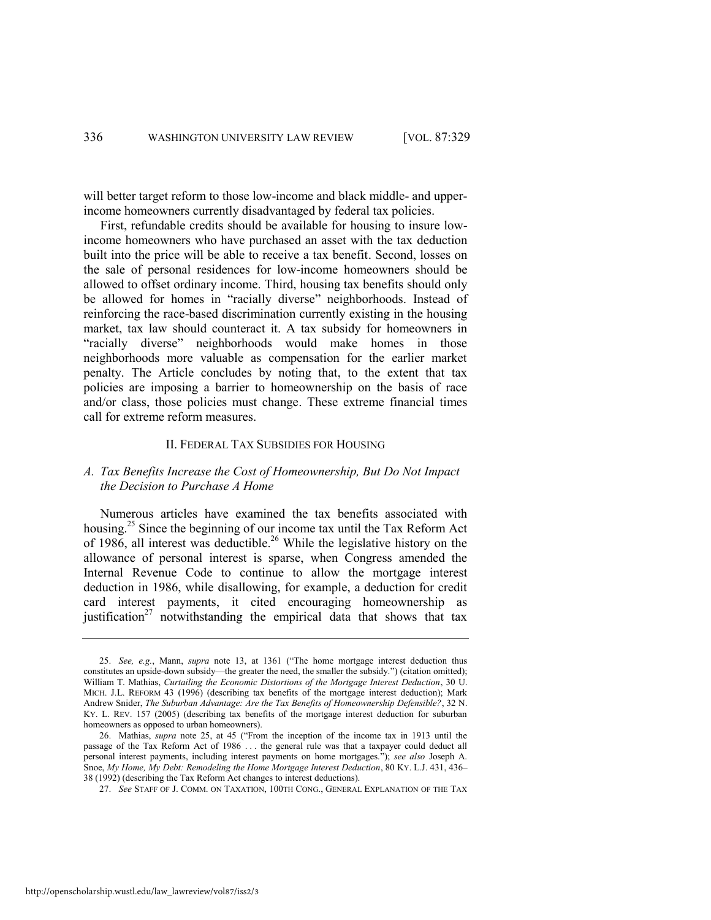will better target reform to those low-income and black middle- and upper-income homeowners currently disadvantaged by federal tax policies.

First, refundable credits should be available for housing to insure low-income homeowners who have purchased an asset with the tax deduction built into the price will be able to receive a tax benefit. Second, losses on the sale of personal residences for low-income homeowners should be allowed to offset ordinary income. Third, housing tax benefits should only be allowed for homes in "racially diverse" neighborhoods. Instead of reinforcing the race-based discrimination currently existing in the housing market, tax law should counteract it. A tax subsidy for homeowners in "racially diverse" neighborhoods would make homes in those neighborhoods more valuable as compensation for the earlier market penalty. The Article concludes by noting that, to the extent that tax policies are imposing a barrier to homeownership on the basis of race and/or class, those policies must change. These extreme financial times call for extreme reform measures.

## II. FEDERAL TAX SUBSIDIES FOR HOUSING

### *A. Tax Benefits Increase the Cost of Homeownership, But Do Not Impact the Decision to Purchase A Home*

Numerous articles have examined the tax benefits associated with housing.[25] Since the beginning of our income tax until the Tax Reform Act of 1986, all interest was deductible.[26] While the legislative history on the allowance of personal interest is sparse, when Congress amended the Internal Revenue Code to continue to allow the mortgage interest deduction in 1986, while disallowing, for example, a deduction for credit card interest payments, it cited encouraging homeownership as justification[27] notwithstanding the empirical data that shows that tax

---

25. *See, e.g.*, Mann, *supra* note 13, at 1361 ("The home mortgage interest deduction thus constitutes an upside-down subsidy—the greater the need, the smaller the subsidy.") (citation omitted); William T. Mathias, *Curtailing the Economic Distortions of the Mortgage Interest Deduction*, 30 U. MICH. J.L. REFORM 43 (1996) (describing tax benefits of the mortgage interest deduction); Mark Andrew Snider, *The Suburban Advantage: Are the Tax Benefits of Homeownership Defensible?*, 32 N. KY. L. REV. 157 (2005) (describing tax benefits of the mortgage interest deduction for suburban homeowners as opposed to urban homeowners).

26. Mathias, *supra* note 25, at 45 ("From the inception of the income tax in 1913 until the passage of the Tax Reform Act of 1986 . . . the general rule was that a taxpayer could deduct all personal interest payments, including interest payments on home mortgages."); *see also* Joseph A. Snoe, *My Home, My Debt: Remodeling the Home Mortgage Interest Deduction*, 80 KY. L.J. 431, 436–38 (1992) (describing the Tax Reform Act changes to interest deductions).

27. *See* STAFF OF J. COMM. ON TAXATION, 100TH CONG., GENERAL EXPLANATION OF THE TAX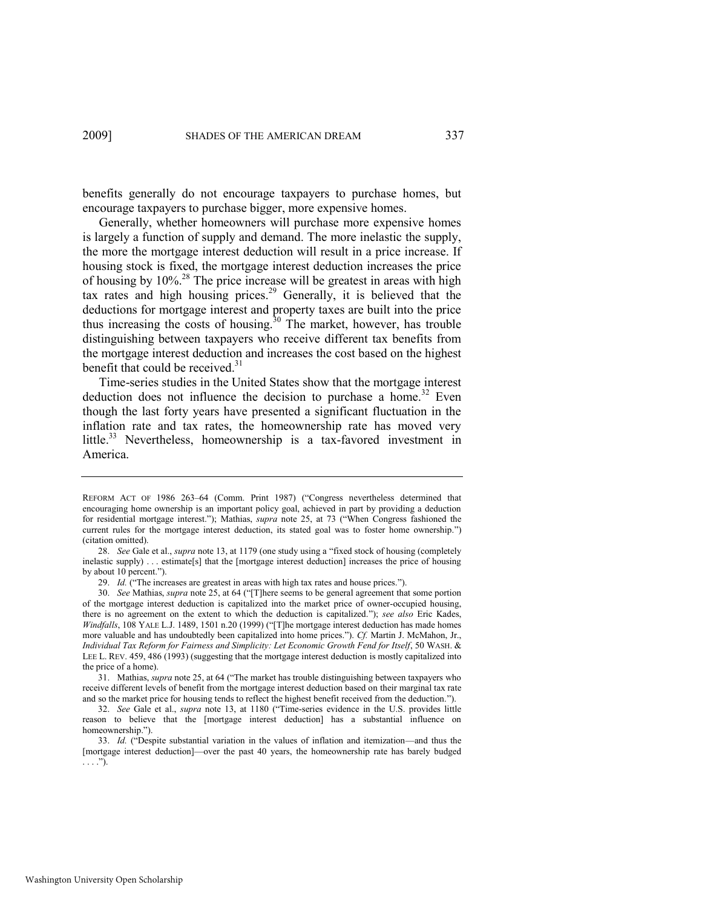benefits generally do not encourage taxpayers to purchase homes, but encourage taxpayers to purchase bigger, more expensive homes.

Generally, whether homeowners will purchase more expensive homes is largely a function of supply and demand. The more inelastic the supply, the more the mortgage interest deduction will result in a price increase. If housing stock is fixed, the mortgage interest deduction increases the price of housing by 10%.[28] The price increase will be greatest in areas with high tax rates and high housing prices.[29] Generally, it is believed that the deductions for mortgage interest and property taxes are built into the price thus increasing the costs of housing.[30] The market, however, has trouble distinguishing between taxpayers who receive different tax benefits from the mortgage interest deduction and increases the cost based on the highest benefit that could be received.[31]

Time-series studies in the United States show that the mortgage interest deduction does not influence the decision to purchase a home.[32] Even though the last forty years have presented a significant fluctuation in the inflation rate and tax rates, the homeownership rate has moved very little.[33] Nevertheless, homeownership is a tax-favored investment in America.

---

REFORM ACT OF 1986 263–64 (Comm. Print 1987) ("Congress nevertheless determined that encouraging home ownership is an important policy goal, achieved in part by providing a deduction for residential mortgage interest."); Mathias, *supra* note 25, at 73 ("When Congress fashioned the current rules for the mortgage interest deduction, its stated goal was to foster home ownership.") (citation omitted).

28. *See* Gale et al., *supra* note 13, at 1179 (one study using a "fixed stock of housing (completely inelastic supply) . . . estimate[s] that the [mortgage interest deduction] increases the price of housing by about 10 percent.").

29. *Id.* ("The increases are greatest in areas with high tax rates and house prices.").

30. *See* Mathias, *supra* note 25, at 64 ("[T]here seems to be general agreement that some portion of the mortgage interest deduction is capitalized into the market price of owner-occupied housing, there is no agreement on the extent to which the deduction is capitalized."); *see also* Eric Kades, *Windfalls*, 108 YALE L.J. 1489, 1501 n.20 (1999) ("[T]he mortgage interest deduction has made homes more valuable and has undoubtedly been capitalized into home prices."). *Cf.* Martin J. McMahon, Jr., *Individual Tax Reform for Fairness and Simplicity: Let Economic Growth Fend for Itself*, 50 WASH. & LEE L. REV. 459, 486 (1993) (suggesting that the mortgage interest deduction is mostly capitalized into the price of a home).

31. Mathias, *supra* note 25, at 64 ("The market has trouble distinguishing between taxpayers who receive different levels of benefit from the mortgage interest deduction based on their marginal tax rate and so the market price for housing tends to reflect the highest benefit received from the deduction.").

32. *See* Gale et al., *supra* note 13, at 1180 ("Time-series evidence in the U.S. provides little reason to believe that the [mortgage interest deduction] has a substantial influence on homeownership.").

33. *Id.* ("Despite substantial variation in the values of inflation and itemization—and thus the [mortgage interest deduction]—over the past 40 years, the homeownership rate has barely budged . . . .").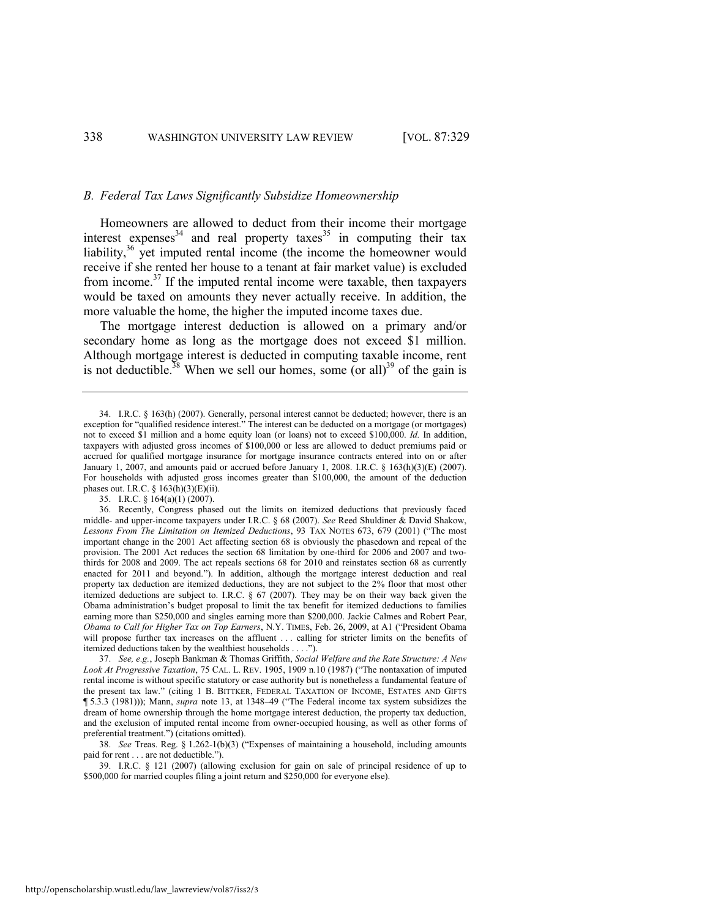### *B. Federal Tax Laws Significantly Subsidize Homeownership*

Homeowners are allowed to deduct from their income their mortgage interest expenses[34] and real property taxes[35] in computing their tax liability,[36] yet imputed rental income (the income the homeowner would receive if she rented her house to a tenant at fair market value) is excluded from income.[37] If the imputed rental income were taxable, then taxpayers would be taxed on amounts they never actually receive. In addition, the more valuable the home, the higher the imputed income taxes due.

The mortgage interest deduction is allowed on a primary and/or secondary home as long as the mortgage does not exceed $1 million. Although mortgage interest is deducted in computing taxable income, rent is not deductible.[38] When we sell our homes, some (or all)[39] of the gain is

---

34. I.R.C. § 163(h) (2007). Generally, personal interest cannot be deducted; however, there is an exception for "qualified residence interest." The interest can be deducted on a mortgage (or mortgages) not to exceed $1 million and a home equity loan (or loans) not to exceed $100,000. *Id.* In addition, taxpayers with adjusted gross incomes of $100,000 or less are allowed to deduct premiums paid or accrued for qualified mortgage insurance for mortgage insurance contracts entered into on or after January 1, 2007, and amounts paid or accrued before January 1, 2008. I.R.C. § 163(h)(3)(E) (2007). For households with adjusted gross incomes greater than $100,000, the amount of the deduction phases out. I.R.C. § 163(h)(3)(E)(ii).

35. I.R.C. § 164(a)(1) (2007).

36. Recently, Congress phased out the limits on itemized deductions that previously faced middle- and upper-income taxpayers under I.R.C. § 68 (2007). *See* Reed Shuldiner & David Shakow, *Lessons From The Limitation on Itemized Deductions*, 93 TAX NOTES 673, 679 (2001) ("The most important change in the 2001 Act affecting section 68 is obviously the phasedown and repeal of the provision. The 2001 Act reduces the section 68 limitation by one-third for 2006 and 2007 and two-thirds for 2008 and 2009. The act repeals sections 68 for 2010 and reinstates section 68 as currently enacted for 2011 and beyond."). In addition, although the mortgage interest deduction and real property tax deduction are itemized deductions, they are not subject to the 2% floor that most other itemized deductions are subject to. I.R.C. § 67 (2007). They may be on their way back given the Obama administration's budget proposal to limit the tax benefit for itemized deductions to families earning more than $250,000 and singles earning more than $200,000. Jackie Calmes and Robert Pear, *Obama to Call for Higher Tax on Top Earners*, N.Y. TIMES, Feb. 26, 2009, at A1 ("President Obama will propose further tax increases on the affluent . . . calling for stricter limits on the benefits of itemized deductions taken by the wealthiest households . . . .").

37. *See, e.g.*, Joseph Bankman & Thomas Griffith, *Social Welfare and the Rate Structure: A New Look At Progressive Taxation*, 75 CAL. L. REV. 1905, 1909 n.10 (1987) ("The nontaxation of imputed rental income is without specific statutory or case authority but is nonetheless a fundamental feature of the present tax law." (citing 1 B. BITTKER, FEDERAL TAXATION OF INCOME, ESTATES AND GIFTS ¶ 5.3.3 (1981))); Mann, *supra* note 13, at 1348–49 ("The Federal income tax system subsidizes the dream of home ownership through the home mortgage interest deduction, the property tax deduction, and the exclusion of imputed rental income from owner-occupied housing, as well as other forms of preferential treatment.") (citations omitted).

38. *See* Treas. Reg. § 1.262-1(b)(3) ("Expenses of maintaining a household, including amounts paid for rent . . . are not deductible.").

39. I.R.C. § 121 (2007) (allowing exclusion for gain on sale of principal residence of up to $500,000 for married couples filing a joint return and $250,000 for everyone else).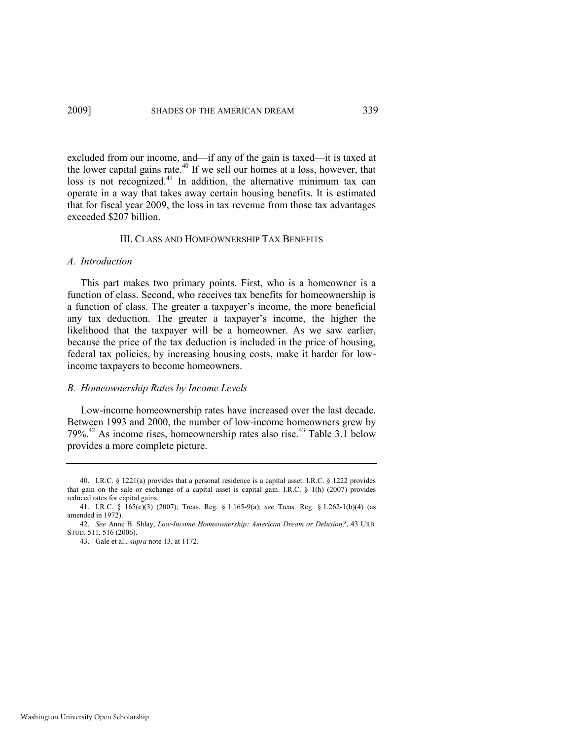excluded from our income, and—if any of the gain is taxed—it is taxed at the lower capital gains rate.[40] If we sell our homes at a loss, however, that loss is not recognized.[41] In addition, the alternative minimum tax can operate in a way that takes away certain housing benefits. It is estimated that for fiscal year 2009, the loss in tax revenue from those tax advantages exceeded $207 billion.

## III. Class and Homeownership Tax Benefits

### *A. Introduction*

This part makes two primary points. First, who is a homeowner is a function of class. Second, who receives tax benefits for homeownership is a function of class. The greater a taxpayer's income, the more beneficial any tax deduction. The greater a taxpayer's income, the higher the likelihood that the taxpayer will be a homeowner. As we saw earlier, because the price of the tax deduction is included in the price of housing, federal tax policies, by increasing housing costs, make it harder for low-income taxpayers to become homeowners.

### *B. Homeownership Rates by Income Levels*

Low-income homeownership rates have increased over the last decade. Between 1993 and 2000, the number of low-income homeowners grew by 79%.[42] As income rises, homeownership rates also rise.[43] Table 3.1 below provides a more complete picture.

---

40. I.R.C. § 1221(a) provides that a personal residence is a capital asset. I.R.C. § 1222 provides that gain on the sale or exchange of a capital asset is capital gain. I.R.C. § 1(h) (2007) provides reduced rates for capital gains.

41. I.R.C. § 165(c)(3) (2007); Treas. Reg. § 1.165-9(a); *see* Treas. Reg. § 1.262-1(b)(4) (as amended in 1972).

42. *See* Anne B. Shlay, *Low-Income Homeownership: American Dream or Delusion?*, 43 URB. STUD. 511, 516 (2006).

43. Gale et al., *supra* note 13, at 1172.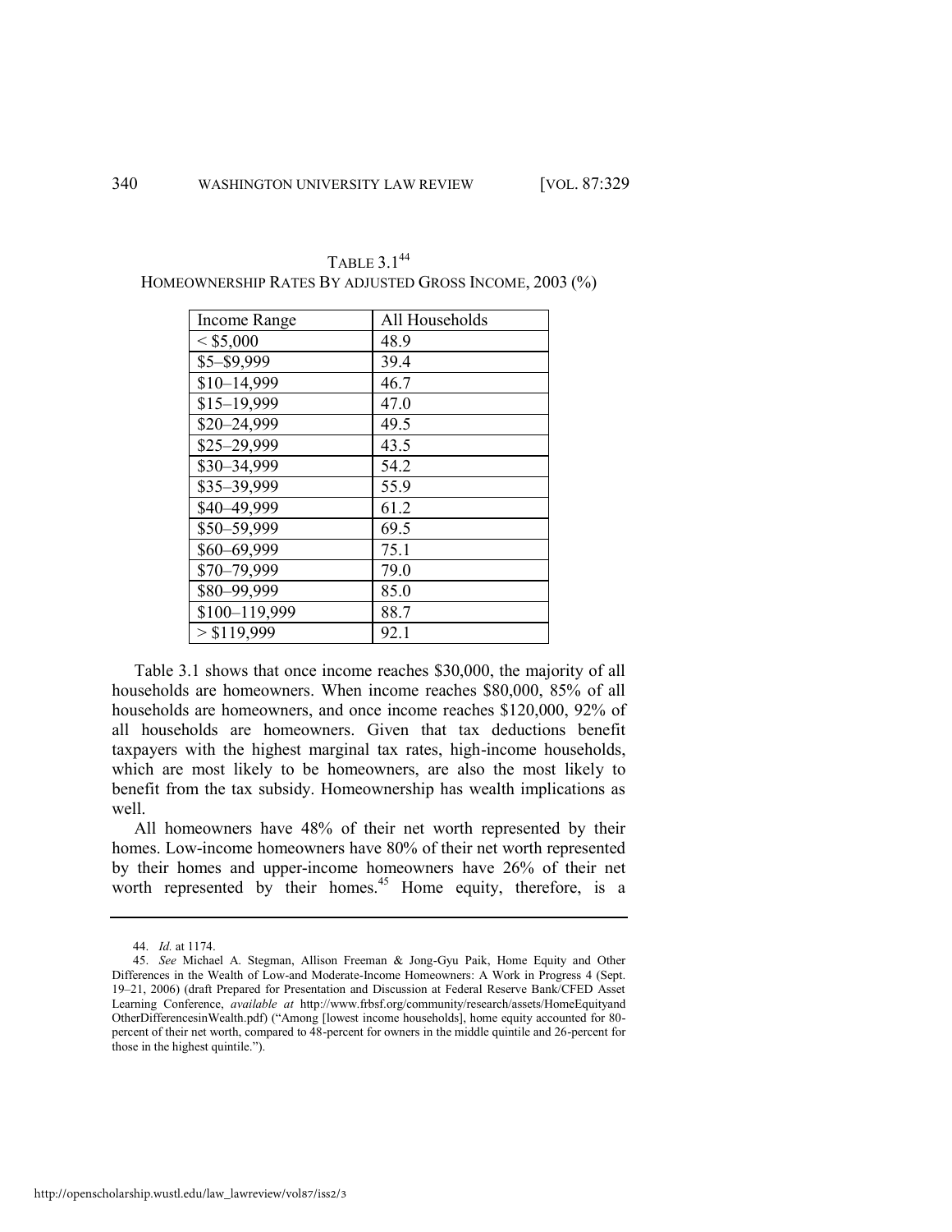TABLE 3.1[44]
HOMEOWNERSHIP RATES BY ADJUSTED GROSS INCOME, 2003 (%)

| Income Range | All Households |
|---|---|
| < $5,000 | 48.9 |
| $5–$9,999 | 39.4 |
| $10–14,999 | 46.7 |
| $15–19,999 | 47.0 |
| $20–24,999 | 49.5 |
| $25–29,999 | 43.5 |
| $30–34,999 | 54.2 |
| $35–39,999 | 55.9 |
| $40–49,999 | 61.2 |
| $50–59,999 | 69.5 |
| $60–69,999 | 75.1 |
| $70–79,999 | 79.0 |
| $80–99,999 | 85.0 |
| $100–119,999 | 88.7 |
| > $119,999 | 92.1 |

Table 3.1 shows that once income reaches $30,000, the majority of all households are homeowners. When income reaches $80,000, 85% of all households are homeowners, and once income reaches $120,000, 92% of all households are homeowners. Given that tax deductions benefit taxpayers with the highest marginal tax rates, high-income households, which are most likely to be homeowners, are also the most likely to benefit from the tax subsidy. Homeownership has wealth implications as well.

All homeowners have 48% of their net worth represented by their homes. Low-income homeowners have 80% of their net worth represented by their homes and upper-income homeowners have 26% of their net worth represented by their homes.[45] Home equity, therefore, is a

---

44. *Id.* at 1174.

45. *See* Michael A. Stegman, Allison Freeman & Jong-Gyu Paik, Home Equity and Other Differences in the Wealth of Low-and Moderate-Income Homeowners: A Work in Progress 4 (Sept. 19–21, 2006) (draft Prepared for Presentation and Discussion at Federal Reserve Bank/CFED Asset Learning Conference, *available at* http://www.frbsf.org/community/research/assets/HomeEquityandOtherDifferencesinWealth.pdf) ("Among [lowest income households], home equity accounted for 80-percent of their net worth, compared to 48-percent for owners in the middle quintile and 26-percent for those in the highest quintile.").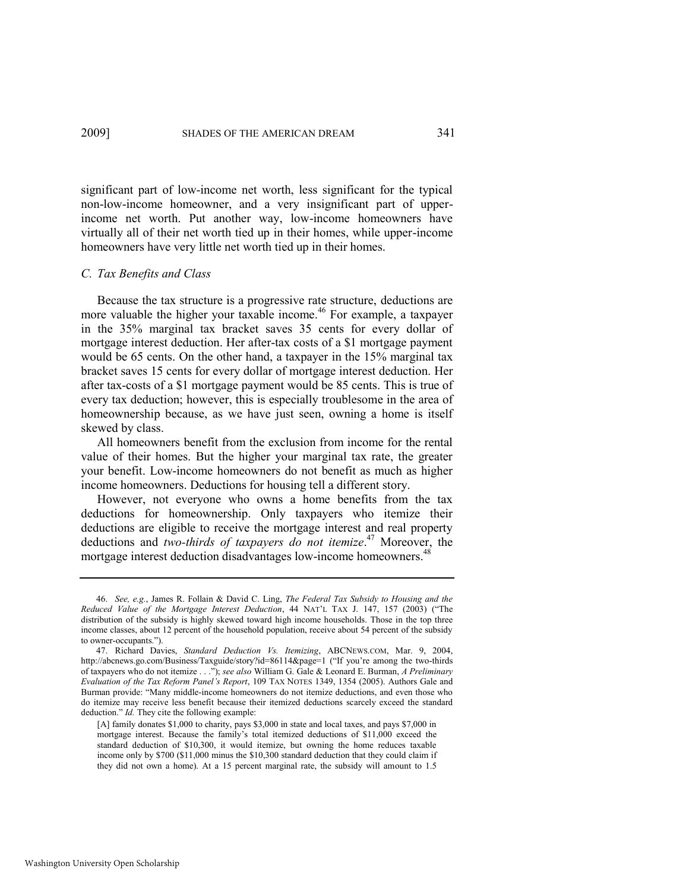significant part of low-income net worth, less significant for the typical non-low-income homeowner, and a very insignificant part of upper-income net worth. Put another way, low-income homeowners have virtually all of their net worth tied up in their homes, while upper-income homeowners have very little net worth tied up in their homes.

### *C. Tax Benefits and Class*

Because the tax structure is a progressive rate structure, deductions are more valuable the higher your taxable income.[46] For example, a taxpayer in the 35% marginal tax bracket saves 35 cents for every dollar of mortgage interest deduction. Her after-tax costs of a $1 mortgage payment would be 65 cents. On the other hand, a taxpayer in the 15% marginal tax bracket saves 15 cents for every dollar of mortgage interest deduction. Her after tax-costs of a $1 mortgage payment would be 85 cents. This is true of every tax deduction; however, this is especially troublesome in the area of homeownership because, as we have just seen, owning a home is itself skewed by class.

All homeowners benefit from the exclusion from income for the rental value of their homes. But the higher your marginal tax rate, the greater your benefit. Low-income homeowners do not benefit as much as higher income homeowners. Deductions for housing tell a different story.

However, not everyone who owns a home benefits from the tax deductions for homeownership. Only taxpayers who itemize their deductions are eligible to receive the mortgage interest and real property deductions and *two-thirds of taxpayers do not itemize*.[47] Moreover, the mortgage interest deduction disadvantages low-income homeowners.[48]

---

46. *See, e.g.*, James R. Follain & David C. Ling, *The Federal Tax Subsidy to Housing and the Reduced Value of the Mortgage Interest Deduction*, 44 NAT'L TAX J. 147, 157 (2003) ("The distribution of the subsidy is highly skewed toward high income households. Those in the top three income classes, about 12 percent of the household population, receive about 54 percent of the subsidy to owner-occupants.").

47. Richard Davies, *Standard Deduction Vs. Itemizing*, ABCNEWS.COM, Mar. 9, 2004, http://abcnews.go.com/Business/Taxguide/story?id=86114&page=1 ("If you're among the two-thirds of taxpayers who do not itemize . . ."); *see also* William G. Gale & Leonard E. Burman, *A Preliminary Evaluation of the Tax Reform Panel's Report*, 109 TAX NOTES 1349, 1354 (2005). Authors Gale and Burman provide: "Many middle-income homeowners do not itemize deductions, and even those who do itemize may receive less benefit because their itemized deductions scarcely exceed the standard deduction." *Id.* They cite the following example:

> [A] family donates $1,000 to charity, pays $3,000 in state and local taxes, and pays $7,000 in mortgage interest. Because the family's total itemized deductions of $11,000 exceed the standard deduction of $10,300, it would itemize, but owning the home reduces taxable income only by $700 ($11,000 minus the $10,300 standard deduction that they could claim if they did not own a home). At a 15 percent marginal rate, the subsidy will amount to 1.5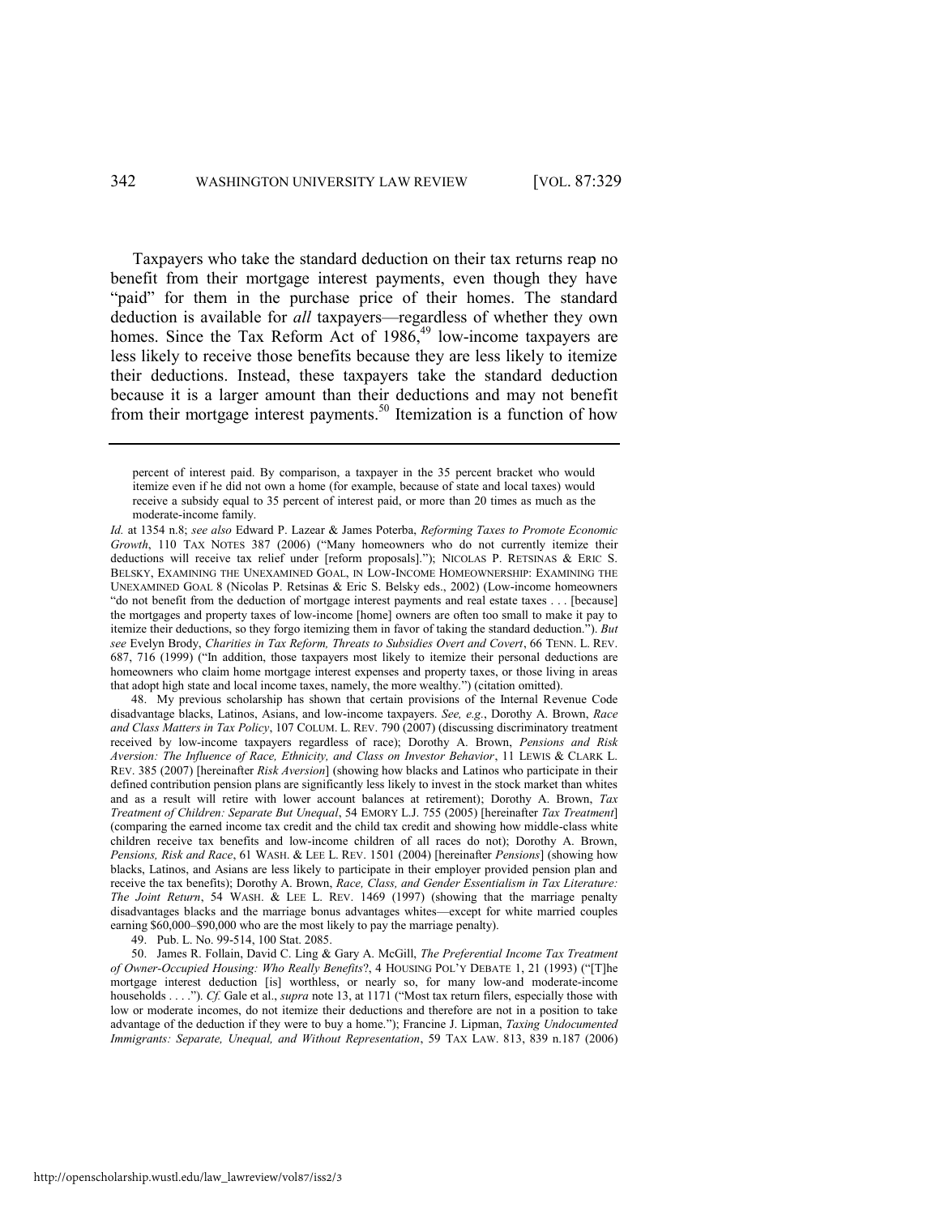Taxpayers who take the standard deduction on their tax returns reap no benefit from their mortgage interest payments, even though they have "paid" for them in the purchase price of their homes. The standard deduction is available for *all* taxpayers—regardless of whether they own homes. Since the Tax Reform Act of 1986,[49] low-income taxpayers are less likely to receive those benefits because they are less likely to itemize their deductions. Instead, these taxpayers take the standard deduction because it is a larger amount than their deductions and may not benefit from their mortgage interest payments.[50] Itemization is a function of how

---

percent of interest paid. By comparison, a taxpayer in the 35 percent bracket who would itemize even if he did not own a home (for example, because of state and local taxes) would receive a subsidy equal to 35 percent of interest paid, or more than 20 times as much as the moderate-income family.

*Id.* at 1354 n.8; *see also* Edward P. Lazear & James Poterba, *Reforming Taxes to Promote Economic Growth*, 110 TAX NOTES 387 (2006) ("Many homeowners who do not currently itemize their deductions will receive tax relief under [reform proposals]."); NICOLAS P. RETSINAS & ERIC S. BELSKY, EXAMINING THE UNEXAMINED GOAL, IN LOW-INCOME HOMEOWNERSHIP: EXAMINING THE UNEXAMINED GOAL 8 (Nicolas P. Retsinas & Eric S. Belsky eds., 2002) (Low-income homeowners "do not benefit from the deduction of mortgage interest payments and real estate taxes . . . [because] the mortgages and property taxes of low-income [home] owners are often too small to make it pay to itemize their deductions, so they forgo itemizing them in favor of taking the standard deduction."). *But see* Evelyn Brody, *Charities in Tax Reform, Threats to Subsidies Overt and Covert*, 66 TENN. L. REV. 687, 716 (1999) ("In addition, those taxpayers most likely to itemize their personal deductions are homeowners who claim home mortgage interest expenses and property taxes, or those living in areas that adopt high state and local income taxes, namely, the more wealthy.") (citation omitted).

48. My previous scholarship has shown that certain provisions of the Internal Revenue Code disadvantage blacks, Latinos, Asians, and low-income taxpayers. *See, e.g.*, Dorothy A. Brown, *Race and Class Matters in Tax Policy*, 107 COLUM. L. REV. 790 (2007) (discussing discriminatory treatment received by low-income taxpayers regardless of race); Dorothy A. Brown, *Pensions and Risk Aversion: The Influence of Race, Ethnicity, and Class on Investor Behavior*, 11 LEWIS & CLARK L. REV. 385 (2007) [hereinafter *Risk Aversion*] (showing how blacks and Latinos who participate in their defined contribution pension plans are significantly less likely to invest in the stock market than whites and as a result will retire with lower account balances at retirement); Dorothy A. Brown, *Tax Treatment of Children: Separate But Unequal*, 54 EMORY L.J. 755 (2005) [hereinafter *Tax Treatment*] (comparing the earned income tax credit and the child tax credit and showing how middle-class white children receive tax benefits and low-income children of all races do not); Dorothy A. Brown, *Pensions, Risk and Race*, 61 WASH. & LEE L. REV. 1501 (2004) [hereinafter *Pensions*] (showing how blacks, Latinos, and Asians are less likely to participate in their employer provided pension plan and receive the tax benefits); Dorothy A. Brown, *Race, Class, and Gender Essentialism in Tax Literature: The Joint Return*, 54 WASH. & LEE L. REV. 1469 (1997) (showing that the marriage penalty disadvantages blacks and the marriage bonus advantages whites—except for white married couples earning $60,000–$90,000 who are the most likely to pay the marriage penalty).

49. Pub. L. No. 99-514, 100 Stat. 2085.

50. James R. Follain, David C. Ling & Gary A. McGill, *The Preferential Income Tax Treatment of Owner-Occupied Housing: Who Really Benefits*?, 4 HOUSING POL'Y DEBATE 1, 21 (1993) ("[T]he mortgage interest deduction [is] worthless, or nearly so, for many low-and moderate-income households . . . ."). *Cf.* Gale et al., *supra* note 13, at 1171 ("Most tax return filers, especially those with low or moderate incomes, do not itemize their deductions and therefore are not in a position to take advantage of the deduction if they were to buy a home."); Francine J. Lipman, *Taxing Undocumented Immigrants: Separate, Unequal, and Without Representation*, 59 TAX LAW. 813, 839 n.187 (2006)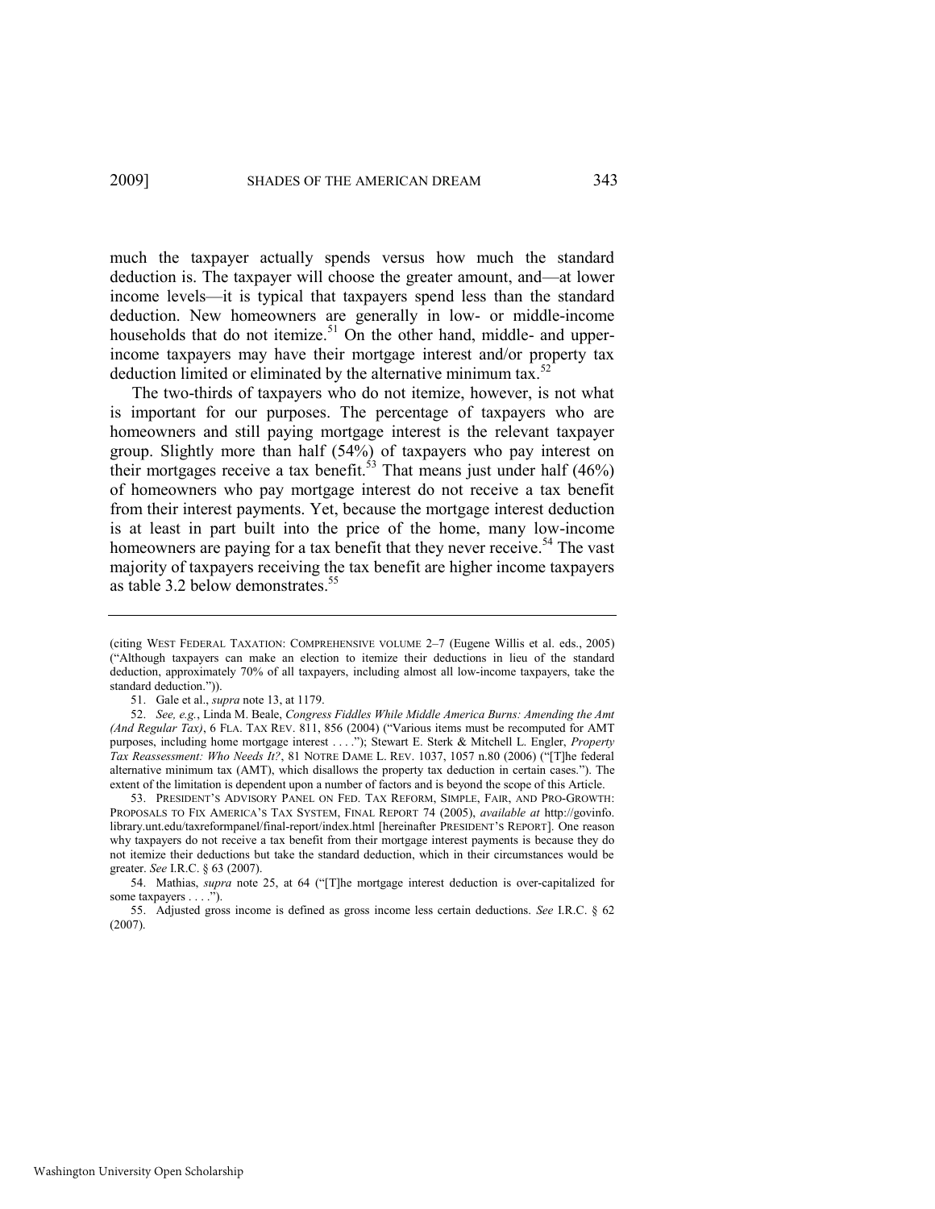much the taxpayer actually spends versus how much the standard deduction is. The taxpayer will choose the greater amount, and—at lower income levels—it is typical that taxpayers spend less than the standard deduction. New homeowners are generally in low- or middle-income households that do not itemize.[51] On the other hand, middle- and upper-income taxpayers may have their mortgage interest and/or property tax deduction limited or eliminated by the alternative minimum tax.[52]

The two-thirds of taxpayers who do not itemize, however, is not what is important for our purposes. The percentage of taxpayers who are homeowners and still paying mortgage interest is the relevant taxpayer group. Slightly more than half (54%) of taxpayers who pay interest on their mortgages receive a tax benefit.[53] That means just under half (46%) of homeowners who pay mortgage interest do not receive a tax benefit from their interest payments. Yet, because the mortgage interest deduction is at least in part built into the price of the home, many low-income homeowners are paying for a tax benefit that they never receive.[54] The vast majority of taxpayers receiving the tax benefit are higher income taxpayers as table 3.2 below demonstrates.[55]

---

(citing WEST FEDERAL TAXATION: COMPREHENSIVE VOLUME 2–7 (Eugene Willis et al. eds., 2005) ("Although taxpayers can make an election to itemize their deductions in lieu of the standard deduction, approximately 70% of all taxpayers, including almost all low-income taxpayers, take the standard deduction.")).

51. Gale et al., *supra* note 13, at 1179.

52. *See, e.g.*, Linda M. Beale, *Congress Fiddles While Middle America Burns: Amending the Amt (And Regular Tax)*, 6 FLA. TAX REV. 811, 856 (2004) ("Various items must be recomputed for AMT purposes, including home mortgage interest . . . ."); Stewart E. Sterk & Mitchell L. Engler, *Property Tax Reassessment: Who Needs It?*, 81 NOTRE DAME L. REV. 1037, 1057 n.80 (2006) ("[T]he federal alternative minimum tax (AMT), which disallows the property tax deduction in certain cases."). The extent of the limitation is dependent upon a number of factors and is beyond the scope of this Article.

53. PRESIDENT'S ADVISORY PANEL ON FED. TAX REFORM, SIMPLE, FAIR, AND PRO-GROWTH: PROPOSALS TO FIX AMERICA'S TAX SYSTEM, FINAL REPORT 74 (2005), *available at* http://govinfo.library.unt.edu/taxreformpanel/final-report/index.html [hereinafter PRESIDENT'S REPORT]. One reason why taxpayers do not receive a tax benefit from their mortgage interest payments is because they do not itemize their deductions but take the standard deduction, which in their circumstances would be greater. *See* I.R.C. § 63 (2007).

54. Mathias, *supra* note 25, at 64 ("[T]he mortgage interest deduction is over-capitalized for some taxpayers . . . .").

55. Adjusted gross income is defined as gross income less certain deductions. *See* I.R.C. § 62 (2007).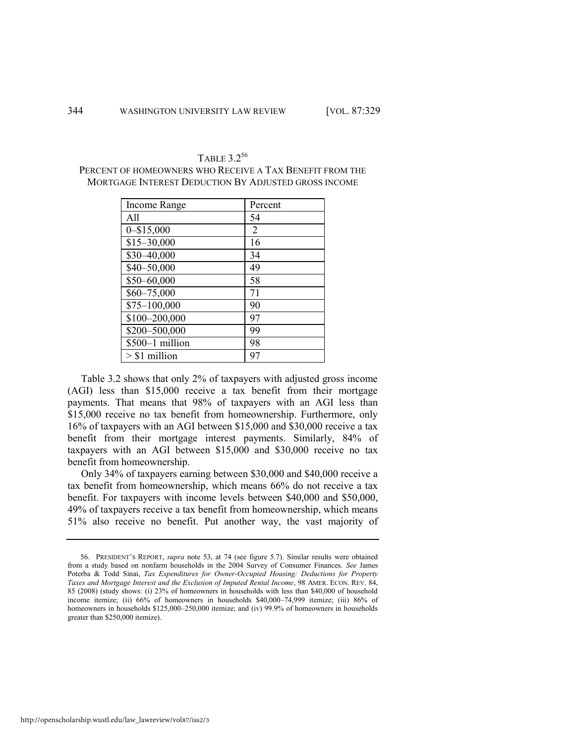TABLE 3.2[56]
PERCENT OF HOMEOWNERS WHO RECEIVE A TAX BENEFIT FROM THE MORTGAGE INTEREST DEDUCTION BY ADJUSTED GROSS INCOME

| Income Range | Percent |
|---|---|
| All | 54 |
| 0–$15,000 | 2 |
| $15–30,000 | 16 |
| $30–40,000 | 34 |
| $40–50,000 | 49 |
| $50–60,000 | 58 |
| $60–75,000 | 71 |
| $75–100,000 | 90 |
| $100–200,000 | 97 |
| $200–500,000 | 99 |
| $500–1 million | 98 |
| > $1 million | 97 |

Table 3.2 shows that only 2% of taxpayers with adjusted gross income (AGI) less than $15,000 receive a tax benefit from their mortgage payments. That means that 98% of taxpayers with an AGI less than $15,000 receive no tax benefit from homeownership. Furthermore, only 16% of taxpayers with an AGI between $15,000 and $30,000 receive a tax benefit from their mortgage interest payments. Similarly, 84% of taxpayers with an AGI between $15,000 and $30,000 receive no tax benefit from homeownership.

Only 34% of taxpayers earning between $30,000 and $40,000 receive a tax benefit from homeownership, which means 66% do not receive a tax benefit. For taxpayers with income levels between $40,000 and $50,000, 49% of taxpayers receive a tax benefit from homeownership, which means 51% also receive no benefit. Put another way, the vast majority of

---

56. PRESIDENT'S REPORT, *supra* note 53, at 74 (see figure 5.7). Similar results were obtained from a study based on nonfarm households in the 2004 Survey of Consumer Finances. *See* James Poterba & Todd Sinai, *Tax Expenditures for Owner-Occupied Housing: Deductions for Property Taxes and Mortgage Interest and the Exclusion of Imputed Rental Income*, 98 AMER. ECON. REV. 84, 85 (2008) (study shows: (i) 23% of homeowners in households with less than $40,000 of household income itemize; (ii) 66% of homeowners in households $40,000–74,999 itemize; (iii) 86% of homeowners in households $125,000–250,000 itemize; and (iv) 99.9% of homeowners in households greater than $250,000 itemize).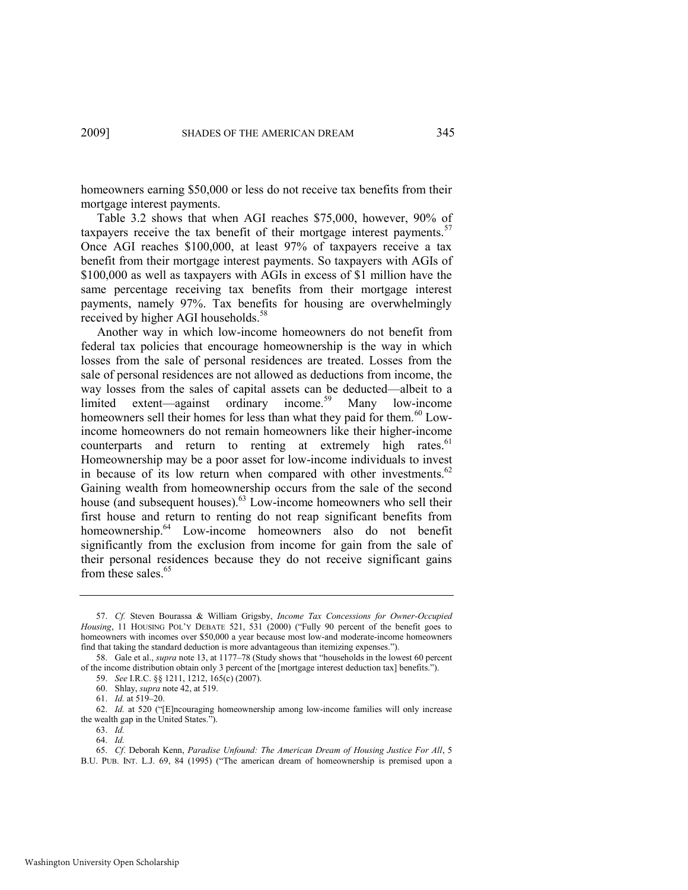homeowners earning $50,000 or less do not receive tax benefits from their mortgage interest payments.

Table 3.2 shows that when AGI reaches $75,000, however, 90% of taxpayers receive the tax benefit of their mortgage interest payments.[57] Once AGI reaches $100,000, at least 97% of taxpayers receive a tax benefit from their mortgage interest payments. So taxpayers with AGIs of $100,000 as well as taxpayers with AGIs in excess of $1 million have the same percentage receiving tax benefits from their mortgage interest payments, namely 97%. Tax benefits for housing are overwhelmingly received by higher AGI households.[58]

Another way in which low-income homeowners do not benefit from federal tax policies that encourage homeownership is the way in which losses from the sale of personal residences are treated. Losses from the sale of personal residences are not allowed as deductions from income, the way losses from the sales of capital assets can be deducted—albeit to a limited extent—against ordinary income.[59] Many low-income homeowners sell their homes for less than what they paid for them.[60] Low-income homeowners do not remain homeowners like their higher-income counterparts and return to renting at extremely high rates.[61] Homeownership may be a poor asset for low-income individuals to invest in because of its low return when compared with other investments.[62] Gaining wealth from homeownership occurs from the sale of the second house (and subsequent houses).[63] Low-income homeowners who sell their first house and return to renting do not reap significant benefits from homeownership.[64] Low-income homeowners also do not benefit significantly from the exclusion from income for gain from the sale of their personal residences because they do not receive significant gains from these sales.[65]

---

57. *Cf.* Steven Bourassa & William Grigsby, *Income Tax Concessions for Owner-Occupied Housing*, 11 HOUSING POL'Y DEBATE 521, 531 (2000) ("Fully 90 percent of the benefit goes to homeowners with incomes over $50,000 a year because most low-and moderate-income homeowners find that taking the standard deduction is more advantageous than itemizing expenses.").

58. Gale et al., *supra* note 13, at 1177–78 (Study shows that "households in the lowest 60 percent of the income distribution obtain only 3 percent of the [mortgage interest deduction tax] benefits.").

59. *See* I.R.C. §§ 1211, 1212, 165(c) (2007).

60. Shlay, *supra* note 42, at 519.

61. *Id.* at 519–20.

62. *Id.* at 520 ("[E]ncouraging homeownership among low-income families will only increase the wealth gap in the United States.").

63. *Id.*

64. *Id.*

65. *Cf*. Deborah Kenn, *Paradise Unfound: The American Dream of Housing Justice For All*, 5 B.U. PUB. INT. L.J. 69, 84 (1995) ("The american dream of homeownership is premised upon a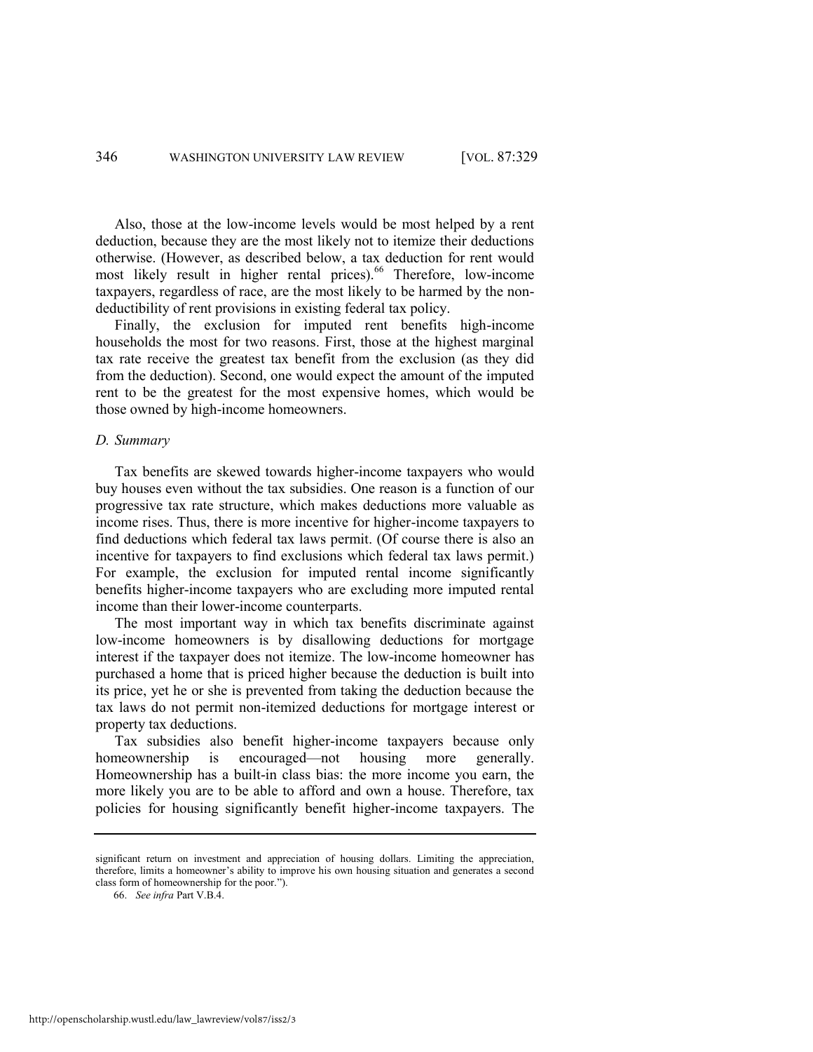Also, those at the low-income levels would be most helped by a rent deduction, because they are the most likely not to itemize their deductions otherwise. (However, as described below, a tax deduction for rent would most likely result in higher rental prices).[66] Therefore, low-income taxpayers, regardless of race, are the most likely to be harmed by the non-deductibility of rent provisions in existing federal tax policy.

Finally, the exclusion for imputed rent benefits high-income households the most for two reasons. First, those at the highest marginal tax rate receive the greatest tax benefit from the exclusion (as they did from the deduction). Second, one would expect the amount of the imputed rent to be the greatest for the most expensive homes, which would be those owned by high-income homeowners.

### *D. Summary*

Tax benefits are skewed towards higher-income taxpayers who would buy houses even without the tax subsidies. One reason is a function of our progressive tax rate structure, which makes deductions more valuable as income rises. Thus, there is more incentive for higher-income taxpayers to find deductions which federal tax laws permit. (Of course there is also an incentive for taxpayers to find exclusions which federal tax laws permit.) For example, the exclusion for imputed rental income significantly benefits higher-income taxpayers who are excluding more imputed rental income than their lower-income counterparts.

The most important way in which tax benefits discriminate against low-income homeowners is by disallowing deductions for mortgage interest if the taxpayer does not itemize. The low-income homeowner has purchased a home that is priced higher because the deduction is built into its price, yet he or she is prevented from taking the deduction because the tax laws do not permit non-itemized deductions for mortgage interest or property tax deductions.

Tax subsidies also benefit higher-income taxpayers because only homeownership is encouraged—not housing more generally. Homeownership has a built-in class bias: the more income you earn, the more likely you are to be able to afford and own a house. Therefore, tax policies for housing significantly benefit higher-income taxpayers. The

---

significant return on investment and appreciation of housing dollars. Limiting the appreciation, therefore, limits a homeowner's ability to improve his own housing situation and generates a second class form of homeownership for the poor.").

66. *See infra* Part V.B.4.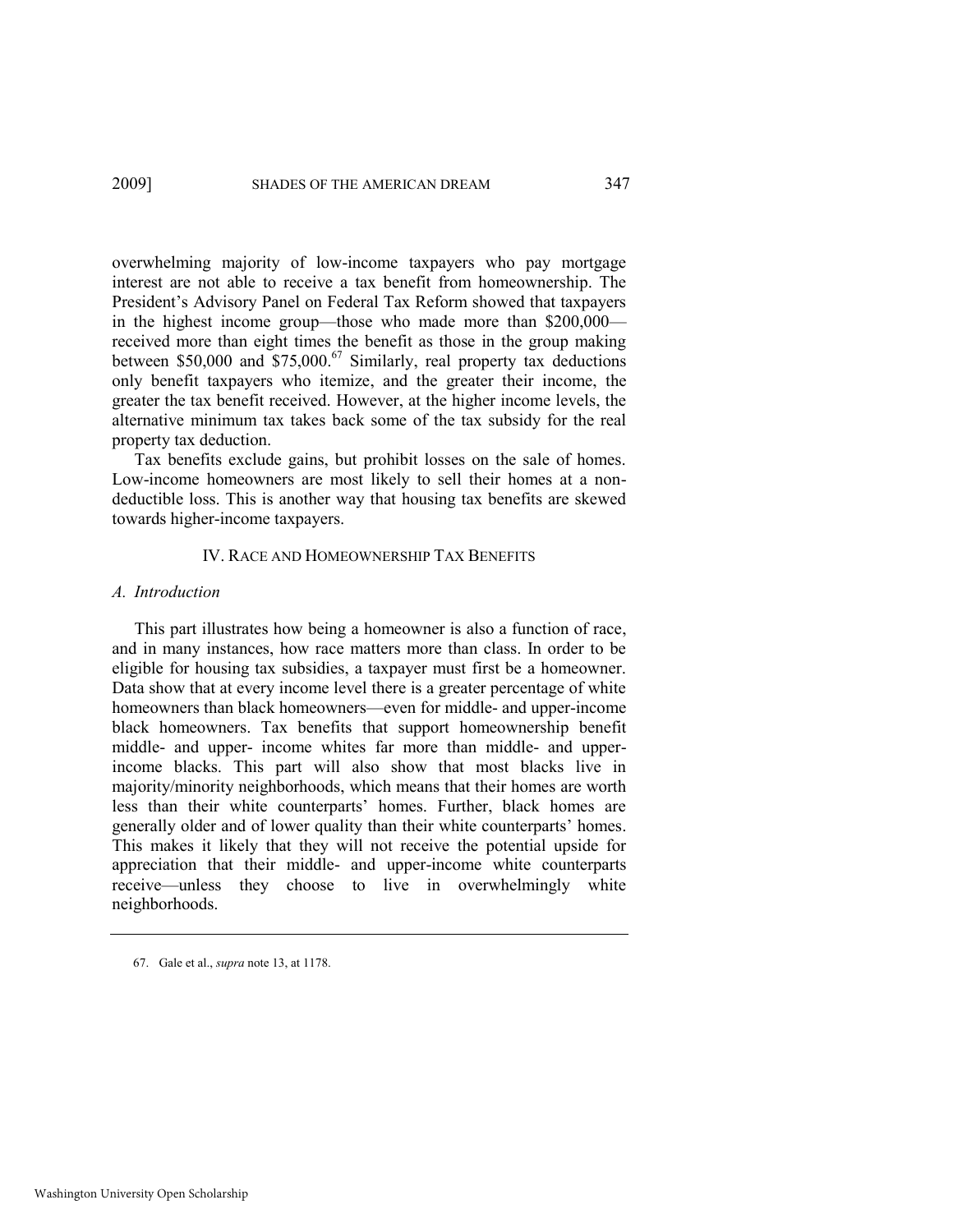overwhelming majority of low-income taxpayers who pay mortgage interest are not able to receive a tax benefit from homeownership. The President's Advisory Panel on Federal Tax Reform showed that taxpayers in the highest income group—those who made more than $200,000—received more than eight times the benefit as those in the group making between $50,000 and $75,000.[67] Similarly, real property tax deductions only benefit taxpayers who itemize, and the greater their income, the greater the tax benefit received. However, at the higher income levels, the alternative minimum tax takes back some of the tax subsidy for the real property tax deduction.

Tax benefits exclude gains, but prohibit losses on the sale of homes. Low-income homeowners are most likely to sell their homes at a non-deductible loss. This is another way that housing tax benefits are skewed towards higher-income taxpayers.

## IV. RACE AND HOMEOWNERSHIP TAX BENEFITS

### *A. Introduction*

This part illustrates how being a homeowner is also a function of race, and in many instances, how race matters more than class. In order to be eligible for housing tax subsidies, a taxpayer must first be a homeowner. Data show that at every income level there is a greater percentage of white homeowners than black homeowners—even for middle- and upper-income black homeowners. Tax benefits that support homeownership benefit middle- and upper- income whites far more than middle- and upper-income blacks. This part will also show that most blacks live in majority/minority neighborhoods, which means that their homes are worth less than their white counterparts' homes. Further, black homes are generally older and of lower quality than their white counterparts' homes. This makes it likely that they will not receive the potential upside for appreciation that their middle- and upper-income white counterparts receive—unless they choose to live in overwhelmingly white neighborhoods.

---

67. Gale et al., *supra* note 13, at 1178.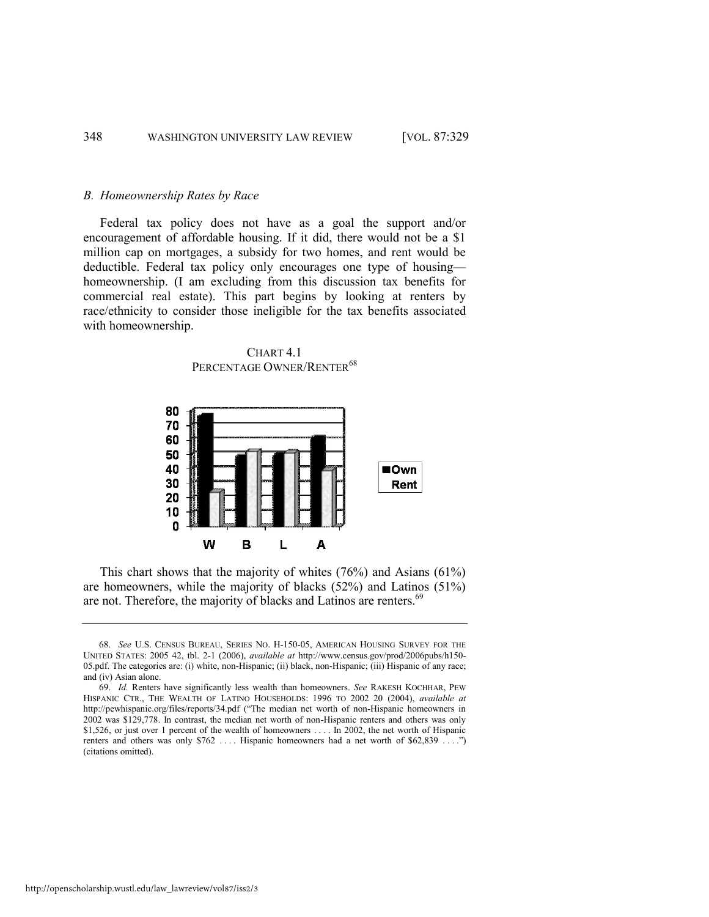### *B. Homeownership Rates by Race*

Federal tax policy does not have as a goal the support and/or encouragement of affordable housing. If it did, there would not be a $1 million cap on mortgages, a subsidy for two homes, and rent would be deductible. Federal tax policy only encourages one type of housing—homeownership. (I am excluding from this discussion tax benefits for commercial real estate). This part begins by looking at renters by race/ethnicity to consider those ineligible for the tax benefits associated with homeownership.

CHART 4.1
PERCENTAGE OWNER/RENTER[68]

This chart shows that the majority of whites (76%) and Asians (61%) are homeowners, while the majority of blacks (52%) and Latinos (51%) are not. Therefore, the majority of blacks and Latinos are renters.[69]

---

68. *See* U.S. CENSUS BUREAU, SERIES NO. H-150-05, AMERICAN HOUSING SURVEY FOR THE UNITED STATES: 2005 42, tbl. 2-1 (2006), *available at* http://www.census.gov/prod/2006pubs/h150-05.pdf. The categories are: (i) white, non-Hispanic; (ii) black, non-Hispanic; (iii) Hispanic of any race; and (iv) Asian alone.

69. *Id.* Renters have significantly less wealth than homeowners. *See* RAKESH KOCHHAR, PEW HISPANIC CTR., THE WEALTH OF LATINO HOUSEHOLDS: 1996 TO 2002 20 (2004), *available at* http://pewhispanic.org/files/reports/34.pdf ("The median net worth of non-Hispanic homeowners in 2002 was $129,778. In contrast, the median net worth of non-Hispanic renters and others was only $1,526, or just over 1 percent of the wealth of homeowners . . . . In 2002, the net worth of Hispanic renters and others was only $762 . . . . Hispanic homeowners had a net worth of $62,839 . . . .") (citations omitted).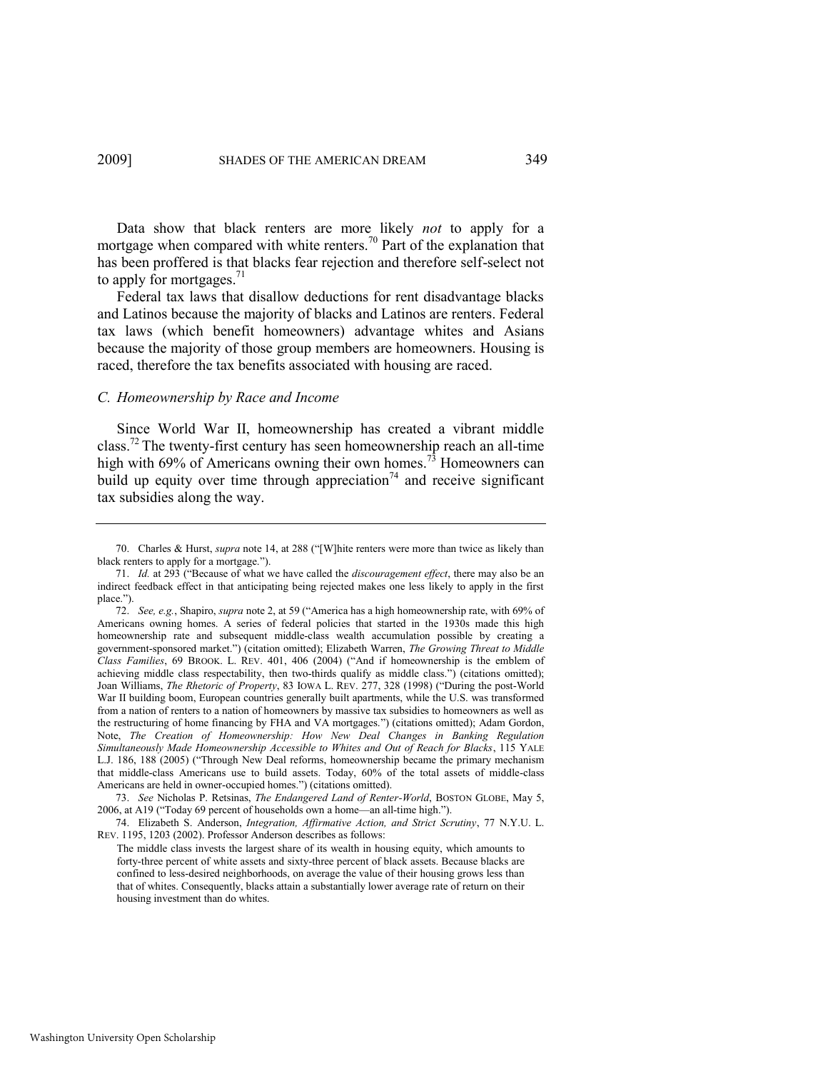Data show that black renters are more likely *not* to apply for a mortgage when compared with white renters.[70] Part of the explanation that has been proffered is that blacks fear rejection and therefore self-select not to apply for mortgages.[71]

Federal tax laws that disallow deductions for rent disadvantage blacks and Latinos because the majority of blacks and Latinos are renters. Federal tax laws (which benefit homeowners) advantage whites and Asians because the majority of those group members are homeowners. Housing is raced, therefore the tax benefits associated with housing are raced.

### *C. Homeownership by Race and Income*

Since World War II, homeownership has created a vibrant middle class.[72] The twenty-first century has seen homeownership reach an all-time high with 69% of Americans owning their own homes.[73] Homeowners can build up equity over time through appreciation[74] and receive significant tax subsidies along the way.

---

70. Charles & Hurst, *supra* note 14, at 288 ("[W]hite renters were more than twice as likely than black renters to apply for a mortgage.").

71. *Id.* at 293 ("Because of what we have called the *discouragement effect*, there may also be an indirect feedback effect in that anticipating being rejected makes one less likely to apply in the first place.").

72. *See, e.g.*, Shapiro, *supra* note 2, at 59 ("America has a high homeownership rate, with 69% of Americans owning homes. A series of federal policies that started in the 1930s made this high homeownership rate and subsequent middle-class wealth accumulation possible by creating a government-sponsored market.") (citation omitted); Elizabeth Warren, *The Growing Threat to Middle Class Families*, 69 BROOK. L. REV. 401, 406 (2004) ("And if homeownership is the emblem of achieving middle class respectability, then two-thirds qualify as middle class.") (citations omitted); Joan Williams, *The Rhetoric of Property*, 83 IOWA L. REV. 277, 328 (1998) ("During the post-World War II building boom, European countries generally built apartments, while the U.S. was transformed from a nation of renters to a nation of homeowners by massive tax subsidies to homeowners as well as the restructuring of home financing by FHA and VA mortgages.") (citations omitted); Adam Gordon, Note, *The Creation of Homeownership: How New Deal Changes in Banking Regulation Simultaneously Made Homeownership Accessible to Whites and Out of Reach for Blacks*, 115 YALE L.J. 186, 188 (2005) ("Through New Deal reforms, homeownership became the primary mechanism that middle-class Americans use to build assets. Today, 60% of the total assets of middle-class Americans are held in owner-occupied homes.") (citations omitted).

73. *See* Nicholas P. Retsinas, *The Endangered Land of Renter-World*, BOSTON GLOBE, May 5, 2006, at A19 ("Today 69 percent of households own a home—an all-time high.").

74. Elizabeth S. Anderson, *Integration, Affirmative Action, and Strict Scrutiny*, 77 N.Y.U. L. REV. 1195, 1203 (2002). Professor Anderson describes as follows:

> The middle class invests the largest share of its wealth in housing equity, which amounts to forty-three percent of white assets and sixty-three percent of black assets. Because blacks are confined to less-desired neighborhoods, on average the value of their housing grows less than that of whites. Consequently, blacks attain a substantially lower average rate of return on their housing investment than do whites.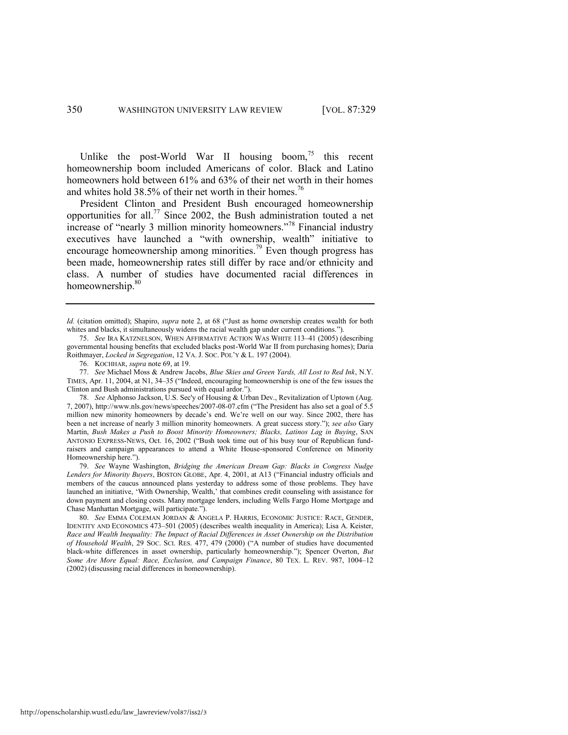Unlike the post-World War II housing boom,[75] this recent homeownership boom included Americans of color. Black and Latino homeowners hold between 61% and 63% of their net worth in their homes and whites hold 38.5% of their net worth in their homes.[76]

President Clinton and President Bush encouraged homeownership opportunities for all.[77] Since 2002, the Bush administration touted a net increase of "nearly 3 million minority homeowners."[78] Financial industry executives have launched a "with ownership, wealth" initiative to encourage homeownership among minorities.[79] Even though progress has been made, homeownership rates still differ by race and/or ethnicity and class. A number of studies have documented racial differences in homeownership.[80]

---

*Id.* (citation omitted); Shapiro, *supra* note 2, at 68 ("Just as home ownership creates wealth for both whites and blacks, it simultaneously widens the racial wealth gap under current conditions.").

75. *See* IRA KATZNELSON, WHEN AFFIRMATIVE ACTION WAS WHITE 113–41 (2005) (describing governmental housing benefits that excluded blacks post-World War II from purchasing homes); Daria Roithmayer, *Locked in Segregation*, 12 VA. J. SOC. POL'Y & L. 197 (2004).

76. KOCHHAR, *supra* note 69, at 19.

77. *See* Michael Moss & Andrew Jacobs, *Blue Skies and Green Yards, All Lost to Red Ink*, N.Y. TIMES, Apr. 11, 2004, at N1, 34–35 ("Indeed, encouraging homeownership is one of the few issues the Clinton and Bush administrations pursued with equal ardor.").

78. *See* Alphonso Jackson, U.S. Sec'y of Housing & Urban Dev., Revitalization of Uptown (Aug. 7, 2007), http://www.nls.gov/news/speeches/2007-08-07.cfm ("The President has also set a goal of 5.5 million new minority homeowners by decade's end. We're well on our way. Since 2002, there has been a net increase of nearly 3 million minority homeowners. A great success story."); *see also* Gary Martin, *Bush Makes a Push to Boost Minority Homeowners; Blacks, Latinos Lag in Buying*, SAN ANTONIO EXPRESS-NEWS, Oct. 16, 2002 ("Bush took time out of his busy tour of Republican fund-raisers and campaign appearances to attend a White House-sponsored Conference on Minority Homeownership here.").

79. *See* Wayne Washington, *Bridging the American Dream Gap: Blacks in Congress Nudge Lenders for Minority Buyers*, BOSTON GLOBE, Apr. 4, 2001, at A13 ("Financial industry officials and members of the caucus announced plans yesterday to address some of those problems. They have launched an initiative, 'With Ownership, Wealth,' that combines credit counseling with assistance for down payment and closing costs. Many mortgage lenders, including Wells Fargo Home Mortgage and Chase Manhattan Mortgage, will participate.").

80. *See* EMMA COLEMAN JORDAN & ANGELA P. HARRIS, ECONOMIC JUSTICE: RACE, GENDER, IDENTITY AND ECONOMICS 473–501 (2005) (describes wealth inequality in America); Lisa A. Keister, *Race and Wealth Inequality: The Impact of Racial Differences in Asset Ownership on the Distribution of Household Wealth*, 29 SOC. SCI. RES. 477, 479 (2000) ("A number of studies have documented black-white differences in asset ownership, particularly homeownership."); Spencer Overton, *But Some Are More Equal: Race, Exclusion, and Campaign Finance*, 80 TEX. L. REV. 987, 1004–12 (2002) (discussing racial differences in homeownership).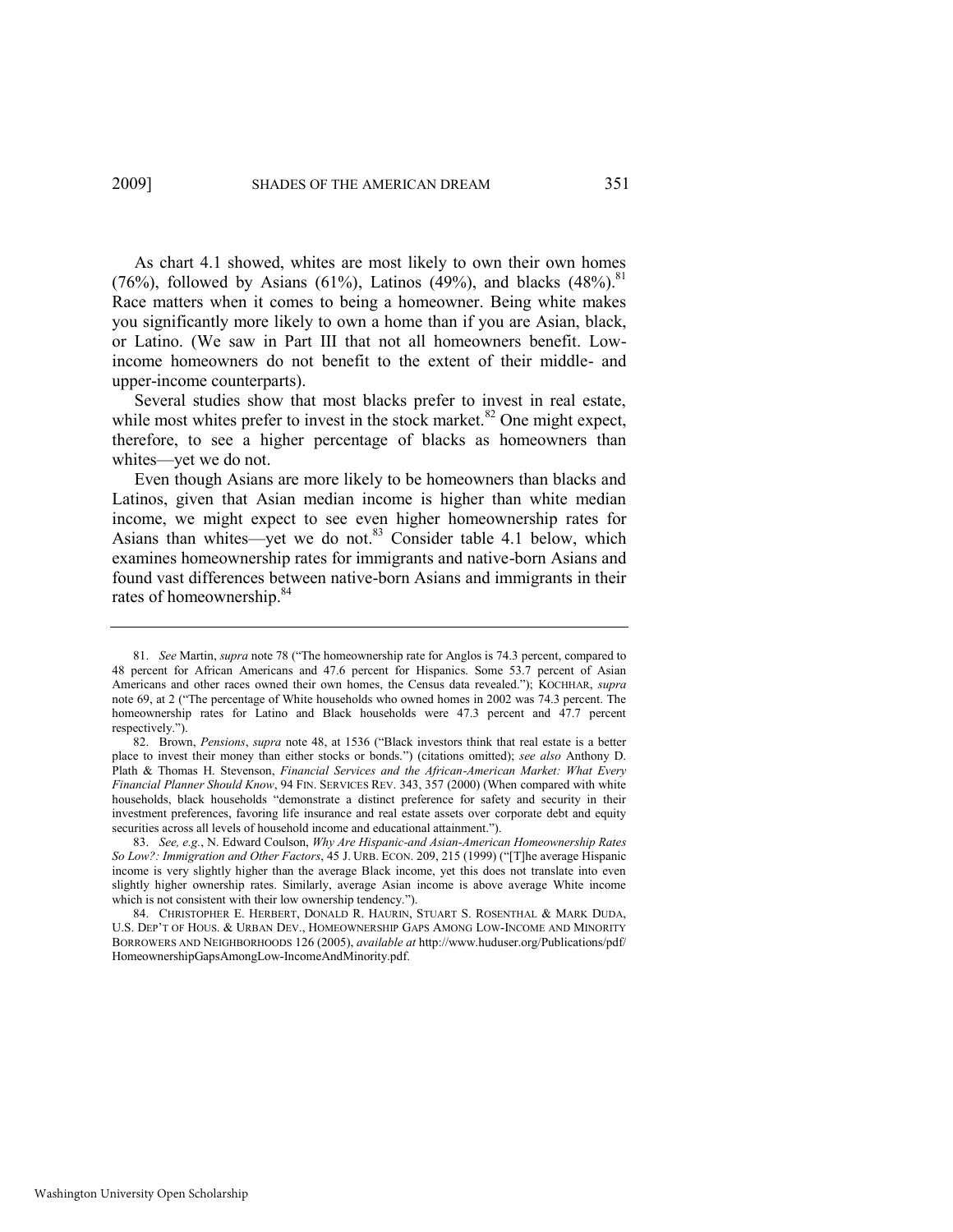As chart 4.1 showed, whites are most likely to own their own homes (76%), followed by Asians (61%), Latinos (49%), and blacks (48%).[81] Race matters when it comes to being a homeowner. Being white makes you significantly more likely to own a home than if you are Asian, black, or Latino. (We saw in Part III that not all homeowners benefit. Low-income homeowners do not benefit to the extent of their middle- and upper-income counterparts).

Several studies show that most blacks prefer to invest in real estate, while most whites prefer to invest in the stock market.[82] One might expect, therefore, to see a higher percentage of blacks as homeowners than whites—yet we do not.

Even though Asians are more likely to be homeowners than blacks and Latinos, given that Asian median income is higher than white median income, we might expect to see even higher homeownership rates for Asians than whites—yet we do not.[83] Consider table 4.1 below, which examines homeownership rates for immigrants and native-born Asians and found vast differences between native-born Asians and immigrants in their rates of homeownership.[84]

---

81. *See* Martin, *supra* note 78 ("The homeownership rate for Anglos is 74.3 percent, compared to 48 percent for African Americans and 47.6 percent for Hispanics. Some 53.7 percent of Asian Americans and other races owned their own homes, the Census data revealed."); KOCHHAR, *supra* note 69, at 2 ("The percentage of White households who owned homes in 2002 was 74.3 percent. The homeownership rates for Latino and Black households were 47.3 percent and 47.7 percent respectively.").

82. Brown, *Pensions*, *supra* note 48, at 1536 ("Black investors think that real estate is a better place to invest their money than either stocks or bonds.") (citations omitted); *see also* Anthony D. Plath & Thomas H. Stevenson, *Financial Services and the African-American Market: What Every Financial Planner Should Know*, 94 FIN. SERVICES REV. 343, 357 (2000) (When compared with white households, black households "demonstrate a distinct preference for safety and security in their investment preferences, favoring life insurance and real estate assets over corporate debt and equity securities across all levels of household income and educational attainment.").

83. *See, e.g.*, N. Edward Coulson, *Why Are Hispanic-and Asian-American Homeownership Rates So Low?: Immigration and Other Factors*, 45 J. URB. ECON. 209, 215 (1999) ("[T]he average Hispanic income is very slightly higher than the average Black income, yet this does not translate into even slightly higher ownership rates. Similarly, average Asian income is above average White income which is not consistent with their low ownership tendency.").

84. CHRISTOPHER E. HERBERT, DONALD R. HAURIN, STUART S. ROSENTHAL & MARK DUDA, U.S. DEP'T OF HOUS. & URBAN DEV., HOMEOWNERSHIP GAPS AMONG LOW-INCOME AND MINORITY BORROWERS AND NEIGHBORHOODS 126 (2005), *available at* http://www.huduser.org/Publications/pdf/HomeownershipGapsAmongLow-IncomeAndMinority.pdf.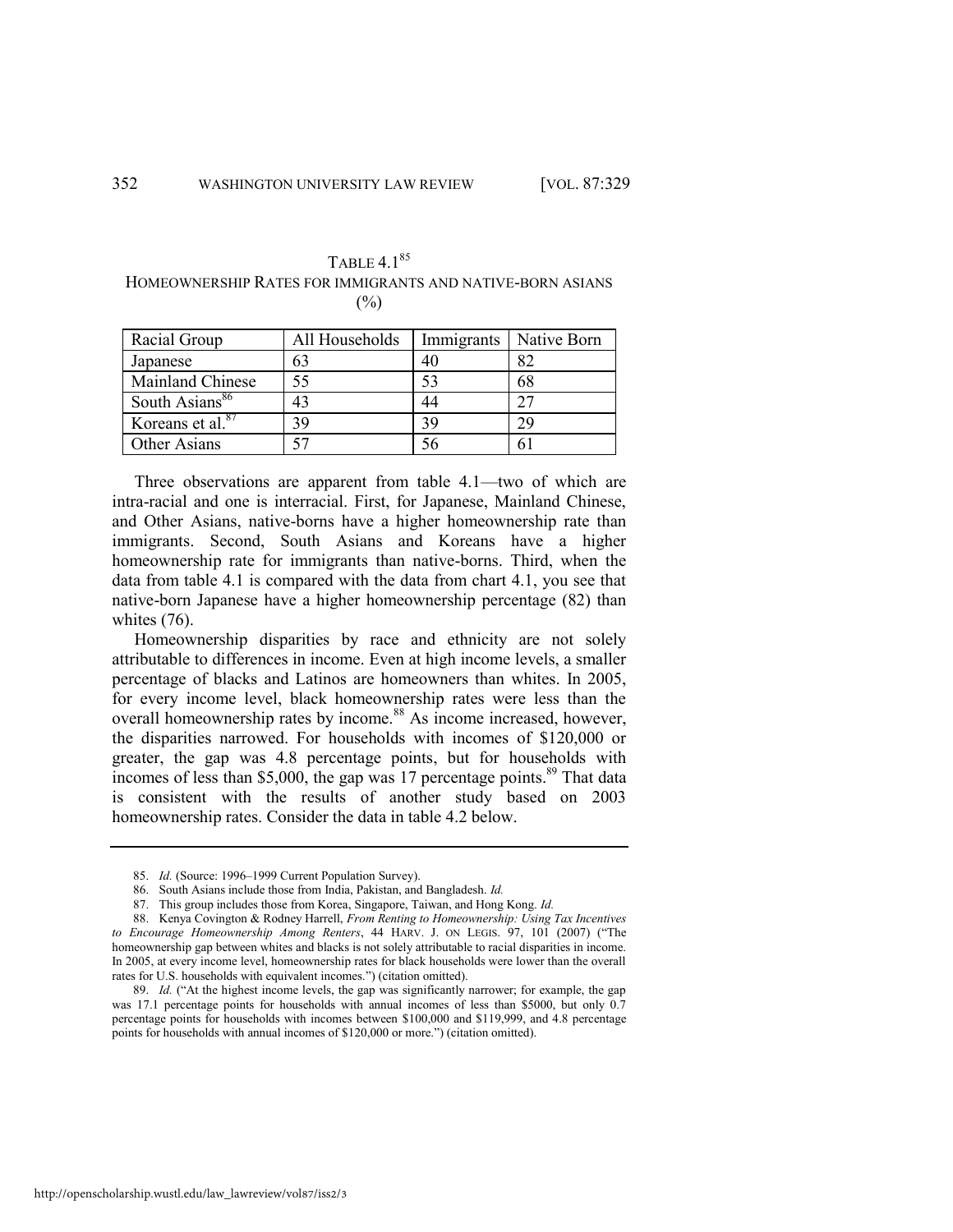TABLE 4.1[85]

HOMEOWNERSHIP RATES FOR IMMIGRANTS AND NATIVE-BORN ASIANS (%)

| Racial Group | All Households | Immigrants | Native Born |
|---|---|---|---|
| Japanese | 63 | 40 | 82 |
| Mainland Chinese | 55 | 53 | 68 |
| South Asians[86] | 43 | 44 | 27 |
| Koreans et al.[87] | 39 | 39 | 29 |
| Other Asians | 57 | 56 | 61 |

Three observations are apparent from table 4.1—two of which are intra-racial and one is interracial. First, for Japanese, Mainland Chinese, and Other Asians, native-borns have a higher homeownership rate than immigrants. Second, South Asians and Koreans have a higher homeownership rate for immigrants than native-borns. Third, when the data from table 4.1 is compared with the data from chart 4.1, you see that native-born Japanese have a higher homeownership percentage (82) than whites (76).

Homeownership disparities by race and ethnicity are not solely attributable to differences in income. Even at high income levels, a smaller percentage of blacks and Latinos are homeowners than whites. In 2005, for every income level, black homeownership rates were less than the overall homeownership rates by income.[88] As income increased, however, the disparities narrowed. For households with incomes of $120,000 or greater, the gap was 4.8 percentage points, but for households with incomes of less than $5,000, the gap was 17 percentage points.[89] That data is consistent with the results of another study based on 2003 homeownership rates. Consider the data in table 4.2 below.

---

85. *Id.* (Source: 1996–1999 Current Population Survey).

86. South Asians include those from India, Pakistan, and Bangladesh. *Id.*

87. This group includes those from Korea, Singapore, Taiwan, and Hong Kong. *Id.*

88. Kenya Covington & Rodney Harrell, *From Renting to Homeownership: Using Tax Incentives to Encourage Homeownership Among Renters*, 44 HARV. J. ON LEGIS. 97, 101 (2007) ("The homeownership gap between whites and blacks is not solely attributable to racial disparities in income. In 2005, at every income level, homeownership rates for black households were lower than the overall rates for U.S. households with equivalent incomes.") (citation omitted).

89. *Id.* ("At the highest income levels, the gap was significantly narrower; for example, the gap was 17.1 percentage points for households with annual incomes of less than $5000, but only 0.7 percentage points for households with incomes between $100,000 and $119,999, and 4.8 percentage points for households with annual incomes of $120,000 or more.") (citation omitted).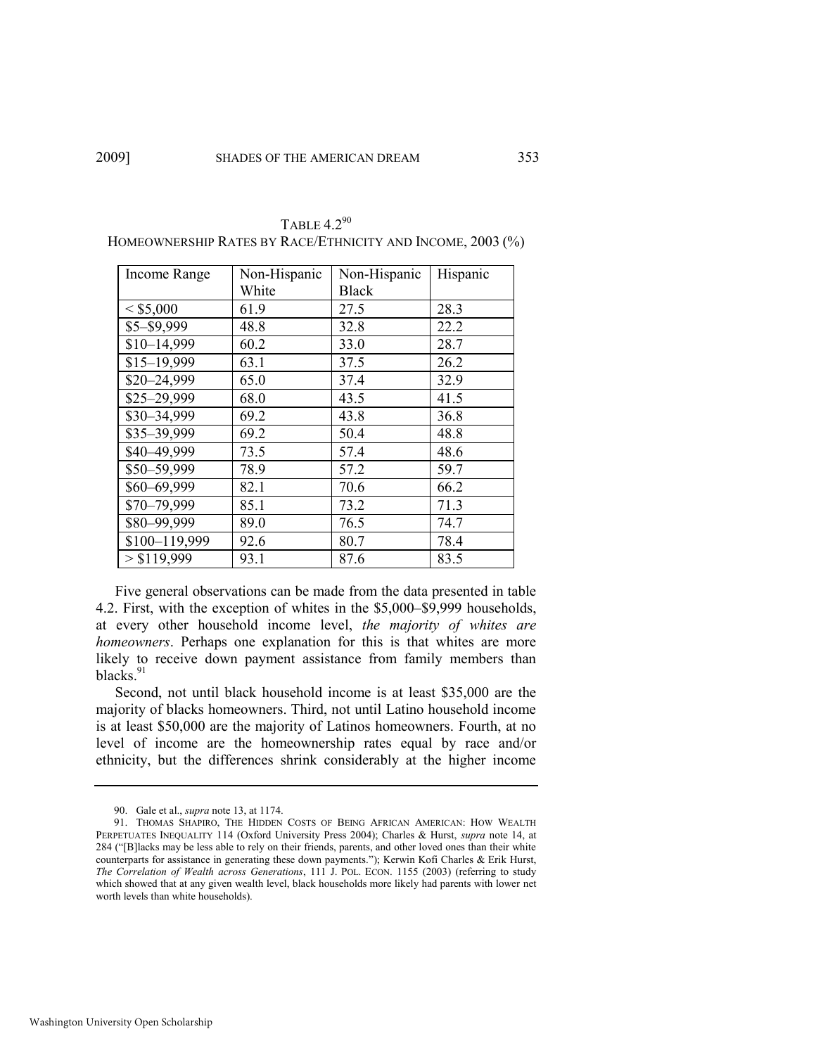TABLE 4.2[90]
HOMEOWNERSHIP RATES BY RACE/ETHNICITY AND INCOME, 2003 (%)

| Income Range | Non-Hispanic White | Non-Hispanic Black | Hispanic |
|---|---|---|---|
| < $5,000 | 61.9 | 27.5 | 28.3 |
| $5–$9,999 | 48.8 | 32.8 | 22.2 |
| $10–14,999 | 60.2 | 33.0 | 28.7 |
| $15–19,999 | 63.1 | 37.5 | 26.2 |
| $20–24,999 | 65.0 | 37.4 | 32.9 |
| $25–29,999 | 68.0 | 43.5 | 41.5 |
| $30–34,999 | 69.2 | 43.8 | 36.8 |
| $35–39,999 | 69.2 | 50.4 | 48.8 |
| $40–49,999 | 73.5 | 57.4 | 48.6 |
| $50–59,999 | 78.9 | 57.2 | 59.7 |
| $60–69,999 | 82.1 | 70.6 | 66.2 |
| $70–79,999 | 85.1 | 73.2 | 71.3 |
| $80–99,999 | 89.0 | 76.5 | 74.7 |
| $100–119,999 | 92.6 | 80.7 | 78.4 |
| > $119,999 | 93.1 | 87.6 | 83.5 |

Five general observations can be made from the data presented in table 4.2. First, with the exception of whites in the $5,000–$9,999 households, at every other household income level, *the majority of whites are homeowners*. Perhaps one explanation for this is that whites are more likely to receive down payment assistance from family members than blacks.[91]

Second, not until black household income is at least $35,000 are the majority of blacks homeowners. Third, not until Latino household income is at least $50,000 are the majority of Latinos homeowners. Fourth, at no level of income are the homeownership rates equal by race and/or ethnicity, but the differences shrink considerably at the higher income

90. Gale et al., *supra* note 13, at 1174.

91. THOMAS SHAPIRO, THE HIDDEN COSTS OF BEING AFRICAN AMERICAN: HOW WEALTH PERPETUATES INEQUALITY 114 (Oxford University Press 2004); Charles & Hurst, *supra* note 14, at 284 ("[B]lacks may be less able to rely on their friends, parents, and other loved ones than their white counterparts for assistance in generating these down payments."); Kerwin Kofi Charles & Erik Hurst, *The Correlation of Wealth across Generations*, 111 J. POL. ECON. 1155 (2003) (referring to study which showed that at any given wealth level, black households more likely had parents with lower net worth levels than white households).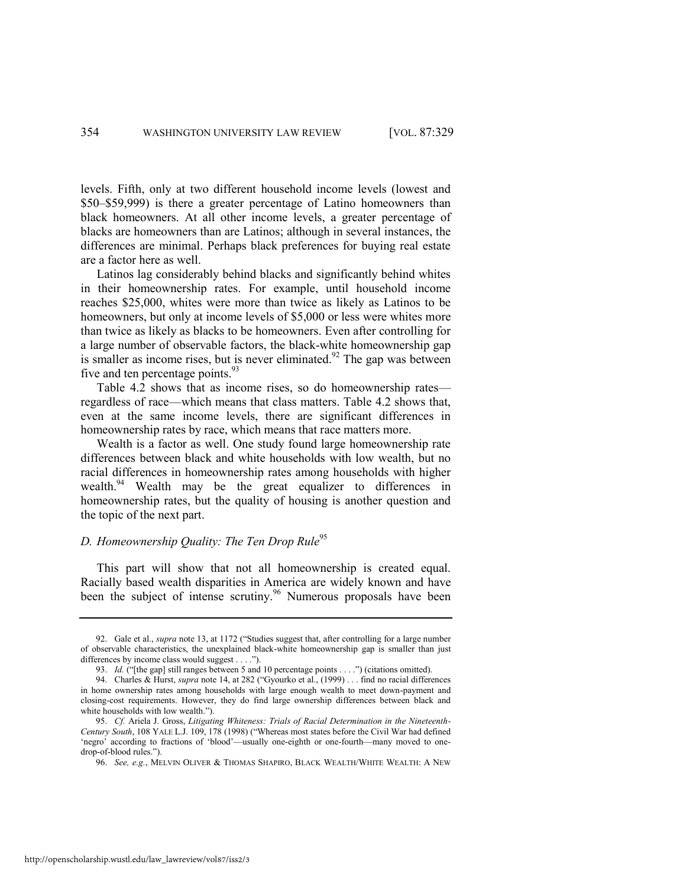levels. Fifth, only at two different household income levels (lowest and \$50–\$59,999) is there a greater percentage of Latino homeowners than black homeowners. At all other income levels, a greater percentage of blacks are homeowners than are Latinos; although in several instances, the differences are minimal. Perhaps black preferences for buying real estate are a factor here as well.

Latinos lag considerably behind blacks and significantly behind whites in their homeownership rates. For example, until household income reaches \$25,000, whites were more than twice as likely as Latinos to be homeowners, but only at income levels of \$5,000 or less were whites more than twice as likely as blacks to be homeowners. Even after controlling for a large number of observable factors, the black-white homeownership gap is smaller as income rises, but is never eliminated.[92] The gap was between five and ten percentage points.[93]

Table 4.2 shows that as income rises, so do homeownership rates—regardless of race—which means that class matters. Table 4.2 shows that, even at the same income levels, there are significant differences in homeownership rates by race, which means that race matters more.

Wealth is a factor as well. One study found large homeownership rate differences between black and white households with low wealth, but no racial differences in homeownership rates among households with higher wealth.[94] Wealth may be the great equalizer to differences in homeownership rates, but the quality of housing is another question and the topic of the next part.

### *D. Homeownership Quality: The Ten Drop Rule*[95]

This part will show that not all homeownership is created equal. Racially based wealth disparities in America are widely known and have been the subject of intense scrutiny.[96] Numerous proposals have been

---

92. Gale et al., *supra* note 13, at 1172 ("Studies suggest that, after controlling for a large number of observable characteristics, the unexplained black-white homeownership gap is smaller than just differences by income class would suggest . . . .").

93. *Id.* ("[the gap] still ranges between 5 and 10 percentage points . . . .") (citations omitted).

94. Charles & Hurst, *supra* note 14, at 282 ("Gyourko et al., (1999) . . . find no racial differences in home ownership rates among households with large enough wealth to meet down-payment and closing-cost requirements. However, they do find large ownership differences between black and white households with low wealth.").

95. *Cf.* Ariela J. Gross, *Litigating Whiteness: Trials of Racial Determination in the Nineteenth-Century South*, 108 YALE L.J. 109, 178 (1998) ("Whereas most states before the Civil War had defined 'negro' according to fractions of 'blood'—usually one-eighth or one-fourth—many moved to one-drop-of-blood rules.").

96. *See, e.g.*, MELVIN OLIVER & THOMAS SHAPIRO, BLACK WEALTH/WHITE WEALTH: A NEW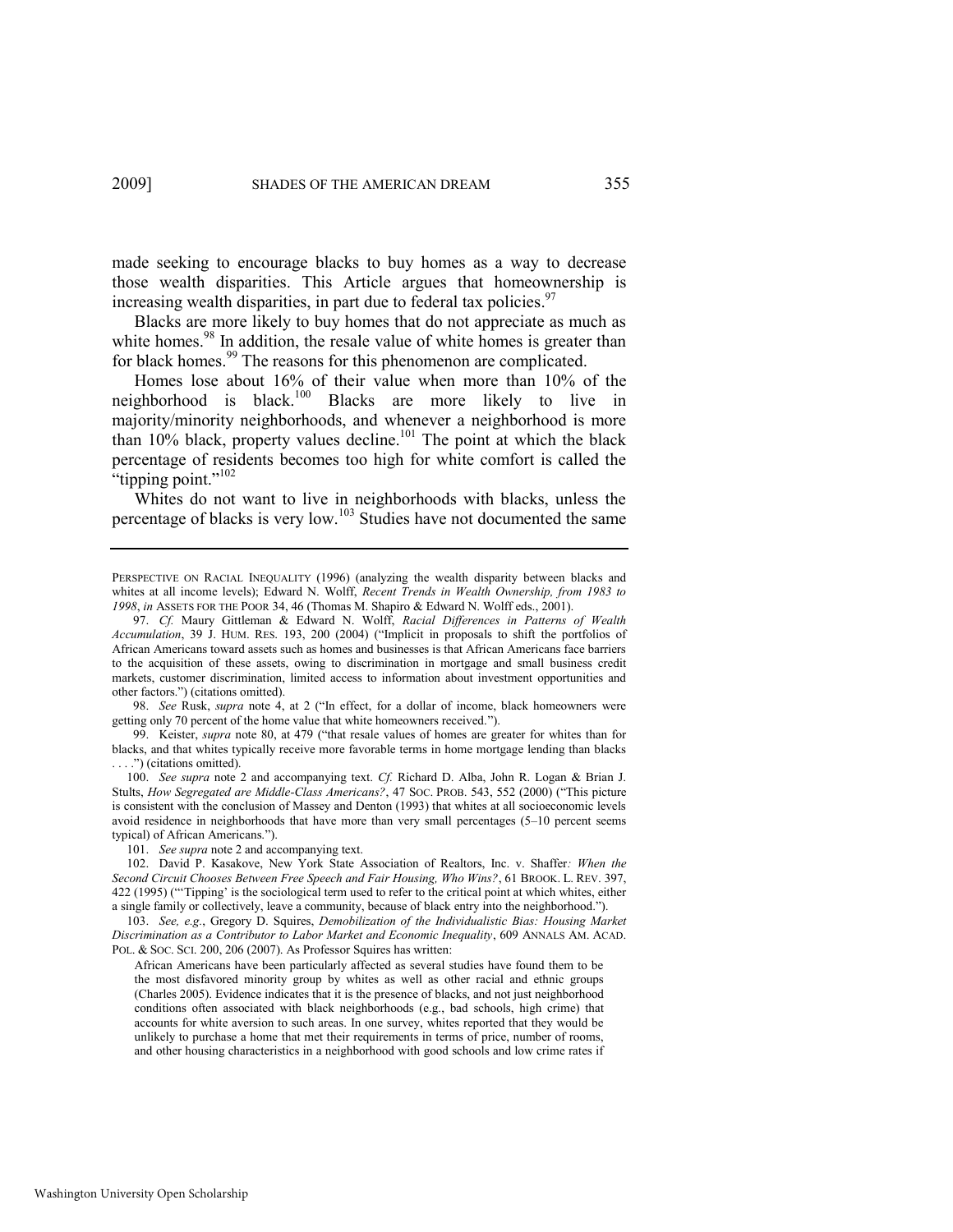made seeking to encourage blacks to buy homes as a way to decrease those wealth disparities. This Article argues that homeownership is increasing wealth disparities, in part due to federal tax policies.[97]

Blacks are more likely to buy homes that do not appreciate as much as white homes.[98] In addition, the resale value of white homes is greater than for black homes.[99] The reasons for this phenomenon are complicated.

Homes lose about 16% of their value when more than 10% of the neighborhood is black.[100] Blacks are more likely to live in majority/minority neighborhoods, and whenever a neighborhood is more than 10% black, property values decline.[101] The point at which the black percentage of residents becomes too high for white comfort is called the "tipping point."[102]

Whites do not want to live in neighborhoods with blacks, unless the percentage of blacks is very low.[103] Studies have not documented the same

---

PERSPECTIVE ON RACIAL INEQUALITY (1996) (analyzing the wealth disparity between blacks and whites at all income levels); Edward N. Wolff, *Recent Trends in Wealth Ownership, from 1983 to 1998*, *in* ASSETS FOR THE POOR 34, 46 (Thomas M. Shapiro & Edward N. Wolff eds., 2001).

97. *Cf.* Maury Gittleman & Edward N. Wolff, *Racial Differences in Patterns of Wealth Accumulation*, 39 J. HUM. RES. 193, 200 (2004) ("Implicit in proposals to shift the portfolios of African Americans toward assets such as homes and businesses is that African Americans face barriers to the acquisition of these assets, owing to discrimination in mortgage and small business credit markets, customer discrimination, limited access to information about investment opportunities and other factors.") (citations omitted).

98. *See* Rusk, *supra* note 4, at 2 ("In effect, for a dollar of income, black homeowners were getting only 70 percent of the home value that white homeowners received.").

99. Keister, *supra* note 80, at 479 ("that resale values of homes are greater for whites than for blacks, and that whites typically receive more favorable terms in home mortgage lending than blacks . . . .") (citations omitted).

100. *See supra* note 2 and accompanying text. *Cf.* Richard D. Alba, John R. Logan & Brian J. Stults, *How Segregated are Middle-Class Americans?*, 47 SOC. PROB. 543, 552 (2000) ("This picture is consistent with the conclusion of Massey and Denton (1993) that whites at all socioeconomic levels avoid residence in neighborhoods that have more than very small percentages (5–10 percent seems typical) of African Americans.").

101. *See supra* note 2 and accompanying text.

102. David P. Kasakove, New York State Association of Realtors, Inc. v. Shaffer*: When the Second Circuit Chooses Between Free Speech and Fair Housing, Who Wins?*, 61 BROOK. L. REV. 397, 422 (1995) ("'Tipping' is the sociological term used to refer to the critical point at which whites, either a single family or collectively, leave a community, because of black entry into the neighborhood.").

103. *See, e.g.*, Gregory D. Squires, *Demobilization of the Individualistic Bias: Housing Market Discrimination as a Contributor to Labor Market and Economic Inequality*, 609 ANNALS AM. ACAD. POL. & SOC. SCI. 200, 206 (2007). As Professor Squires has written:

> African Americans have been particularly affected as several studies have found them to be the most disfavored minority group by whites as well as other racial and ethnic groups (Charles 2005). Evidence indicates that it is the presence of blacks, and not just neighborhood conditions often associated with black neighborhoods (e.g., bad schools, high crime) that accounts for white aversion to such areas. In one survey, whites reported that they would be unlikely to purchase a home that met their requirements in terms of price, number of rooms, and other housing characteristics in a neighborhood with good schools and low crime rates if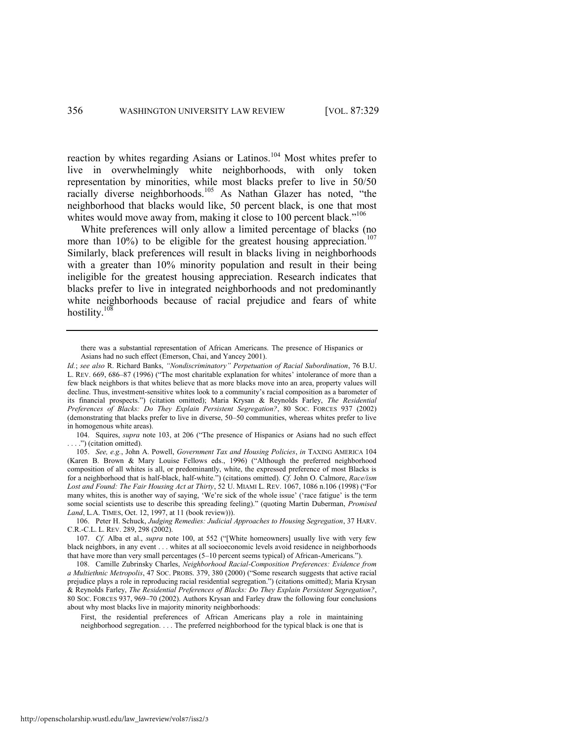reaction by whites regarding Asians or Latinos.[104] Most whites prefer to live in overwhelmingly white neighborhoods, with only token representation by minorities, while most blacks prefer to live in 50/50 racially diverse neighborhoods.[105] As Nathan Glazer has noted, "the neighborhood that blacks would like, 50 percent black, is one that most whites would move away from, making it close to 100 percent black."[106]

White preferences will only allow a limited percentage of blacks (no more than 10%) to be eligible for the greatest housing appreciation.[107] Similarly, black preferences will result in blacks living in neighborhoods with a greater than 10% minority population and result in their being ineligible for the greatest housing appreciation. Research indicates that blacks prefer to live in integrated neighborhoods and not predominantly white neighborhoods because of racial prejudice and fears of white hostility.[108]

---

> there was a substantial representation of African Americans. The presence of Hispanics or Asians had no such effect (Emerson, Chai, and Yancey 2001).

*Id.*; *see also* R. Richard Banks, *"Nondiscriminatory" Perpetuation of Racial Subordination*, 76 B.U. L. REV. 669, 686–87 (1996) ("The most charitable explanation for whites' intolerance of more than a few black neighbors is that whites believe that as more blacks move into an area, property values will decline. Thus, investment-sensitive whites look to a community's racial composition as a barometer of its financial prospects.") (citation omitted); Maria Krysan & Reynolds Farley, *The Residential Preferences of Blacks: Do They Explain Persistent Segregation?*, 80 SOC. FORCES 937 (2002) (demonstrating that blacks prefer to live in diverse, 50–50 communities, whereas whites prefer to live in homogenous white areas).

104. Squires, *supra* note 103, at 206 ("The presence of Hispanics or Asians had no such effect . . . .") (citation omitted).

105. *See, e.g.*, John A. Powell, *Government Tax and Housing Policies*, *in* TAXING AMERICA 104 (Karen B. Brown & Mary Louise Fellows eds., 1996) ("Although the preferred neighborhood composition of all whites is all, or predominantly, white, the expressed preference of most Blacks is for a neighborhood that is half-black, half-white.") (citations omitted). *Cf.* John O. Calmore, *Race/ism Lost and Found: The Fair Housing Act at Thirty*, 52 U. MIAMI L. REV. 1067, 1086 n.106 (1998) ("For many whites, this is another way of saying, 'We're sick of the whole issue' ('race fatigue' is the term some social scientists use to describe this spreading feeling)." (quoting Martin Duberman, *Promised Land*, L.A. TIMES, Oct. 12, 1997, at 11 (book review))).

106. Peter H. Schuck, *Judging Remedies: Judicial Approaches to Housing Segregation*, 37 HARV. C.R.-C.L. L. REV. 289, 298 (2002).

107. *Cf.* Alba et al., *supra* note 100, at 552 ("[White homeowners] usually live with very few black neighbors, in any event . . . whites at all socioeconomic levels avoid residence in neighborhoods that have more than very small percentages (5–10 percent seems typical) of African-Americans.").

108. Camille Zubrinsky Charles, *Neighborhood Racial-Composition Preferences: Evidence from a Multiethnic Metropolis*, 47 SOC. PROBS. 379, 380 (2000) ("Some research suggests that active racial prejudice plays a role in reproducing racial residential segregation.") (citations omitted); Maria Krysan & Reynolds Farley, *The Residential Preferences of Blacks: Do They Explain Persistent Segregation?*, 80 SOC. FORCES 937, 969–70 (2002). Authors Krysan and Farley draw the following four conclusions about why most blacks live in majority minority neighborhoods:

> First, the residential preferences of African Americans play a role in maintaining neighborhood segregation. . . . The preferred neighborhood for the typical black is one that is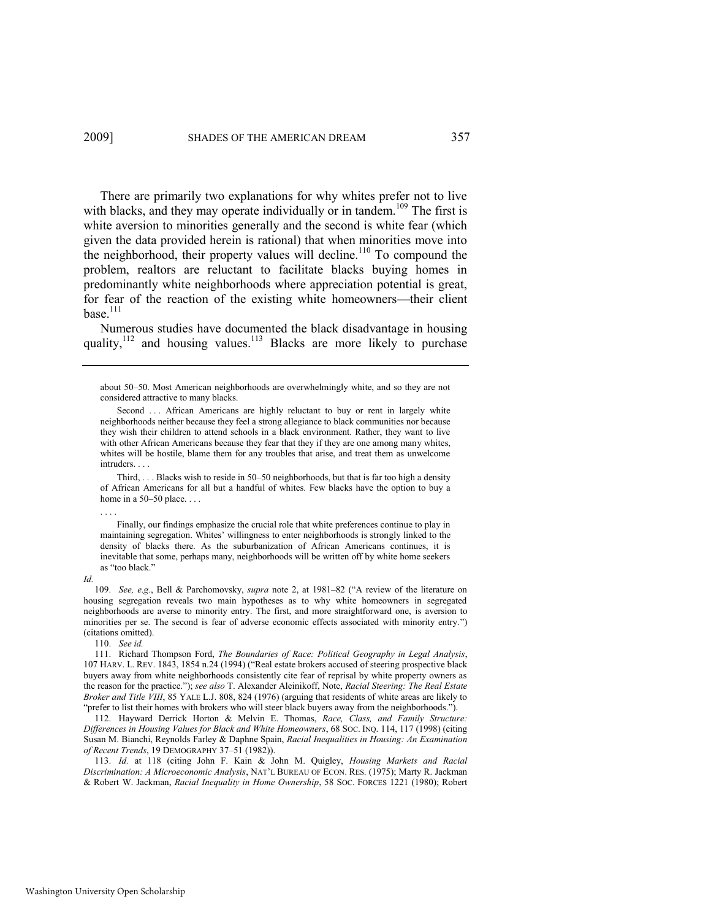There are primarily two explanations for why whites prefer not to live with blacks, and they may operate individually or in tandem.[109] The first is white aversion to minorities generally and the second is white fear (which given the data provided herein is rational) that when minorities move into the neighborhood, their property values will decline.[110] To compound the problem, realtors are reluctant to facilitate blacks buying homes in predominantly white neighborhoods where appreciation potential is great, for fear of the reaction of the existing white homeowners—their client base.[111]

Numerous studies have documented the black disadvantage in housing quality,[112] and housing values.[113] Blacks are more likely to purchase

---

about 50–50. Most American neighborhoods are overwhelmingly white, and so they are not considered attractive to many blacks.

Second . . . African Americans are highly reluctant to buy or rent in largely white neighborhoods neither because they feel a strong allegiance to black communities nor because they wish their children to attend schools in a black environment. Rather, they want to live with other African Americans because they fear that they if they are one among many whites, whites will be hostile, blame them for any troubles that arise, and treat them as unwelcome intruders. . . .

Third, . . . Blacks wish to reside in 50–50 neighborhoods, but that is far too high a density of African Americans for all but a handful of whites. Few blacks have the option to buy a home in a 50–50 place. . . .

. . . .

Finally, our findings emphasize the crucial role that white preferences continue to play in maintaining segregation. Whites' willingness to enter neighborhoods is strongly linked to the density of blacks there. As the suburbanization of African Americans continues, it is inevitable that some, perhaps many, neighborhoods will be written off by white home seekers as "too black."

*Id.*

109. *See, e.g.*, Bell & Parchomovsky, *supra* note 2, at 1981–82 ("A review of the literature on housing segregation reveals two main hypotheses as to why white homeowners in segregated neighborhoods are averse to minority entry. The first, and more straightforward one, is aversion to minorities per se. The second is fear of adverse economic effects associated with minority entry.") (citations omitted).

110. *See id.*

111. Richard Thompson Ford, *The Boundaries of Race: Political Geography in Legal Analysis*, 107 HARV. L. REV. 1843, 1854 n.24 (1994) ("Real estate brokers accused of steering prospective black buyers away from white neighborhoods consistently cite fear of reprisal by white property owners as the reason for the practice."); *see also* T. Alexander Aleinikoff, Note, *Racial Steering: The Real Estate Broker and Title VIII*, 85 YALE L.J. 808, 824 (1976) (arguing that residents of white areas are likely to "prefer to list their homes with brokers who will steer black buyers away from the neighborhoods.").

112. Hayward Derrick Horton & Melvin E. Thomas, *Race, Class, and Family Structure: Differences in Housing Values for Black and White Homeowners*, 68 SOC. INQ. 114, 117 (1998) (citing Susan M. Bianchi, Reynolds Farley & Daphne Spain, *Racial Inequalities in Housing: An Examination of Recent Trends*, 19 DEMOGRAPHY 37–51 (1982)).

113. *Id.* at 118 (citing John F. Kain & John M. Quigley, *Housing Markets and Racial Discrimination: A Microeconomic Analysis*, NAT'L BUREAU OF ECON. RES. (1975); Marty R. Jackman & Robert W. Jackman, *Racial Inequality in Home Ownership*, 58 SOC. FORCES 1221 (1980); Robert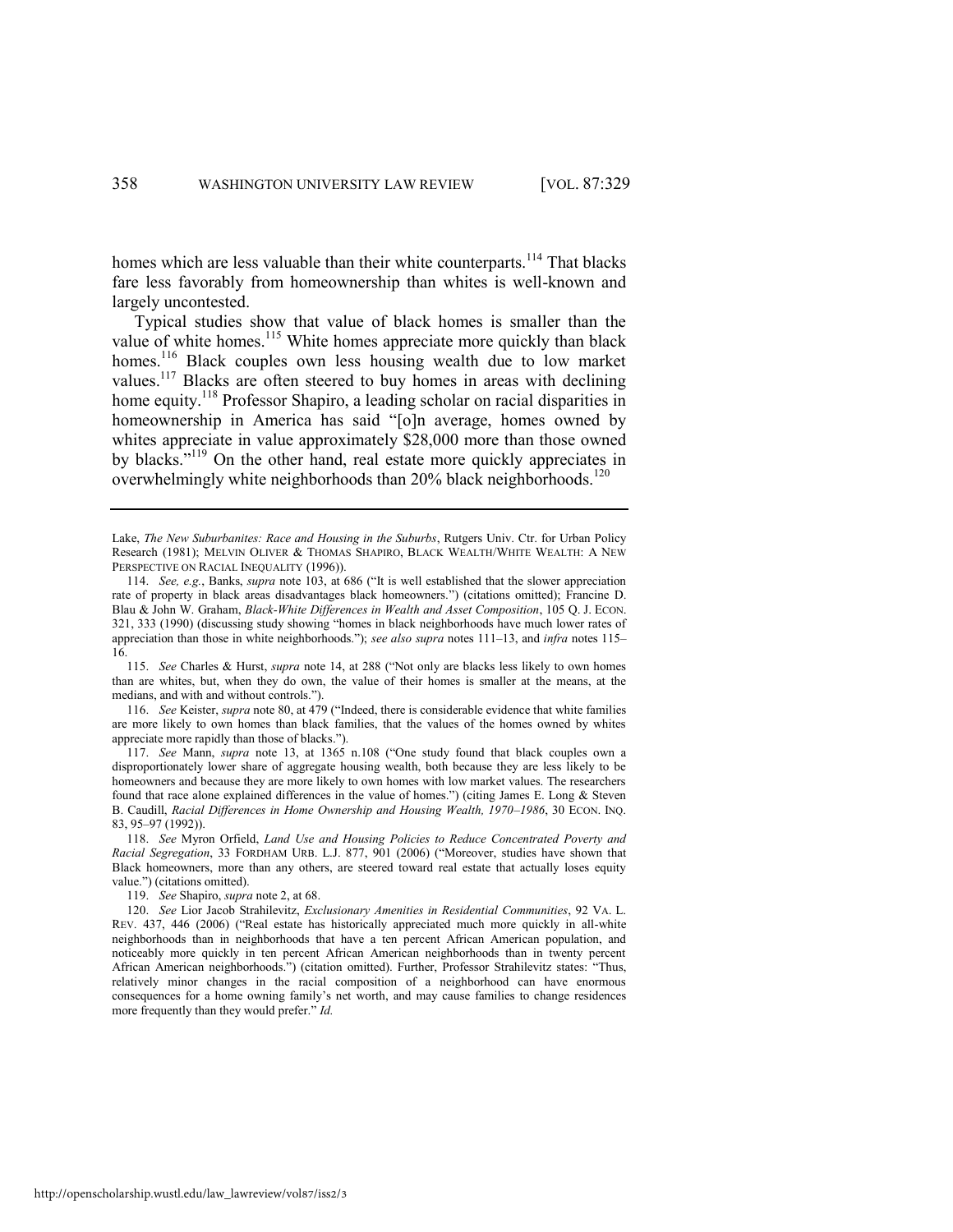homes which are less valuable than their white counterparts.[114] That blacks fare less favorably from homeownership than whites is well-known and largely uncontested.

Typical studies show that value of black homes is smaller than the value of white homes.[115] White homes appreciate more quickly than black homes.[116] Black couples own less housing wealth due to low market values.[117] Blacks are often steered to buy homes in areas with declining home equity.[118] Professor Shapiro, a leading scholar on racial disparities in homeownership in America has said "[o]n average, homes owned by whites appreciate in value approximately $28,000 more than those owned by blacks."[119] On the other hand, real estate more quickly appreciates in overwhelmingly white neighborhoods than 20% black neighborhoods.[120]

---

Lake, *The New Suburbanites: Race and Housing in the Suburbs*, Rutgers Univ. Ctr. for Urban Policy Research (1981); MELVIN OLIVER & THOMAS SHAPIRO, BLACK WEALTH/WHITE WEALTH: A NEW PERSPECTIVE ON RACIAL INEQUALITY (1996)).

114. *See, e.g.*, Banks, *supra* note 103, at 686 ("It is well established that the slower appreciation rate of property in black areas disadvantages black homeowners.") (citations omitted); Francine D. Blau & John W. Graham, *Black-White Differences in Wealth and Asset Composition*, 105 Q. J. ECON. 321, 333 (1990) (discussing study showing "homes in black neighborhoods have much lower rates of appreciation than those in white neighborhoods."); *see also supra* notes 111–13, and *infra* notes 115–16.

115. *See* Charles & Hurst, *supra* note 14, at 288 ("Not only are blacks less likely to own homes than are whites, but, when they do own, the value of their homes is smaller at the means, at the medians, and with and without controls.").

116. *See* Keister, *supra* note 80, at 479 ("Indeed, there is considerable evidence that white families are more likely to own homes than black families, that the values of the homes owned by whites appreciate more rapidly than those of blacks.").

117. *See* Mann, *supra* note 13, at 1365 n.108 ("One study found that black couples own a disproportionately lower share of aggregate housing wealth, both because they are less likely to be homeowners and because they are more likely to own homes with low market values. The researchers found that race alone explained differences in the value of homes.") (citing James E. Long & Steven B. Caudill, *Racial Differences in Home Ownership and Housing Wealth, 1970–1986*, 30 ECON. INQ. 83, 95–97 (1992)).

118. *See* Myron Orfield, *Land Use and Housing Policies to Reduce Concentrated Poverty and Racial Segregation*, 33 FORDHAM URB. L.J. 877, 901 (2006) ("Moreover, studies have shown that Black homeowners, more than any others, are steered toward real estate that actually loses equity value.") (citations omitted).

119. *See* Shapiro, *supra* note 2, at 68.

120. *See* Lior Jacob Strahilevitz, *Exclusionary Amenities in Residential Communities*, 92 VA. L. REV. 437, 446 (2006) ("Real estate has historically appreciated much more quickly in all-white neighborhoods than in neighborhoods that have a ten percent African American population, and noticeably more quickly in ten percent African American neighborhoods than in twenty percent African American neighborhoods.") (citation omitted). Further, Professor Strahilevitz states: "Thus, relatively minor changes in the racial composition of a neighborhood can have enormous consequences for a home owning family's net worth, and may cause families to change residences more frequently than they would prefer." *Id.*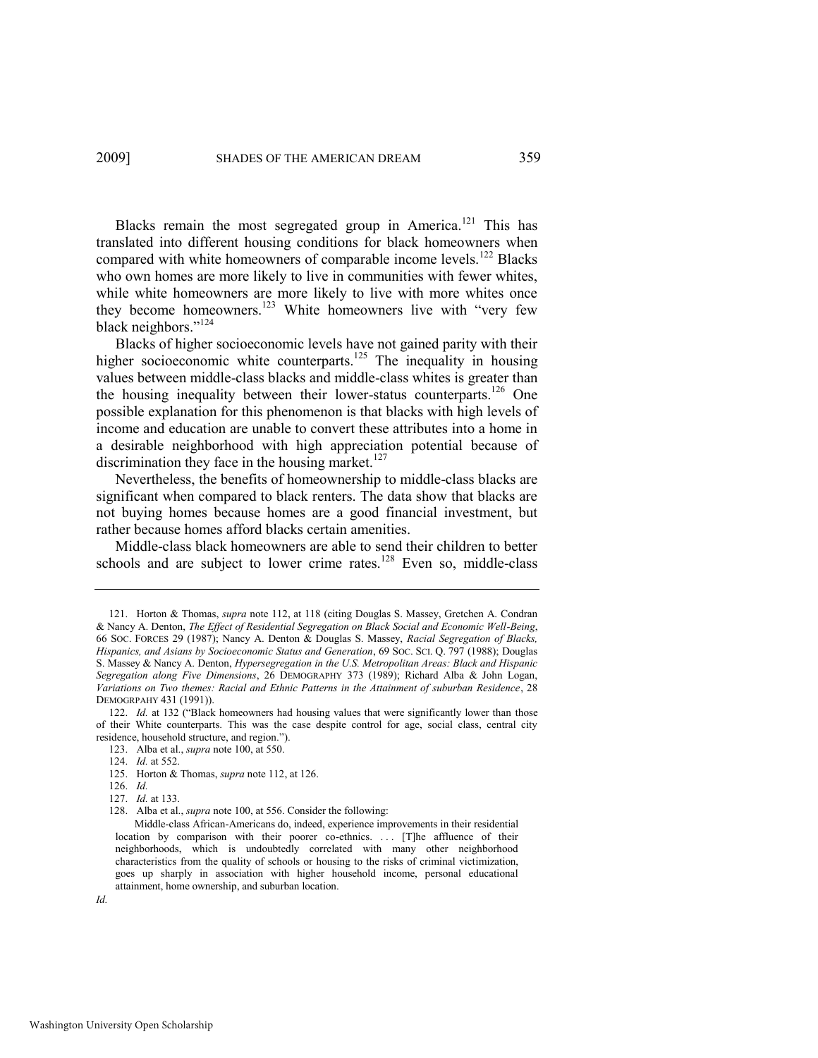Blacks remain the most segregated group in America.[121] This has translated into different housing conditions for black homeowners when compared with white homeowners of comparable income levels.[122] Blacks who own homes are more likely to live in communities with fewer whites, while white homeowners are more likely to live with more whites once they become homeowners.[123] White homeowners live with "very few black neighbors."[124]

Blacks of higher socioeconomic levels have not gained parity with their higher socioeconomic white counterparts.[125] The inequality in housing values between middle-class blacks and middle-class whites is greater than the housing inequality between their lower-status counterparts.[126] One possible explanation for this phenomenon is that blacks with high levels of income and education are unable to convert these attributes into a home in a desirable neighborhood with high appreciation potential because of discrimination they face in the housing market.[127]

Nevertheless, the benefits of homeownership to middle-class blacks are significant when compared to black renters. The data show that blacks are not buying homes because homes are a good financial investment, but rather because homes afford blacks certain amenities.

Middle-class black homeowners are able to send their children to better schools and are subject to lower crime rates.[128] Even so, middle-class

---

121. Horton & Thomas, *supra* note 112, at 118 (citing Douglas S. Massey, Gretchen A. Condran & Nancy A. Denton, *The Effect of Residential Segregation on Black Social and Economic Well-Being*, 66 SOC. FORCES 29 (1987); Nancy A. Denton & Douglas S. Massey, *Racial Segregation of Blacks, Hispanics, and Asians by Socioeconomic Status and Generation*, 69 SOC. SCI. Q. 797 (1988); Douglas S. Massey & Nancy A. Denton, *Hypersegregation in the U.S. Metropolitan Areas: Black and Hispanic Segregation along Five Dimensions*, 26 DEMOGRAPHY 373 (1989); Richard Alba & John Logan, *Variations on Two themes: Racial and Ethnic Patterns in the Attainment of suburban Residence*, 28 DEMOGRPAHY 431 (1991)).

122. *Id.* at 132 ("Black homeowners had housing values that were significantly lower than those of their White counterparts. This was the case despite control for age, social class, central city residence, household structure, and region.").

123. Alba et al., *supra* note 100, at 550.

124. *Id.* at 552.

125. Horton & Thomas, *supra* note 112, at 126.

126. *Id.*

127. *Id.* at 133.

128. Alba et al., *supra* note 100, at 556. Consider the following:

> Middle-class African-Americans do, indeed, experience improvements in their residential location by comparison with their poorer co-ethnics. . . . [T]he affluence of their neighborhoods, which is undoubtedly correlated with many other neighborhood characteristics from the quality of schools or housing to the risks of criminal victimization, goes up sharply in association with higher household income, personal educational attainment, home ownership, and suburban location.

*Id.*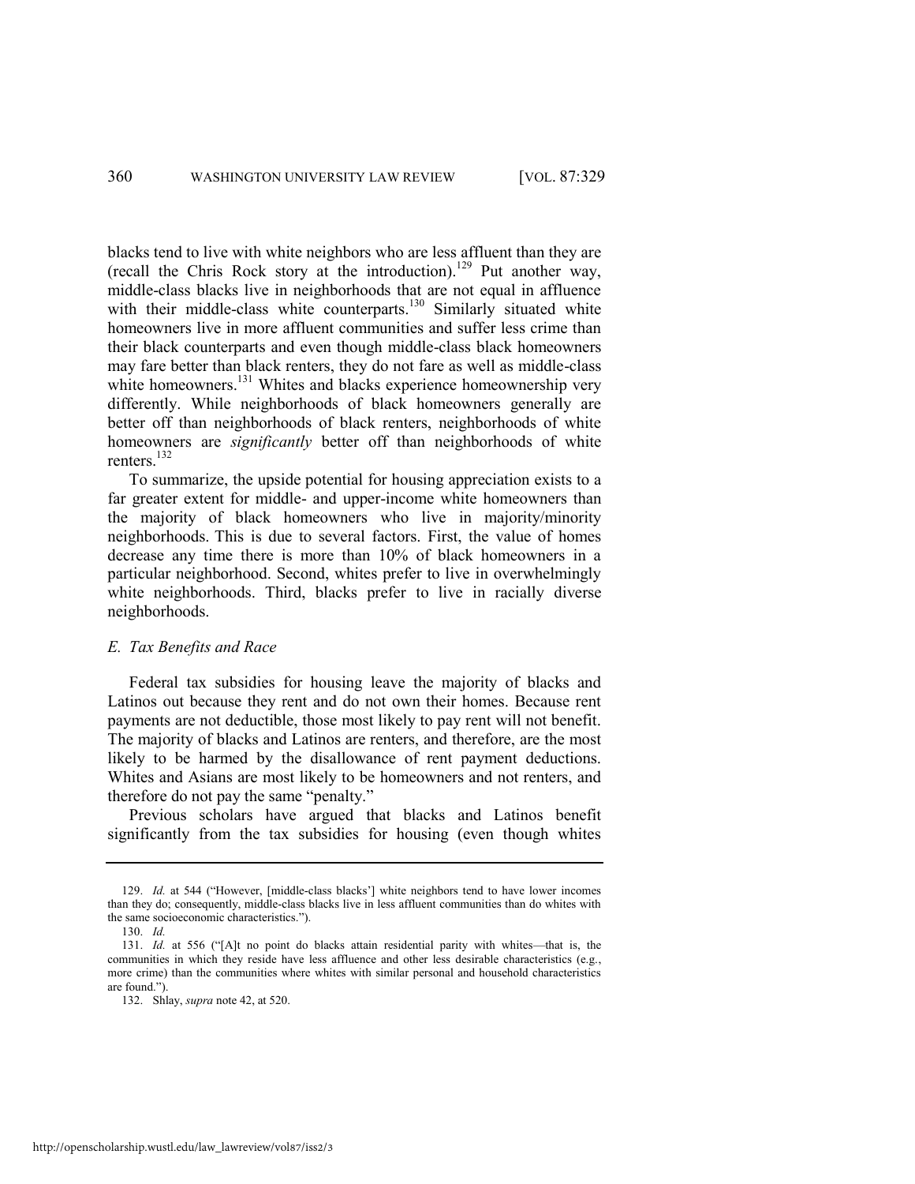blacks tend to live with white neighbors who are less affluent than they are (recall the Chris Rock story at the introduction).[129] Put another way, middle-class blacks live in neighborhoods that are not equal in affluence with their middle-class white counterparts.[130] Similarly situated white homeowners live in more affluent communities and suffer less crime than their black counterparts and even though middle-class black homeowners may fare better than black renters, they do not fare as well as middle-class white homeowners.[131] Whites and blacks experience homeownership very differently. While neighborhoods of black homeowners generally are better off than neighborhoods of black renters, neighborhoods of white homeowners are *significantly* better off than neighborhoods of white renters.[132]

To summarize, the upside potential for housing appreciation exists to a far greater extent for middle- and upper-income white homeowners than the majority of black homeowners who live in majority/minority neighborhoods. This is due to several factors. First, the value of homes decrease any time there is more than 10% of black homeowners in a particular neighborhood. Second, whites prefer to live in overwhelmingly white neighborhoods. Third, blacks prefer to live in racially diverse neighborhoods.

### *E. Tax Benefits and Race*

Federal tax subsidies for housing leave the majority of blacks and Latinos out because they rent and do not own their homes. Because rent payments are not deductible, those most likely to pay rent will not benefit. The majority of blacks and Latinos are renters, and therefore, are the most likely to be harmed by the disallowance of rent payment deductions. Whites and Asians are most likely to be homeowners and not renters, and therefore do not pay the same "penalty."

Previous scholars have argued that blacks and Latinos benefit significantly from the tax subsidies for housing (even though whites

---

129. *Id.* at 544 ("However, [middle-class blacks'] white neighbors tend to have lower incomes than they do; consequently, middle-class blacks live in less affluent communities than do whites with the same socioeconomic characteristics.").

130. *Id.*

131. *Id.* at 556 ("[A]t no point do blacks attain residential parity with whites—that is, the communities in which they reside have less affluence and other less desirable characteristics (e.g., more crime) than the communities where whites with similar personal and household characteristics are found.").

132. Shlay, *supra* note 42, at 520.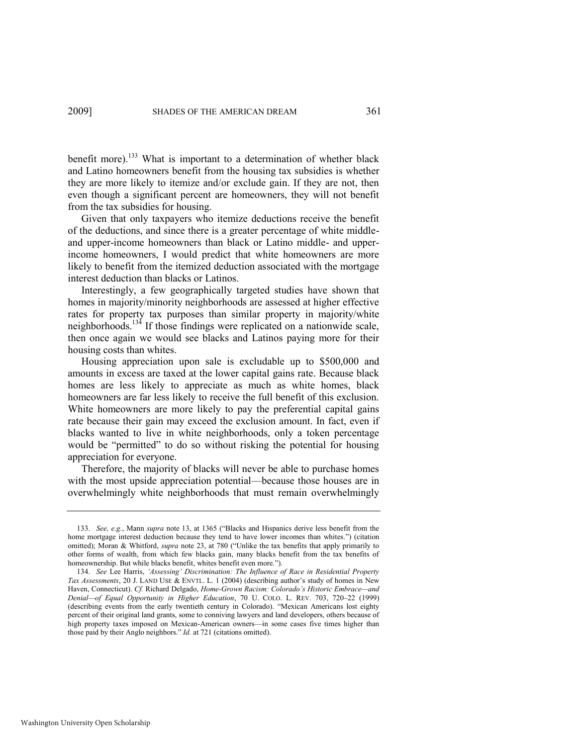benefit more).[133] What is important to a determination of whether black and Latino homeowners benefit from the housing tax subsidies is whether they are more likely to itemize and/or exclude gain. If they are not, then even though a significant percent are homeowners, they will not benefit from the tax subsidies for housing.

Given that only taxpayers who itemize deductions receive the benefit of the deductions, and since there is a greater percentage of white middle- and upper-income homeowners than black or Latino middle- and upper-income homeowners, I would predict that white homeowners are more likely to benefit from the itemized deduction associated with the mortgage interest deduction than blacks or Latinos.

Interestingly, a few geographically targeted studies have shown that homes in majority/minority neighborhoods are assessed at higher effective rates for property tax purposes than similar property in majority/white neighborhoods.[134] If those findings were replicated on a nationwide scale, then once again we would see blacks and Latinos paying more for their housing costs than whites.

Housing appreciation upon sale is excludable up to $500,000 and amounts in excess are taxed at the lower capital gains rate. Because black homes are less likely to appreciate as much as white homes, black homeowners are far less likely to receive the full benefit of this exclusion. White homeowners are more likely to pay the preferential capital gains rate because their gain may exceed the exclusion amount. In fact, even if blacks wanted to live in white neighborhoods, only a token percentage would be "permitted" to do so without risking the potential for housing appreciation for everyone.

Therefore, the majority of blacks will never be able to purchase homes with the most upside appreciation potential—because those houses are in overwhelmingly white neighborhoods that must remain overwhelmingly

---

133. *See, e.g.*, Mann *supra* note 13, at 1365 ("Blacks and Hispanics derive less benefit from the home mortgage interest deduction because they tend to have lower incomes than whites.") (citation omitted); Moran & Whitford, *supra* note 23, at 780 ("Unlike the tax benefits that apply primarily to other forms of wealth, from which few blacks gain, many blacks benefit from the tax benefits of homeownership. But while blacks benefit, whites benefit even more.").

134. *See* Lee Harris, *'Assessing' Discrimination: The Influence of Race in Residential Property Tax Assessments*, 20 J. LAND USE & ENVTL. L. 1 (2004) (describing author's study of homes in New Haven, Connecticut). *Cf.* Richard Delgado, *Home-Grown Racism: Colorado's Historic Embrace—and Denial—of Equal Opportunity in Higher Education*, 70 U. COLO. L. REV. 703, 720–22 (1999) (describing events from the early twentieth century in Colorado). "Mexican Americans lost eighty percent of their original land grants, some to conniving lawyers and land developers, others because of high property taxes imposed on Mexican-American owners—in some cases five times higher than those paid by their Anglo neighbors." *Id.* at 721 (citations omitted).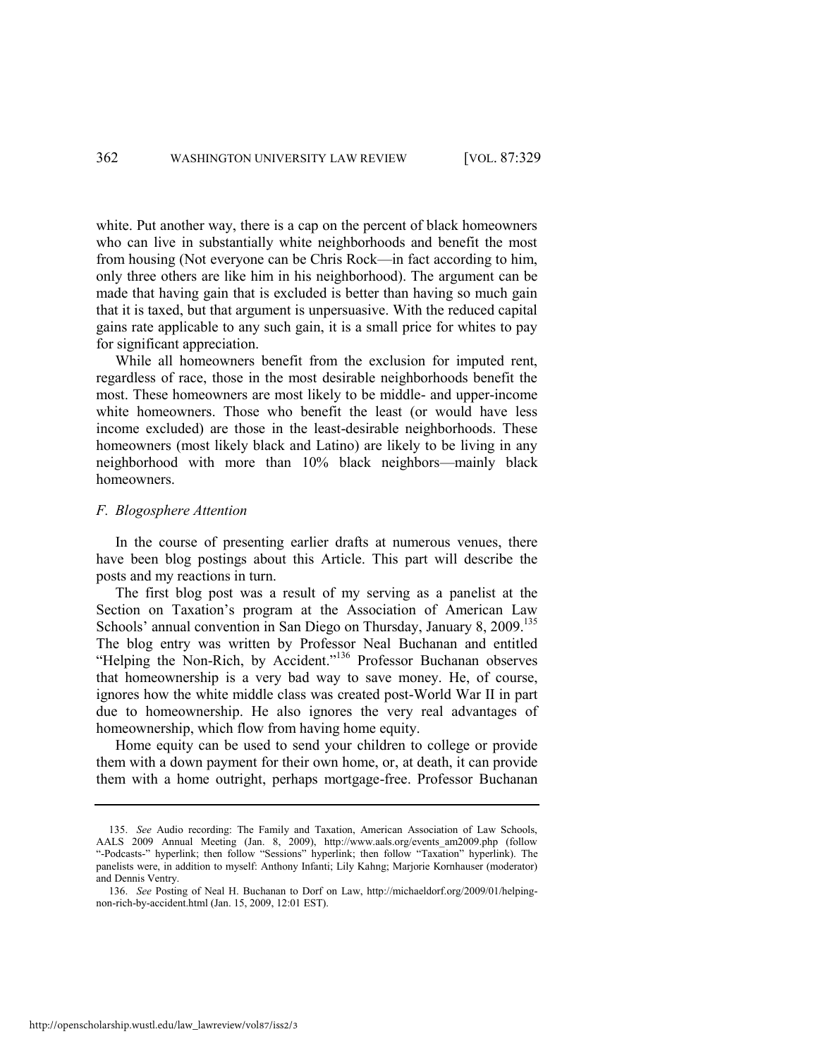white. Put another way, there is a cap on the percent of black homeowners who can live in substantially white neighborhoods and benefit the most from housing (Not everyone can be Chris Rock—in fact according to him, only three others are like him in his neighborhood). The argument can be made that having gain that is excluded is better than having so much gain that it is taxed, but that argument is unpersuasive. With the reduced capital gains rate applicable to any such gain, it is a small price for whites to pay for significant appreciation.

While all homeowners benefit from the exclusion for imputed rent, regardless of race, those in the most desirable neighborhoods benefit the most. These homeowners are most likely to be middle- and upper-income white homeowners. Those who benefit the least (or would have less income excluded) are those in the least-desirable neighborhoods. These homeowners (most likely black and Latino) are likely to be living in any neighborhood with more than 10% black neighbors—mainly black homeowners.

### *F. Blogosphere Attention*

In the course of presenting earlier drafts at numerous venues, there have been blog postings about this Article. This part will describe the posts and my reactions in turn.

The first blog post was a result of my serving as a panelist at the Section on Taxation's program at the Association of American Law Schools' annual convention in San Diego on Thursday, January 8, 2009.[135] The blog entry was written by Professor Neal Buchanan and entitled "Helping the Non-Rich, by Accident."[136] Professor Buchanan observes that homeownership is a very bad way to save money. He, of course, ignores how the white middle class was created post-World War II in part due to homeownership. He also ignores the very real advantages of homeownership, which flow from having home equity.

Home equity can be used to send your children to college or provide them with a down payment for their own home, or, at death, it can provide them with a home outright, perhaps mortgage-free. Professor Buchanan

---

135. *See* Audio recording: The Family and Taxation, American Association of Law Schools, AALS 2009 Annual Meeting (Jan. 8, 2009), http://www.aals.org/events_am2009.php (follow "-Podcasts-" hyperlink; then follow "Sessions" hyperlink; then follow "Taxation" hyperlink). The panelists were, in addition to myself: Anthony Infanti; Lily Kahng; Marjorie Kornhauser (moderator) and Dennis Ventry.

136. *See* Posting of Neal H. Buchanan to Dorf on Law, http://michaeldorf.org/2009/01/helping-non-rich-by-accident.html (Jan. 15, 2009, 12:01 EST).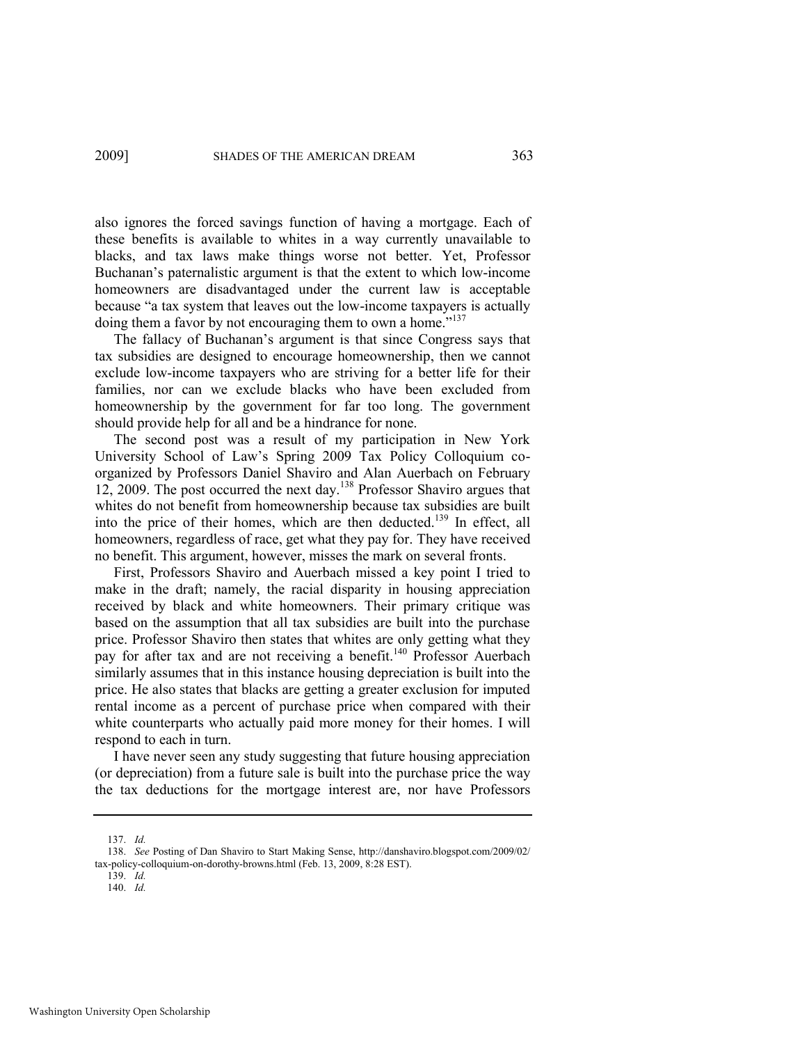also ignores the forced savings function of having a mortgage. Each of these benefits is available to whites in a way currently unavailable to blacks, and tax laws make things worse not better. Yet, Professor Buchanan's paternalistic argument is that the extent to which low-income homeowners are disadvantaged under the current law is acceptable because "a tax system that leaves out the low-income taxpayers is actually doing them a favor by not encouraging them to own a home."[137]

The fallacy of Buchanan's argument is that since Congress says that tax subsidies are designed to encourage homeownership, then we cannot exclude low-income taxpayers who are striving for a better life for their families, nor can we exclude blacks who have been excluded from homeownership by the government for far too long. The government should provide help for all and be a hindrance for none.

The second post was a result of my participation in New York University School of Law's Spring 2009 Tax Policy Colloquium co-organized by Professors Daniel Shaviro and Alan Auerbach on February 12, 2009. The post occurred the next day.[138] Professor Shaviro argues that whites do not benefit from homeownership because tax subsidies are built into the price of their homes, which are then deducted.[139] In effect, all homeowners, regardless of race, get what they pay for. They have received no benefit. This argument, however, misses the mark on several fronts.

First, Professors Shaviro and Auerbach missed a key point I tried to make in the draft; namely, the racial disparity in housing appreciation received by black and white homeowners. Their primary critique was based on the assumption that all tax subsidies are built into the purchase price. Professor Shaviro then states that whites are only getting what they pay for after tax and are not receiving a benefit.[140] Professor Auerbach similarly assumes that in this instance housing depreciation is built into the price. He also states that blacks are getting a greater exclusion for imputed rental income as a percent of purchase price when compared with their white counterparts who actually paid more money for their homes. I will respond to each in turn.

I have never seen any study suggesting that future housing appreciation (or depreciation) from a future sale is built into the purchase price the way the tax deductions for the mortgage interest are, nor have Professors

---

137. *Id.*

138. *See* Posting of Dan Shaviro to Start Making Sense, http://danshaviro.blogspot.com/2009/02/tax-policy-colloquium-on-dorothy-browns.html (Feb. 13, 2009, 8:28 EST).

139. *Id.*

140. *Id.*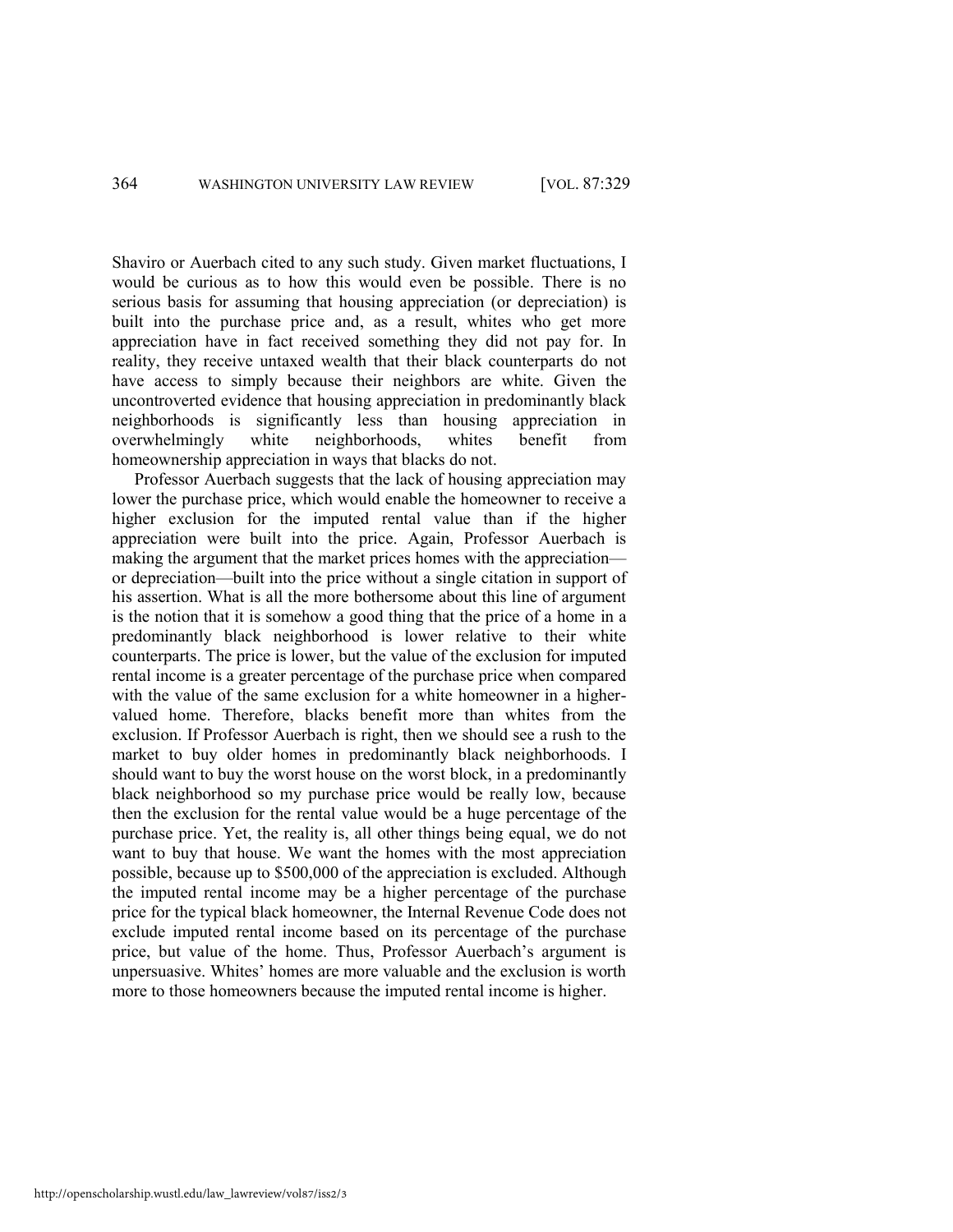Shaviro or Auerbach cited to any such study. Given market fluctuations, I would be curious as to how this would even be possible. There is no serious basis for assuming that housing appreciation (or depreciation) is built into the purchase price and, as a result, whites who get more appreciation have in fact received something they did not pay for. In reality, they receive untaxed wealth that their black counterparts do not have access to simply because their neighbors are white. Given the uncontroverted evidence that housing appreciation in predominantly black neighborhoods is significantly less than housing appreciation in overwhelmingly white neighborhoods, whites benefit from homeownership appreciation in ways that blacks do not.

Professor Auerbach suggests that the lack of housing appreciation may lower the purchase price, which would enable the homeowner to receive a higher exclusion for the imputed rental value than if the higher appreciation were built into the price. Again, Professor Auerbach is making the argument that the market prices homes with the appreciation—or depreciation—built into the price without a single citation in support of his assertion. What is all the more bothersome about this line of argument is the notion that it is somehow a good thing that the price of a home in a predominantly black neighborhood is lower relative to their white counterparts. The price is lower, but the value of the exclusion for imputed rental income is a greater percentage of the purchase price when compared with the value of the same exclusion for a white homeowner in a higher-valued home. Therefore, blacks benefit more than whites from the exclusion. If Professor Auerbach is right, then we should see a rush to the market to buy older homes in predominantly black neighborhoods. I should want to buy the worst house on the worst block, in a predominantly black neighborhood so my purchase price would be really low, because then the exclusion for the rental value would be a huge percentage of the purchase price. Yet, the reality is, all other things being equal, we do not want to buy that house. We want the homes with the most appreciation possible, because up to $500,000 of the appreciation is excluded. Although the imputed rental income may be a higher percentage of the purchase price for the typical black homeowner, the Internal Revenue Code does not exclude imputed rental income based on its percentage of the purchase price, but value of the home. Thus, Professor Auerbach's argument is unpersuasive. Whites' homes are more valuable and the exclusion is worth more to those homeowners because the imputed rental income is higher.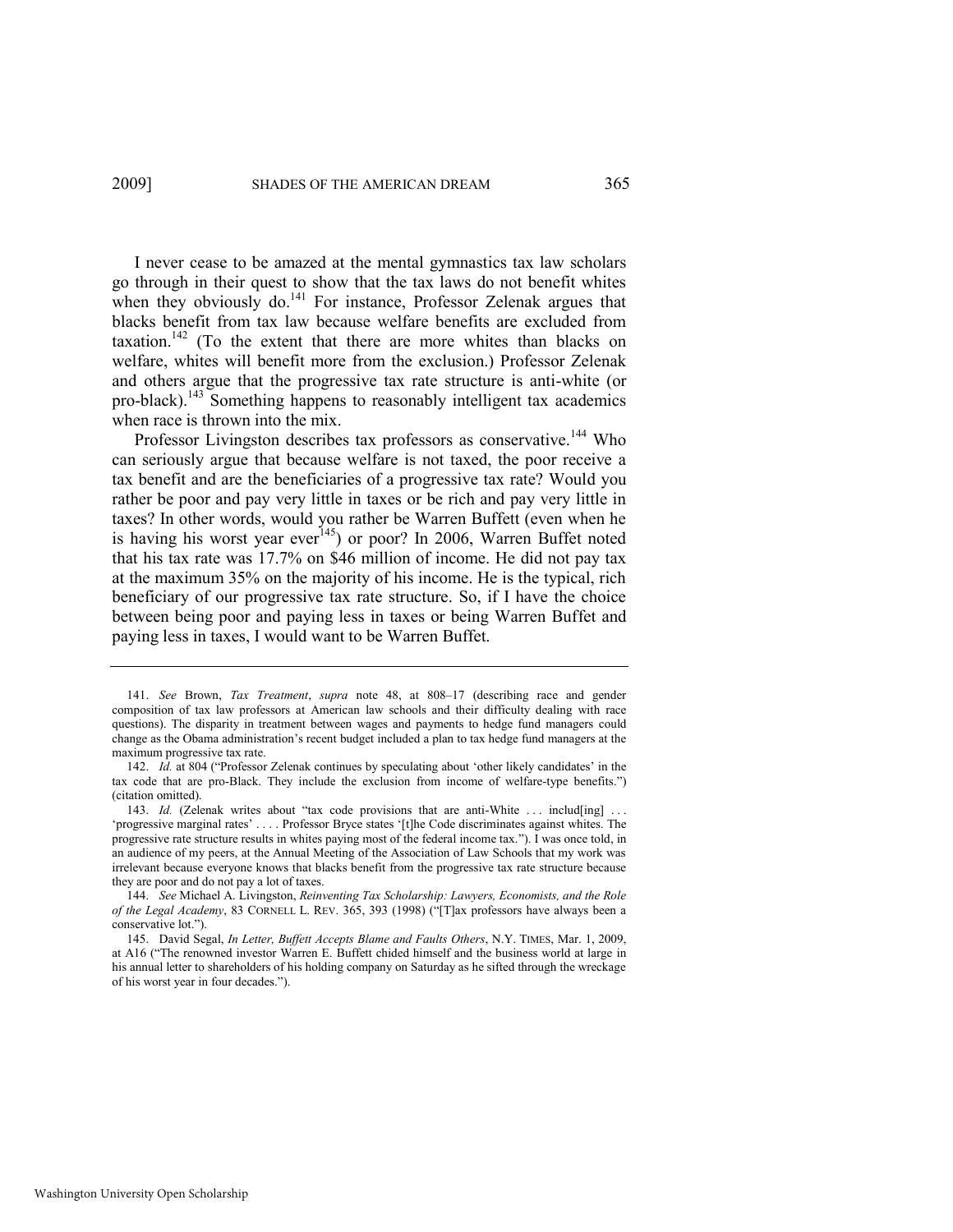I never cease to be amazed at the mental gymnastics tax law scholars go through in their quest to show that the tax laws do not benefit whites when they obviously do.[141] For instance, Professor Zelenak argues that blacks benefit from tax law because welfare benefits are excluded from taxation.[142] (To the extent that there are more whites than blacks on welfare, whites will benefit more from the exclusion.) Professor Zelenak and others argue that the progressive tax rate structure is anti-white (or pro-black).[143] Something happens to reasonably intelligent tax academics when race is thrown into the mix.

Professor Livingston describes tax professors as conservative.[144] Who can seriously argue that because welfare is not taxed, the poor receive a tax benefit and are the beneficiaries of a progressive tax rate? Would you rather be poor and pay very little in taxes or be rich and pay very little in taxes? In other words, would you rather be Warren Buffett (even when he is having his worst year ever[145]) or poor? In 2006, Warren Buffet noted that his tax rate was 17.7% on $46 million of income. He did not pay tax at the maximum 35% on the majority of his income. He is the typical, rich beneficiary of our progressive tax rate structure. So, if I have the choice between being poor and paying less in taxes or being Warren Buffet and paying less in taxes, I would want to be Warren Buffet.

---

141. *See* Brown, *Tax Treatment*, *supra* note 48, at 808–17 (describing race and gender composition of tax law professors at American law schools and their difficulty dealing with race questions). The disparity in treatment between wages and payments to hedge fund managers could change as the Obama administration's recent budget included a plan to tax hedge fund managers at the maximum progressive tax rate.

142. *Id.* at 804 ("Professor Zelenak continues by speculating about 'other likely candidates' in the tax code that are pro-Black. They include the exclusion from income of welfare-type benefits.") (citation omitted).

143. *Id.* (Zelenak writes about "tax code provisions that are anti-White . . . includ[ing] . . . 'progressive marginal rates' . . . . Professor Bryce states '[t]he Code discriminates against whites. The progressive rate structure results in whites paying most of the federal income tax."). I was once told, in an audience of my peers, at the Annual Meeting of the Association of Law Schools that my work was irrelevant because everyone knows that blacks benefit from the progressive tax rate structure because they are poor and do not pay a lot of taxes.

144. *See* Michael A. Livingston, *Reinventing Tax Scholarship: Lawyers, Economists, and the Role of the Legal Academy*, 83 CORNELL L. REV. 365, 393 (1998) ("[T]ax professors have always been a conservative lot.").

145. David Segal, *In Letter, Buffett Accepts Blame and Faults Others*, N.Y. TIMES, Mar. 1, 2009, at A16 ("The renowned investor Warren E. Buffett chided himself and the business world at large in his annual letter to shareholders of his holding company on Saturday as he sifted through the wreckage of his worst year in four decades.").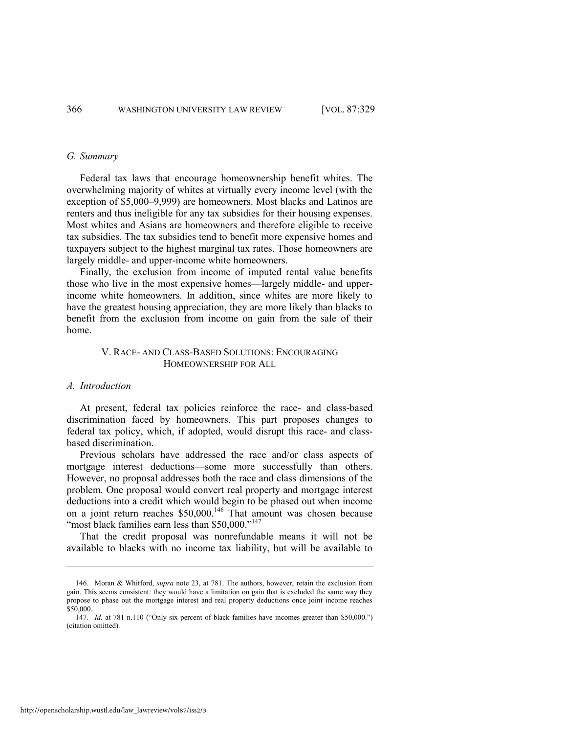### *G. Summary*

Federal tax laws that encourage homeownership benefit whites. The overwhelming majority of whites at virtually every income level (with the exception of $5,000–9,999) are homeowners. Most blacks and Latinos are renters and thus ineligible for any tax subsidies for their housing expenses. Most whites and Asians are homeowners and therefore eligible to receive tax subsidies. The tax subsidies tend to benefit more expensive homes and taxpayers subject to the highest marginal tax rates. Those homeowners are largely middle- and upper-income white homeowners.

Finally, the exclusion from income of imputed rental value benefits those who live in the most expensive homes—largely middle- and upper-income white homeowners. In addition, since whites are more likely to have the greatest housing appreciation, they are more likely than blacks to benefit from the exclusion from income on gain from the sale of their home.

## V. RACE- AND CLASS-BASED SOLUTIONS: ENCOURAGING HOMEOWNERSHIP FOR ALL

### *A. Introduction*

At present, federal tax policies reinforce the race- and class-based discrimination faced by homeowners. This part proposes changes to federal tax policy, which, if adopted, would disrupt this race- and class-based discrimination.

Previous scholars have addressed the race and/or class aspects of mortgage interest deductions—some more successfully than others. However, no proposal addresses both the race and class dimensions of the problem. One proposal would convert real property and mortgage interest deductions into a credit which would begin to be phased out when income on a joint return reaches $50,000.[146] That amount was chosen because "most black families earn less than $50,000."[147]

That the credit proposal was nonrefundable means it will not be available to blacks with no income tax liability, but will be available to

---

146. Moran & Whitford, *supra* note 23, at 781. The authors, however, retain the exclusion from gain. This seems consistent: they would have a limitation on gain that is excluded the same way they propose to phase out the mortgage interest and real property deductions once joint income reaches $50,000.

147. *Id.* at 781 n.110 ("Only six percent of black families have incomes greater than $50,000.") (citation omitted).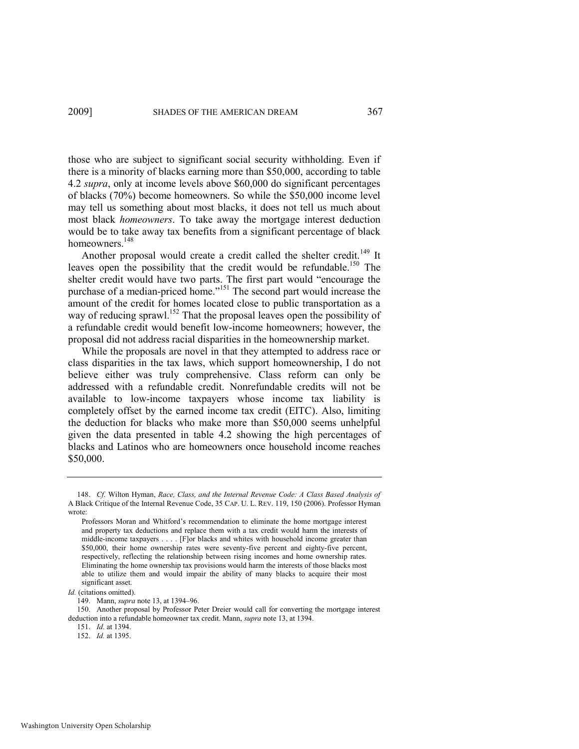those who are subject to significant social security withholding. Even if there is a minority of blacks earning more than $50,000, according to table 4.2 *supra*, only at income levels above $60,000 do significant percentages of blacks (70%) become homeowners. So while the $50,000 income level may tell us something about most blacks, it does not tell us much about most black *homeowners*. To take away the mortgage interest deduction would be to take away tax benefits from a significant percentage of black homeowners.[148]

Another proposal would create a credit called the shelter credit.[149] It leaves open the possibility that the credit would be refundable.[150] The shelter credit would have two parts. The first part would "encourage the purchase of a median-priced home."[151] The second part would increase the amount of the credit for homes located close to public transportation as a way of reducing sprawl.[152] That the proposal leaves open the possibility of a refundable credit would benefit low-income homeowners; however, the proposal did not address racial disparities in the homeownership market.

While the proposals are novel in that they attempted to address race or class disparities in the tax laws, which support homeownership, I do not believe either was truly comprehensive. Class reform can only be addressed with a refundable credit. Nonrefundable credits will not be available to low-income taxpayers whose income tax liability is completely offset by the earned income tax credit (EITC). Also, limiting the deduction for blacks who make more than $50,000 seems unhelpful given the data presented in table 4.2 showing the high percentages of blacks and Latinos who are homeowners once household income reaches $50,000.

---

148. *Cf.* Wilton Hyman, *Race, Class, and the Internal Revenue Code: A Class Based Analysis of* A Black Critique of the Internal Revenue Code, 35 CAP. U. L. REV. 119, 150 (2006). Professor Hyman wrote:

> Professors Moran and Whitford's recommendation to eliminate the home mortgage interest and property tax deductions and replace them with a tax credit would harm the interests of middle-income taxpayers . . . . [F]or blacks and whites with household income greater than $50,000, their home ownership rates were seventy-five percent and eighty-five percent, respectively, reflecting the relationship between rising incomes and home ownership rates. Eliminating the home ownership tax provisions would harm the interests of those blacks most able to utilize them and would impair the ability of many blacks to acquire their most significant asset.

*Id.* (citations omitted).

149. Mann, *supra* note 13, at 1394–96.

150. Another proposal by Professor Peter Dreier would call for converting the mortgage interest deduction into a refundable homeowner tax credit. Mann, *supra* note 13, at 1394.

151. *Id.* at 1394.

152. *Id.* at 1395.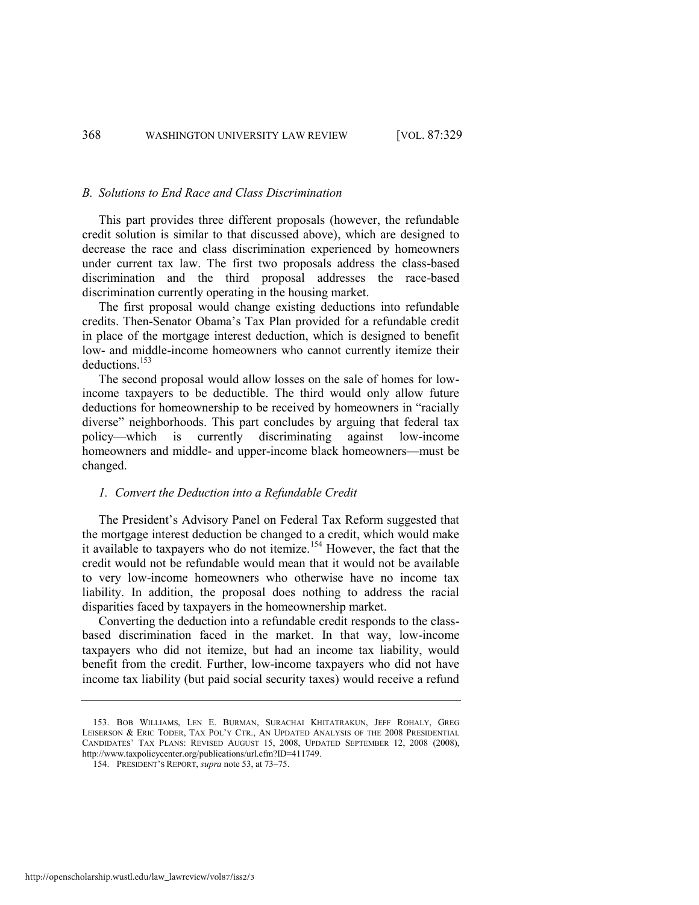### *B. Solutions to End Race and Class Discrimination*

This part provides three different proposals (however, the refundable credit solution is similar to that discussed above), which are designed to decrease the race and class discrimination experienced by homeowners under current tax law. The first two proposals address the class-based discrimination and the third proposal addresses the race-based discrimination currently operating in the housing market.

The first proposal would change existing deductions into refundable credits. Then-Senator Obama's Tax Plan provided for a refundable credit in place of the mortgage interest deduction, which is designed to benefit low- and middle-income homeowners who cannot currently itemize their deductions.[153]

The second proposal would allow losses on the sale of homes for low-income taxpayers to be deductible. The third would only allow future deductions for homeownership to be received by homeowners in "racially diverse" neighborhoods. This part concludes by arguing that federal tax policy—which is currently discriminating against low-income homeowners and middle- and upper-income black homeowners—must be changed.

#### *1. Convert the Deduction into a Refundable Credit*

The President's Advisory Panel on Federal Tax Reform suggested that the mortgage interest deduction be changed to a credit, which would make it available to taxpayers who do not itemize.[154] However, the fact that the credit would not be refundable would mean that it would not be available to very low-income homeowners who otherwise have no income tax liability. In addition, the proposal does nothing to address the racial disparities faced by taxpayers in the homeownership market.

Converting the deduction into a refundable credit responds to the class-based discrimination faced in the market. In that way, low-income taxpayers who did not itemize, but had an income tax liability, would benefit from the credit. Further, low-income taxpayers who did not have income tax liability (but paid social security taxes) would receive a refund

---

153. BOB WILLIAMS, LEN E. BURMAN, SURACHAI KHITATRAKUN, JEFF ROHALY, GREG LEISERSON & ERIC TODER, TAX POL'Y CTR., AN UPDATED ANALYSIS OF THE 2008 PRESIDENTIAL CANDIDATES' TAX PLANS: REVISED AUGUST 15, 2008, UPDATED SEPTEMBER 12, 2008 (2008), http://www.taxpolicycenter.org/publications/url.cfm?ID=411749.

154. PRESIDENT'S REPORT, *supra* note 53, at 73–75.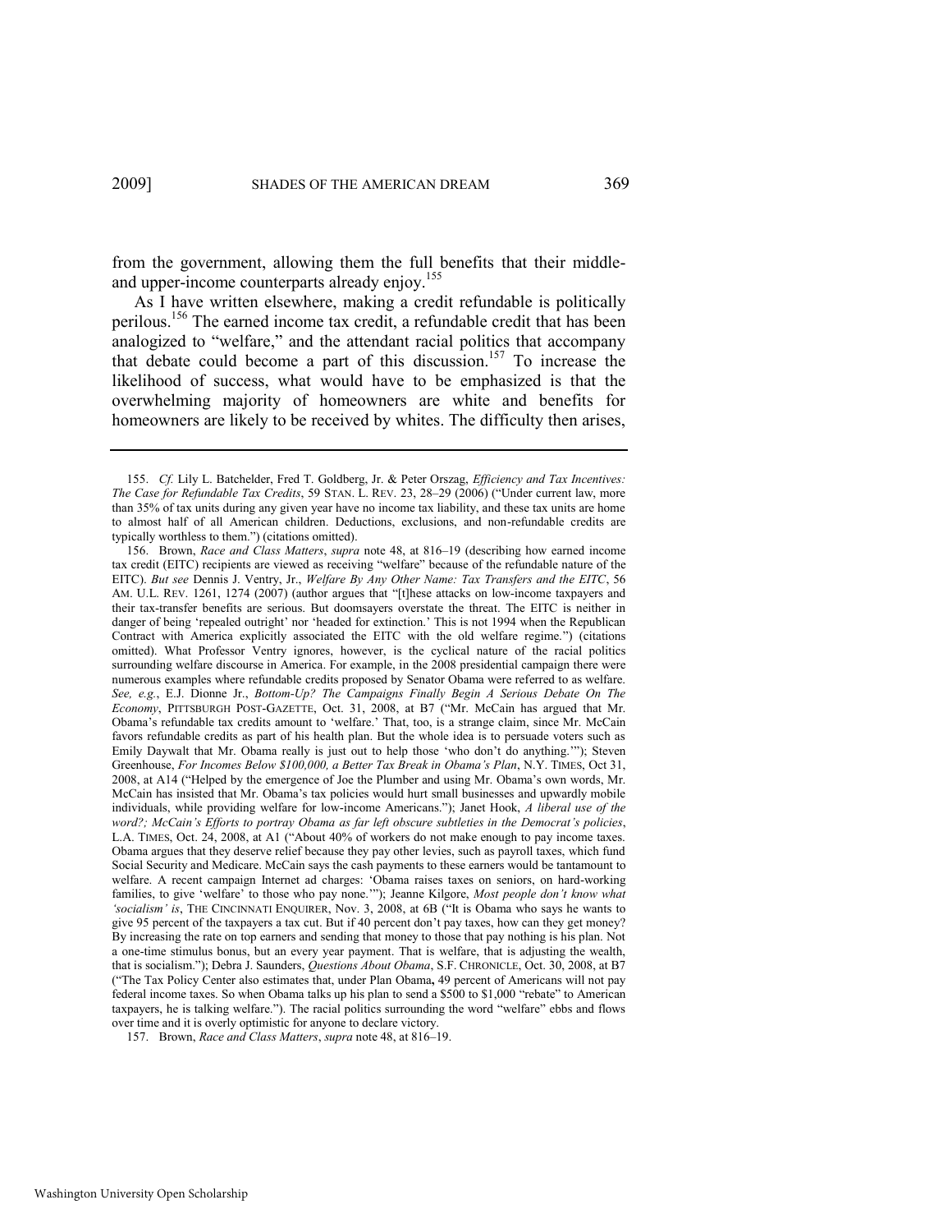from the government, allowing them the full benefits that their middle- and upper-income counterparts already enjoy.[155]

As I have written elsewhere, making a credit refundable is politically perilous.[156] The earned income tax credit, a refundable credit that has been analogized to "welfare," and the attendant racial politics that accompany that debate could become a part of this discussion.[157] To increase the likelihood of success, what would have to be emphasized is that the overwhelming majority of homeowners are white and benefits for homeowners are likely to be received by whites. The difficulty then arises,

---

155. *Cf.* Lily L. Batchelder, Fred T. Goldberg, Jr. & Peter Orszag, *Efficiency and Tax Incentives: The Case for Refundable Tax Credits*, 59 STAN. L. REV. 23, 28–29 (2006) ("Under current law, more than 35% of tax units during any given year have no income tax liability, and these tax units are home to almost half of all American children. Deductions, exclusions, and non-refundable credits are typically worthless to them.") (citations omitted).

156. Brown, *Race and Class Matters*, *supra* note 48, at 816–19 (describing how earned income tax credit (EITC) recipients are viewed as receiving "welfare" because of the refundable nature of the EITC). *But see* Dennis J. Ventry, Jr., *Welfare By Any Other Name: Tax Transfers and the EITC*, 56 AM. U.L. REV. 1261, 1274 (2007) (author argues that "[t]hese attacks on low-income taxpayers and their tax-transfer benefits are serious. But doomsayers overstate the threat. The EITC is neither in danger of being 'repealed outright' nor 'headed for extinction.' This is not 1994 when the Republican Contract with America explicitly associated the EITC with the old welfare regime.") (citations omitted). What Professor Ventry ignores, however, is the cyclical nature of the racial politics surrounding welfare discourse in America. For example, in the 2008 presidential campaign there were numerous examples where refundable credits proposed by Senator Obama were referred to as welfare. *See, e.g.*, E.J. Dionne Jr., *Bottom-Up? The Campaigns Finally Begin A Serious Debate On The Economy*, PITTSBURGH POST-GAZETTE, Oct. 31, 2008, at B7 ("Mr. McCain has argued that Mr. Obama's refundable tax credits amount to 'welfare.' That, too, is a strange claim, since Mr. McCain favors refundable credits as part of his health plan. But the whole idea is to persuade voters such as Emily Daywalt that Mr. Obama really is just out to help those 'who don't do anything.'"); Steven Greenhouse, *For Incomes Below $100,000, a Better Tax Break in Obama's Plan*, N.Y. TIMES, Oct 31, 2008, at A14 ("Helped by the emergence of Joe the Plumber and using Mr. Obama's own words, Mr. McCain has insisted that Mr. Obama's tax policies would hurt small businesses and upwardly mobile individuals, while providing welfare for low-income Americans."); Janet Hook, *A liberal use of the word?; McCain's Efforts to portray Obama as far left obscure subtleties in the Democrat's policies*, L.A. TIMES, Oct. 24, 2008, at A1 ("About 40% of workers do not make enough to pay income taxes. Obama argues that they deserve relief because they pay other levies, such as payroll taxes, which fund Social Security and Medicare. McCain says the cash payments to these earners would be tantamount to welfare. A recent campaign Internet ad charges: 'Obama raises taxes on seniors, on hard-working families, to give 'welfare' to those who pay none.'"); Jeanne Kilgore, *Most people don't know what 'socialism' is*, THE CINCINNATI ENQUIRER, Nov. 3, 2008, at 6B ("It is Obama who says he wants to give 95 percent of the taxpayers a tax cut. But if 40 percent don't pay taxes, how can they get money? By increasing the rate on top earners and sending that money to those that pay nothing is his plan. Not a one-time stimulus bonus, but an every year payment. That is welfare, that is adjusting the wealth, that is socialism."); Debra J. Saunders, *Questions About Obama*, S.F. CHRONICLE, Oct. 30, 2008, at B7 ("The Tax Policy Center also estimates that, under Plan Obama, 49 percent of Americans will not pay federal income taxes. So when Obama talks up his plan to send a $500 to $1,000 "rebate" to American taxpayers, he is talking welfare."). The racial politics surrounding the word "welfare" ebbs and flows over time and it is overly optimistic for anyone to declare victory.

157. Brown, *Race and Class Matters*, *supra* note 48, at 816–19.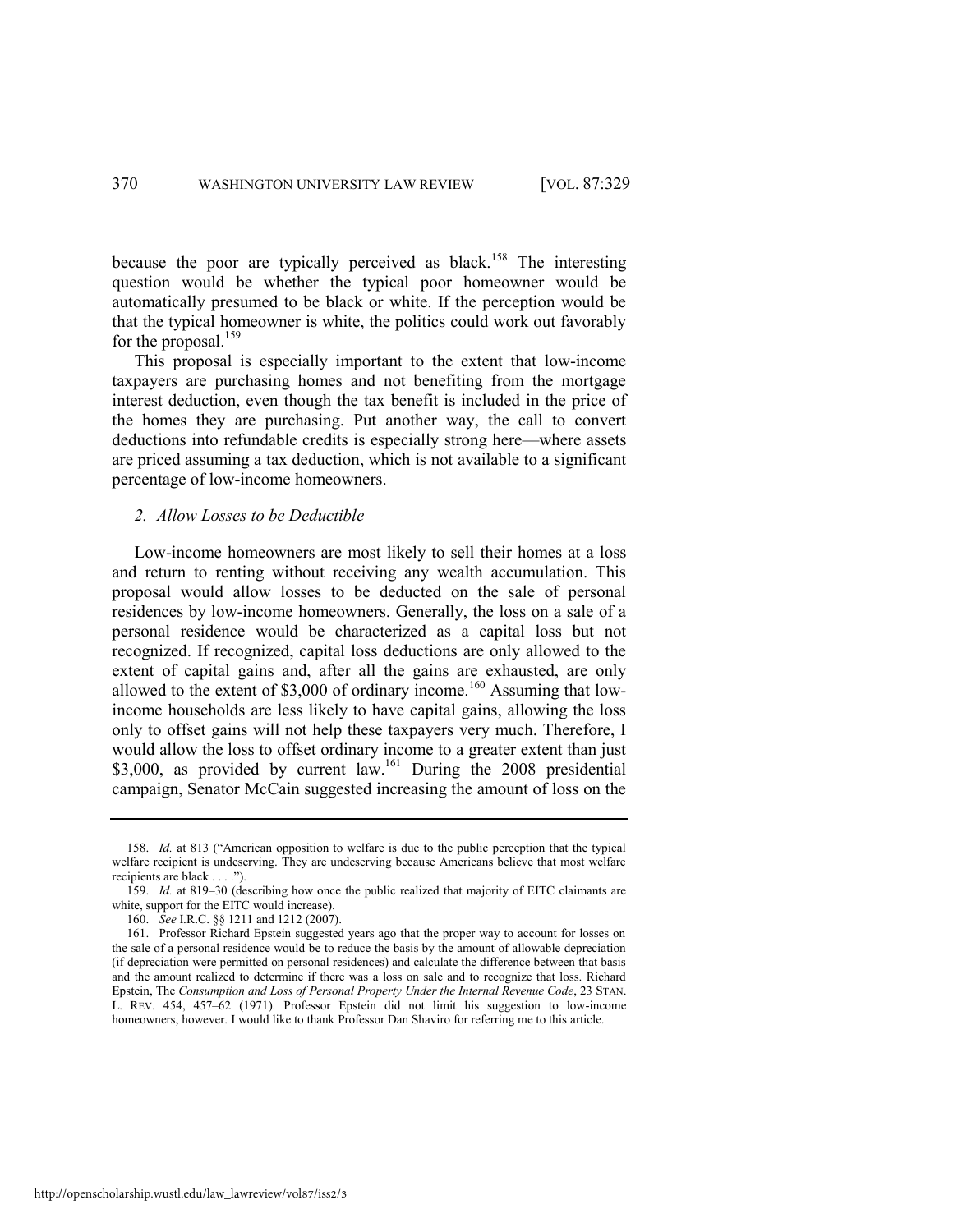because the poor are typically perceived as black.[158] The interesting question would be whether the typical poor homeowner would be automatically presumed to be black or white. If the perception would be that the typical homeowner is white, the politics could work out favorably for the proposal.[159]

This proposal is especially important to the extent that low-income taxpayers are purchasing homes and not benefiting from the mortgage interest deduction, even though the tax benefit is included in the price of the homes they are purchasing. Put another way, the call to convert deductions into refundable credits is especially strong here—where assets are priced assuming a tax deduction, which is not available to a significant percentage of low-income homeowners.

### *2. Allow Losses to be Deductible*

Low-income homeowners are most likely to sell their homes at a loss and return to renting without receiving any wealth accumulation. This proposal would allow losses to be deducted on the sale of personal residences by low-income homeowners. Generally, the loss on a sale of a personal residence would be characterized as a capital loss but not recognized. If recognized, capital loss deductions are only allowed to the extent of capital gains and, after all the gains are exhausted, are only allowed to the extent of $3,000 of ordinary income.[160] Assuming that low-income households are less likely to have capital gains, allowing the loss only to offset gains will not help these taxpayers very much. Therefore, I would allow the loss to offset ordinary income to a greater extent than just $3,000, as provided by current law.[161] During the 2008 presidential campaign, Senator McCain suggested increasing the amount of loss on the

---

158. *Id.* at 813 ("American opposition to welfare is due to the public perception that the typical welfare recipient is undeserving. They are undeserving because Americans believe that most welfare recipients are black . . . .").

159. *Id.* at 819–30 (describing how once the public realized that majority of EITC claimants are white, support for the EITC would increase).

160. *See* I.R.C. §§ 1211 and 1212 (2007).

161. Professor Richard Epstein suggested years ago that the proper way to account for losses on the sale of a personal residence would be to reduce the basis by the amount of allowable depreciation (if depreciation were permitted on personal residences) and calculate the difference between that basis and the amount realized to determine if there was a loss on sale and to recognize that loss. Richard Epstein, The *Consumption and Loss of Personal Property Under the Internal Revenue Code*, 23 STAN. L. REV. 454, 457–62 (1971). Professor Epstein did not limit his suggestion to low-income homeowners, however. I would like to thank Professor Dan Shaviro for referring me to this article.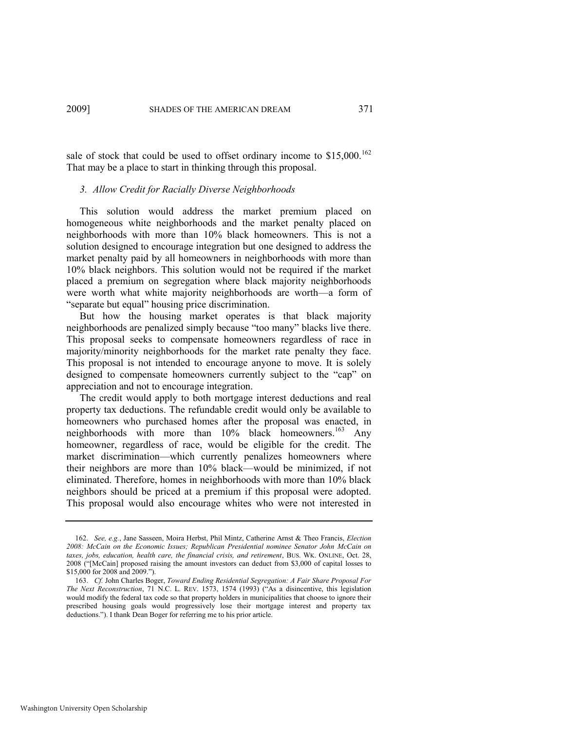sale of stock that could be used to offset ordinary income to $15,000.[162] That may be a place to start in thinking through this proposal.

### *3. Allow Credit for Racially Diverse Neighborhoods*

This solution would address the market premium placed on homogeneous white neighborhoods and the market penalty placed on neighborhoods with more than 10% black homeowners. This is not a solution designed to encourage integration but one designed to address the market penalty paid by all homeowners in neighborhoods with more than 10% black neighbors. This solution would not be required if the market placed a premium on segregation where black majority neighborhoods were worth what white majority neighborhoods are worth—a form of "separate but equal" housing price discrimination.

But how the housing market operates is that black majority neighborhoods are penalized simply because "too many" blacks live there. This proposal seeks to compensate homeowners regardless of race in majority/minority neighborhoods for the market rate penalty they face. This proposal is not intended to encourage anyone to move. It is solely designed to compensate homeowners currently subject to the "cap" on appreciation and not to encourage integration.

The credit would apply to both mortgage interest deductions and real property tax deductions. The refundable credit would only be available to homeowners who purchased homes after the proposal was enacted, in neighborhoods with more than 10% black homeowners.[163] Any homeowner, regardless of race, would be eligible for the credit. The market discrimination—which currently penalizes homeowners where their neighbors are more than 10% black—would be minimized, if not eliminated. Therefore, homes in neighborhoods with more than 10% black neighbors should be priced at a premium if this proposal were adopted. This proposal would also encourage whites who were not interested in

---

162. *See, e.g.*, Jane Sasseen, Moira Herbst, Phil Mintz, Catherine Arnst & Theo Francis, *Election 2008: McCain on the Economic Issues; Republican Presidential nominee Senator John McCain on taxes, jobs, education, health care, the financial crisis, and retirement*, BUS. WK. ONLINE, Oct. 28, 2008 ("[McCain] proposed raising the amount investors can deduct from $3,000 of capital losses to $15,000 for 2008 and 2009.").

163. *Cf.* John Charles Boger, *Toward Ending Residential Segregation: A Fair Share Proposal For The Next Reconstruction*, 71 N.C. L. REV. 1573, 1574 (1993) ("As a disincentive, this legislation would modify the federal tax code so that property holders in municipalities that choose to ignore their prescribed housing goals would progressively lose their mortgage interest and property tax deductions."). I thank Dean Boger for referring me to his prior article.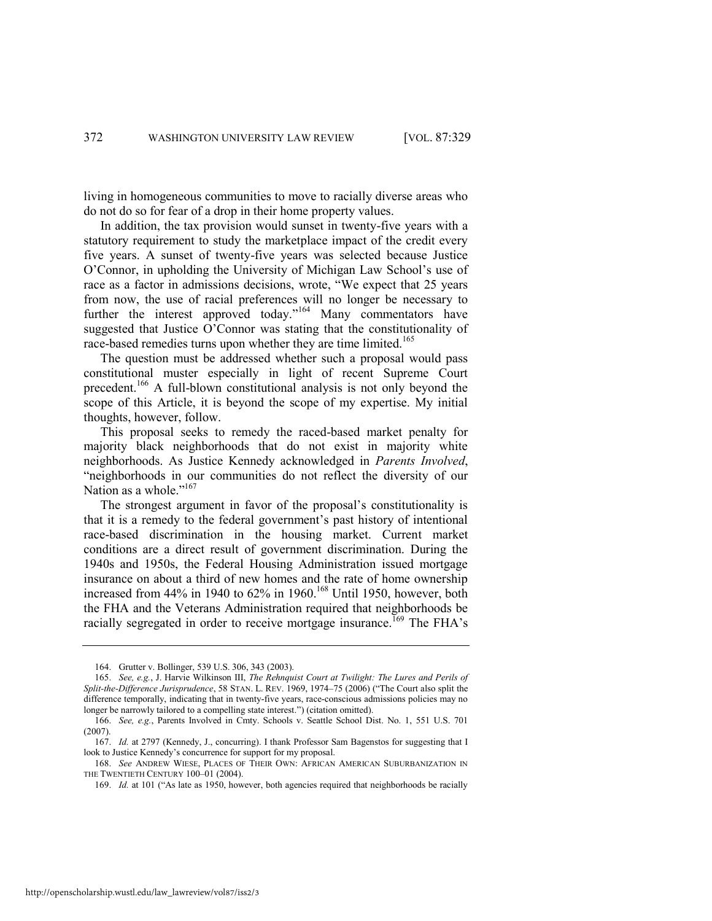living in homogeneous communities to move to racially diverse areas who do not do so for fear of a drop in their home property values.

In addition, the tax provision would sunset in twenty-five years with a statutory requirement to study the marketplace impact of the credit every five years. A sunset of twenty-five years was selected because Justice O'Connor, in upholding the University of Michigan Law School's use of race as a factor in admissions decisions, wrote, "We expect that 25 years from now, the use of racial preferences will no longer be necessary to further the interest approved today."[164] Many commentators have suggested that Justice O'Connor was stating that the constitutionality of race-based remedies turns upon whether they are time limited.[165]

The question must be addressed whether such a proposal would pass constitutional muster especially in light of recent Supreme Court precedent.[166] A full-blown constitutional analysis is not only beyond the scope of this Article, it is beyond the scope of my expertise. My initial thoughts, however, follow.

This proposal seeks to remedy the raced-based market penalty for majority black neighborhoods that do not exist in majority white neighborhoods. As Justice Kennedy acknowledged in *Parents Involved*, "neighborhoods in our communities do not reflect the diversity of our Nation as a whole."[167]

The strongest argument in favor of the proposal's constitutionality is that it is a remedy to the federal government's past history of intentional race-based discrimination in the housing market. Current market conditions are a direct result of government discrimination. During the 1940s and 1950s, the Federal Housing Administration issued mortgage insurance on about a third of new homes and the rate of home ownership increased from 44% in 1940 to 62% in 1960.[168] Until 1950, however, both the FHA and the Veterans Administration required that neighborhoods be racially segregated in order to receive mortgage insurance.[169] The FHA's

---

164. Grutter v. Bollinger, 539 U.S. 306, 343 (2003).

165. *See, e.g.*, J. Harvie Wilkinson III, *The Rehnquist Court at Twilight: The Lures and Perils of Split-the-Difference Jurisprudence*, 58 STAN. L. REV. 1969, 1974–75 (2006) ("The Court also split the difference temporally, indicating that in twenty-five years, race-conscious admissions policies may no longer be narrowly tailored to a compelling state interest.") (citation omitted).

166. *See, e.g.*, Parents Involved in Cmty. Schools v. Seattle School Dist. No. 1, 551 U.S. 701 (2007).

167. *Id.* at 2797 (Kennedy, J., concurring). I thank Professor Sam Bagenstos for suggesting that I look to Justice Kennedy's concurrence for support for my proposal.

168. *See* ANDREW WIESE, PLACES OF THEIR OWN: AFRICAN AMERICAN SUBURBANIZATION IN THE TWENTIETH CENTURY 100–01 (2004).

169. *Id.* at 101 ("As late as 1950, however, both agencies required that neighborhoods be racially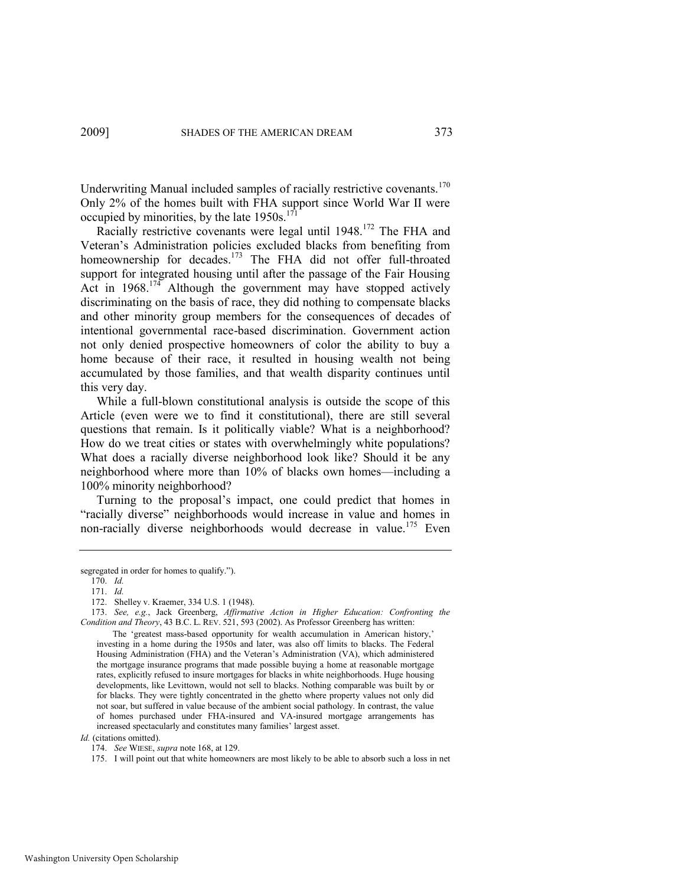Underwriting Manual included samples of racially restrictive covenants.[170] Only 2% of the homes built with FHA support since World War II were occupied by minorities, by the late 1950s.[171]

Racially restrictive covenants were legal until 1948.[172] The FHA and Veteran's Administration policies excluded blacks from benefiting from homeownership for decades.[173] The FHA did not offer full-throated support for integrated housing until after the passage of the Fair Housing Act in 1968.[174] Although the government may have stopped actively discriminating on the basis of race, they did nothing to compensate blacks and other minority group members for the consequences of decades of intentional governmental race-based discrimination. Government action not only denied prospective homeowners of color the ability to buy a home because of their race, it resulted in housing wealth not being accumulated by those families, and that wealth disparity continues until this very day.

While a full-blown constitutional analysis is outside the scope of this Article (even were we to find it constitutional), there are still several questions that remain. Is it politically viable? What is a neighborhood? How do we treat cities or states with overwhelmingly white populations? What does a racially diverse neighborhood look like? Should it be any neighborhood where more than 10% of blacks own homes—including a 100% minority neighborhood?

Turning to the proposal's impact, one could predict that homes in "racially diverse" neighborhoods would increase in value and homes in non-racially diverse neighborhoods would decrease in value.[175] Even

---

segregated in order for homes to qualify.").

170. *Id.*

171. *Id.*

172. Shelley v. Kraemer, 334 U.S. 1 (1948).

173. *See, e.g.*, Jack Greenberg, *Affirmative Action in Higher Education: Confronting the Condition and Theory*, 43 B.C. L. REV. 521, 593 (2002). As Professor Greenberg has written:

> The 'greatest mass-based opportunity for wealth accumulation in American history,' investing in a home during the 1950s and later, was also off limits to blacks. The Federal Housing Administration (FHA) and the Veteran's Administration (VA), which administered the mortgage insurance programs that made possible buying a home at reasonable mortgage rates, explicitly refused to insure mortgages for blacks in white neighborhoods. Huge housing developments, like Levittown, would not sell to blacks. Nothing comparable was built by or for blacks. They were tightly concentrated in the ghetto where property values not only did not soar, but suffered in value because of the ambient social pathology. In contrast, the value of homes purchased under FHA-insured and VA-insured mortgage arrangements has increased spectacularly and constitutes many families' largest asset.

*Id.* (citations omitted).

174. *See* WIESE, *supra* note 168, at 129.

175. I will point out that white homeowners are most likely to be able to absorb such a loss in net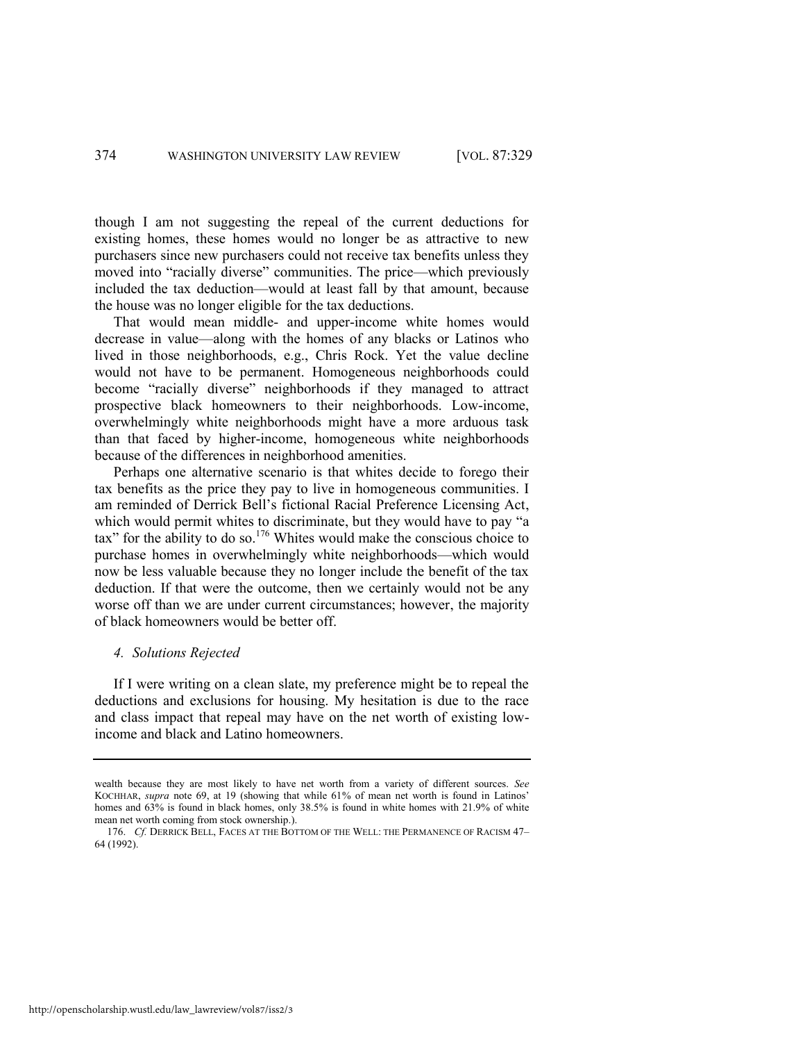though I am not suggesting the repeal of the current deductions for existing homes, these homes would no longer be as attractive to new purchasers since new purchasers could not receive tax benefits unless they moved into "racially diverse" communities. The price—which previously included the tax deduction—would at least fall by that amount, because the house was no longer eligible for the tax deductions.

That would mean middle- and upper-income white homes would decrease in value—along with the homes of any blacks or Latinos who lived in those neighborhoods, e.g., Chris Rock. Yet the value decline would not have to be permanent. Homogeneous neighborhoods could become "racially diverse" neighborhoods if they managed to attract prospective black homeowners to their neighborhoods. Low-income, overwhelmingly white neighborhoods might have a more arduous task than that faced by higher-income, homogeneous white neighborhoods because of the differences in neighborhood amenities.

Perhaps one alternative scenario is that whites decide to forego their tax benefits as the price they pay to live in homogeneous communities. I am reminded of Derrick Bell's fictional Racial Preference Licensing Act, which would permit whites to discriminate, but they would have to pay "a tax" for the ability to do so.[176] Whites would make the conscious choice to purchase homes in overwhelmingly white neighborhoods—which would now be less valuable because they no longer include the benefit of the tax deduction. If that were the outcome, then we certainly would not be any worse off than we are under current circumstances; however, the majority of black homeowners would be better off.

#### *4. Solutions Rejected*

If I were writing on a clean slate, my preference might be to repeal the deductions and exclusions for housing. My hesitation is due to the race and class impact that repeal may have on the net worth of existing low-income and black and Latino homeowners.

---

wealth because they are most likely to have net worth from a variety of different sources. *See* KOCHHAR, *supra* note 69, at 19 (showing that while 61% of mean net worth is found in Latinos' homes and 63% is found in black homes, only 38.5% is found in white homes with 21.9% of white mean net worth coming from stock ownership.).

176. *Cf.* DERRICK BELL, FACES AT THE BOTTOM OF THE WELL: THE PERMANENCE OF RACISM 47–64 (1992).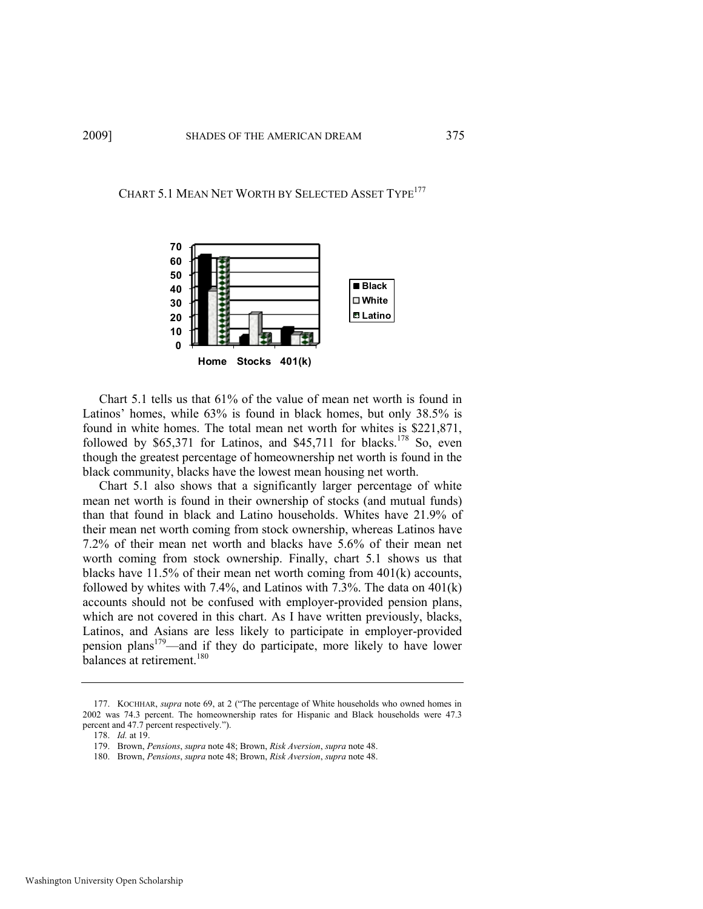CHART 5.1 MEAN NET WORTH BY SELECTED ASSET TYPE[177]

Chart 5.1 tells us that 61% of the value of mean net worth is found in Latinos' homes, while 63% is found in black homes, but only 38.5% is found in white homes. The total mean net worth for whites is $221,871, followed by $65,371 for Latinos, and $45,711 for blacks.[178] So, even though the greatest percentage of homeownership net worth is found in the black community, blacks have the lowest mean housing net worth.

Chart 5.1 also shows that a significantly larger percentage of white mean net worth is found in their ownership of stocks (and mutual funds) than that found in black and Latino households. Whites have 21.9% of their mean net worth coming from stock ownership, whereas Latinos have 7.2% of their mean net worth and blacks have 5.6% of their mean net worth coming from stock ownership. Finally, chart 5.1 shows us that blacks have 11.5% of their mean net worth coming from 401(k) accounts, followed by whites with 7.4%, and Latinos with 7.3%. The data on 401(k) accounts should not be confused with employer-provided pension plans, which are not covered in this chart. As I have written previously, blacks, Latinos, and Asians are less likely to participate in employer-provided pension plans[179]—and if they do participate, more likely to have lower balances at retirement.[180]

---

177. KOCHHAR, *supra* note 69, at 2 ("The percentage of White households who owned homes in 2002 was 74.3 percent. The homeownership rates for Hispanic and Black households were 47.3 percent and 47.7 percent respectively.").

178. *Id.* at 19.

179. Brown, *Pensions*, *supra* note 48; Brown, *Risk Aversion*, *supra* note 48.

180. Brown, *Pensions*, *supra* note 48; Brown, *Risk Aversion*, *supra* note 48.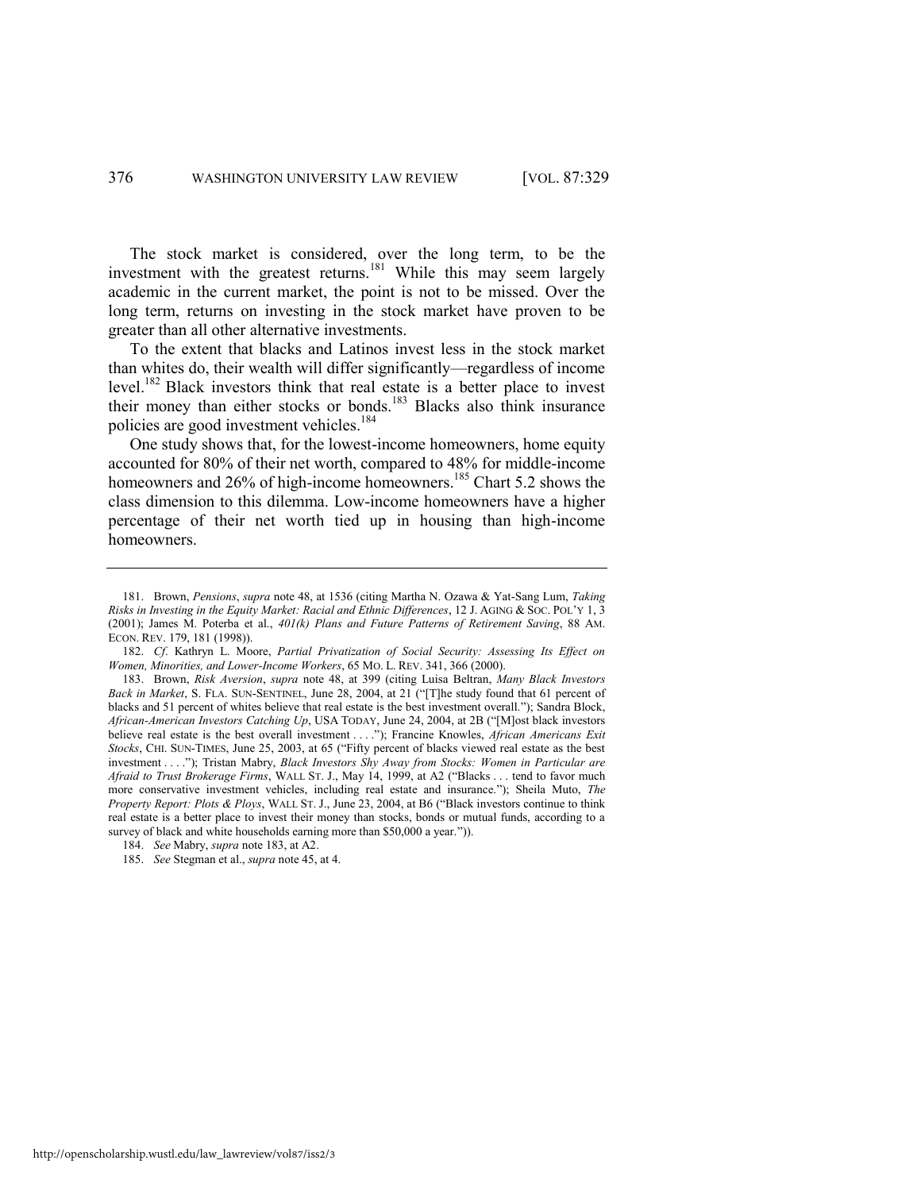The stock market is considered, over the long term, to be the investment with the greatest returns.[181] While this may seem largely academic in the current market, the point is not to be missed. Over the long term, returns on investing in the stock market have proven to be greater than all other alternative investments.

To the extent that blacks and Latinos invest less in the stock market than whites do, their wealth will differ significantly—regardless of income level.[182] Black investors think that real estate is a better place to invest their money than either stocks or bonds.[183] Blacks also think insurance policies are good investment vehicles.[184]

One study shows that, for the lowest-income homeowners, home equity accounted for 80% of their net worth, compared to 48% for middle-income homeowners and 26% of high-income homeowners.[185] Chart 5.2 shows the class dimension to this dilemma. Low-income homeowners have a higher percentage of their net worth tied up in housing than high-income homeowners.

---

181. Brown, *Pensions*, *supra* note 48, at 1536 (citing Martha N. Ozawa & Yat-Sang Lum, *Taking Risks in Investing in the Equity Market: Racial and Ethnic Differences*, 12 J. AGING & SOC. POL'Y 1, 3 (2001); James M. Poterba et al., *401(k) Plans and Future Patterns of Retirement Saving*, 88 AM. ECON. REV. 179, 181 (1998)).

182. *Cf*. Kathryn L. Moore, *Partial Privatization of Social Security: Assessing Its Effect on Women, Minorities, and Lower-Income Workers*, 65 MO. L. REV. 341, 366 (2000).

183. Brown, *Risk Aversion*, *supra* note 48, at 399 (citing Luisa Beltran, *Many Black Investors Back in Market*, S. FLA. SUN-SENTINEL, June 28, 2004, at 21 ("[T]he study found that 61 percent of blacks and 51 percent of whites believe that real estate is the best investment overall."); Sandra Block, *African-American Investors Catching Up*, USA TODAY, June 24, 2004, at 2B ("[M]ost black investors believe real estate is the best overall investment . . . ."); Francine Knowles, *African Americans Exit Stocks*, CHI. SUN-TIMES, June 25, 2003, at 65 ("Fifty percent of blacks viewed real estate as the best investment . . . ."); Tristan Mabry, *Black Investors Shy Away from Stocks: Women in Particular are Afraid to Trust Brokerage Firms*, WALL ST. J., May 14, 1999, at A2 ("Blacks . . . tend to favor much more conservative investment vehicles, including real estate and insurance."); Sheila Muto, *The Property Report: Plots & Ploys*, WALL ST. J., June 23, 2004, at B6 ("Black investors continue to think real estate is a better place to invest their money than stocks, bonds or mutual funds, according to a survey of black and white households earning more than $50,000 a year.")).

184. *See* Mabry, *supra* note 183, at A2.

185. *See* Stegman et al., *supra* note 45, at 4.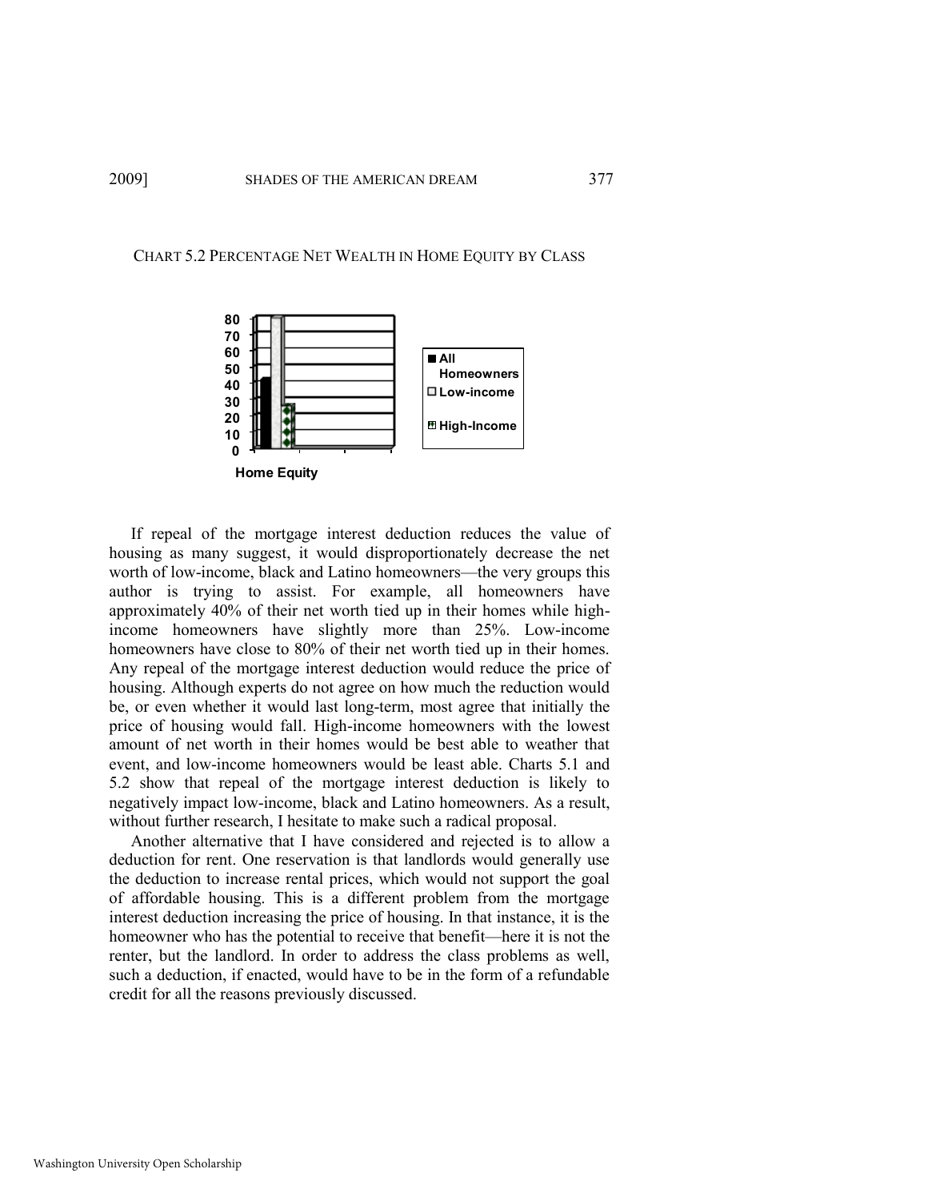CHART 5.2 PERCENTAGE NET WEALTH IN HOME EQUITY BY CLASS

If repeal of the mortgage interest deduction reduces the value of housing as many suggest, it would disproportionately decrease the net worth of low-income, black and Latino homeowners—the very groups this author is trying to assist. For example, all homeowners have approximately 40% of their net worth tied up in their homes while high-income homeowners have slightly more than 25%. Low-income homeowners have close to 80% of their net worth tied up in their homes. Any repeal of the mortgage interest deduction would reduce the price of housing. Although experts do not agree on how much the reduction would be, or even whether it would last long-term, most agree that initially the price of housing would fall. High-income homeowners with the lowest amount of net worth in their homes would be best able to weather that event, and low-income homeowners would be least able. Charts 5.1 and 5.2 show that repeal of the mortgage interest deduction is likely to negatively impact low-income, black and Latino homeowners. As a result, without further research, I hesitate to make such a radical proposal.

Another alternative that I have considered and rejected is to allow a deduction for rent. One reservation is that landlords would generally use the deduction to increase rental prices, which would not support the goal of affordable housing. This is a different problem from the mortgage interest deduction increasing the price of housing. In that instance, it is the homeowner who has the potential to receive that benefit—here it is not the renter, but the landlord. In order to address the class problems as well, such a deduction, if enacted, would have to be in the form of a refundable credit for all the reasons previously discussed.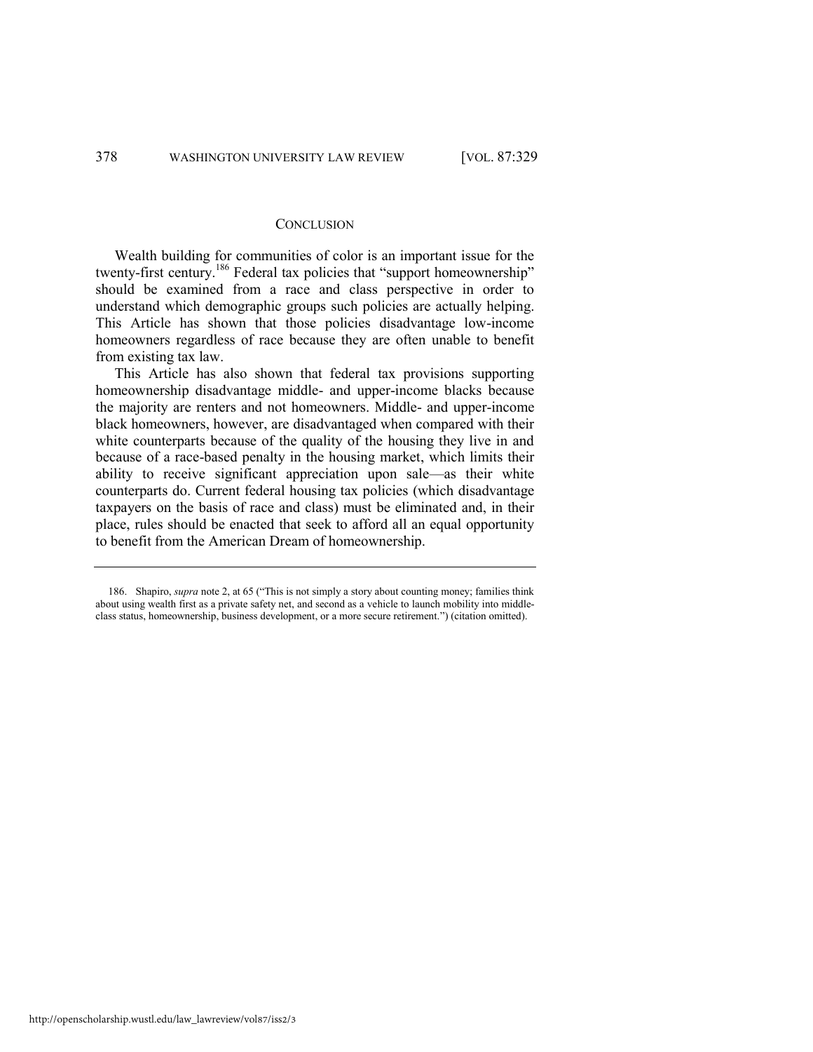## CONCLUSION

Wealth building for communities of color is an important issue for the twenty-first century.[186] Federal tax policies that "support homeownership" should be examined from a race and class perspective in order to understand which demographic groups such policies are actually helping. This Article has shown that those policies disadvantage low-income homeowners regardless of race because they are often unable to benefit from existing tax law.

This Article has also shown that federal tax provisions supporting homeownership disadvantage middle- and upper-income blacks because the majority are renters and not homeowners. Middle- and upper-income black homeowners, however, are disadvantaged when compared with their white counterparts because of the quality of the housing they live in and because of a race-based penalty in the housing market, which limits their ability to receive significant appreciation upon sale—as their white counterparts do. Current federal housing tax policies (which disadvantage taxpayers on the basis of race and class) must be eliminated and, in their place, rules should be enacted that seek to afford all an equal opportunity to benefit from the American Dream of homeownership.

---

186. Shapiro, *supra* note 2, at 65 ("This is not simply a story about counting money; families think about using wealth first as a private safety net, and second as a vehicle to launch mobility into middle-class status, homeownership, business development, or a more secure retirement.") (citation omitted).